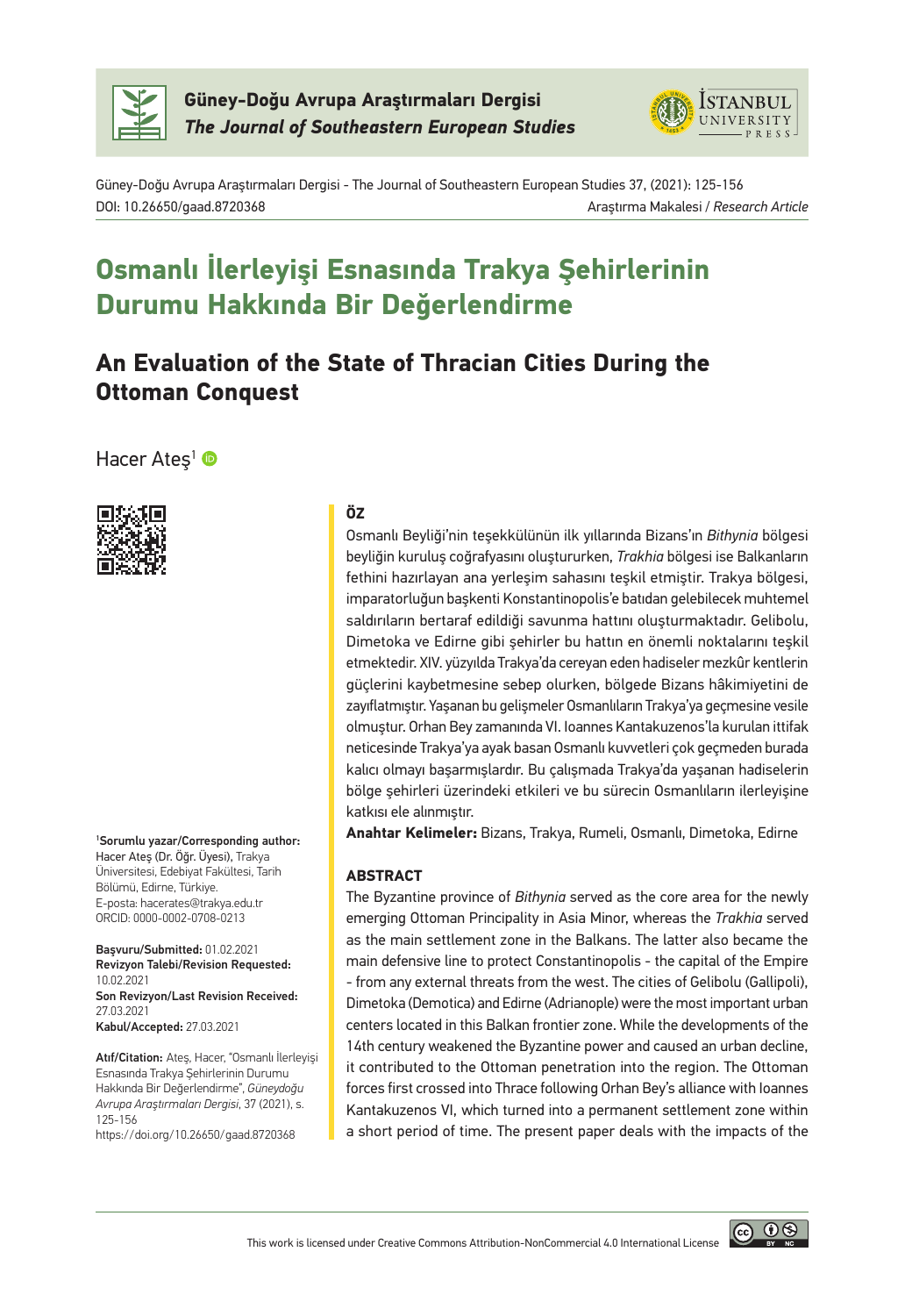Güney-Doğu Avrupa Araştırmaları Dergisi
*The Journal of Southeastern European Studies*

Güney-Doğu Avrupa Araştırmaları Dergisi - The Journal of Southeastern European Studies 37, (2021): 125-156
DOI: 10.26650/gaad.8720368

Araştırma Makalesi / *Research Article*

# Osmanlı İlerleyişi Esnasında Trakya Şehirlerinin Durumu Hakkında Bir Değerlendirme

## An Evaluation of the State of Thracian Cities During the Ottoman Conquest

Hacer Ateş[1]

### ÖZ

Osmanlı Beyliği'nin teşekkülünün ilk yıllarında Bizans'ın *Bithynia* bölgesi beyliğin kuruluş coğrafyasını oluştururken, *Trakhia* bölgesi ise Balkanların fethini hazırlayan ana yerleşim sahasını teşkil etmiştir. Trakya bölgesi, imparatorluğun başkenti Konstantinopolis'e batıdan gelebilecek muhtemel saldırıların bertaraf edildiği savunma hattını oluşturmaktadır. Gelibolu, Dimetoka ve Edirne gibi şehirler bu hattın en önemli noktalarını teşkil etmektedir. XIV. yüzyılda Trakya'da cereyan eden hadiseler mezkûr kentlerin güçlerini kaybetmesine sebep olurken, bölgede Bizans hâkimiyetini de zayıflatmıştır. Yaşanan bu gelişmeler Osmanlıların Trakya'ya geçmesine vesile olmuştur. Orhan Bey zamanında VI. Ioannes Kantakuzenos'la kurulan ittifak neticesinde Trakya'ya ayak basan Osmanlı kuvvetleri çok geçmeden burada kalıcı olmayı başarmışlardır. Bu çalışmada Trakya'da yaşanan hadiselerin bölge şehirleri üzerindeki etkileri ve bu sürecin Osmanlıların ilerleyişine katkısı ele alınmıştır.

**Anahtar Kelimeler:** Bizans, Trakya, Rumeli, Osmanlı, Dimetoka, Edirne

### ABSTRACT

The Byzantine province of *Bithynia* served as the core area for the newly emerging Ottoman Principality in Asia Minor, whereas the *Trakhia* served as the main settlement zone in the Balkans. The latter also became the main defensive line to protect Constantinopolis - the capital of the Empire - from any external threats from the west. The cities of Gelibolu (Gallipoli), Dimetoka (Demotica) and Edirne (Adrianople) were the most important urban centers located in this Balkan frontier zone. While the developments of the 14th century weakened the Byzantine power and caused an urban decline, it contributed to the Ottoman penetration into the region. The Ottoman forces first crossed into Thrace following Orhan Bey's alliance with Ioannes Kantakuzenos VI, which turned into a permanent settlement zone within a short period of time. The present paper deals with the impacts of the

---

[1]**Sorumlu yazar/Corresponding author:** Hacer Ateş (Dr. Öğr. Üyesi), Trakya Üniversitesi, Edebiyat Fakültesi, Tarih Bölümü, Edirne, Türkiye.
E-posta: hacerates@trakya.edu.tr
ORCID: 0000-0002-0708-0213

**Başvuru/Submitted:** 01.02.2021
**Revizyon Talebi/Revision Requested:** 10.02.2021
**Son Revizyon/Last Revision Received:** 27.03.2021
**Kabul/Accepted:** 27.03.2021

**Atıf/Citation:** Ateş, Hacer, "Osmanlı İlerleyişi Esnasında Trakya Şehirlerinin Durumu Hakkında Bir Değerlendirme", *Güneydoğu Avrupa Araştırmaları Dergisi*, 37 (2021), s. 125-156
https://doi.org/10.26650/gaad.8720368

This work is licensed under Creative Commons Attribution-NonCommercial 4.0 International License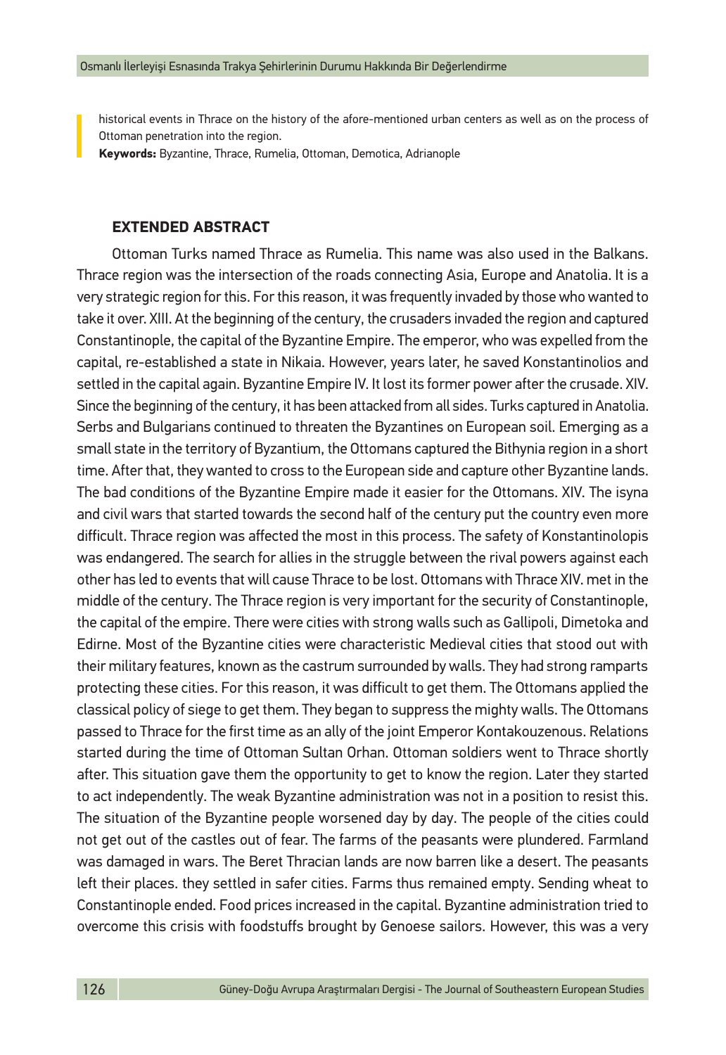historical events in Thrace on the history of the afore-mentioned urban centers as well as on the process of Ottoman penetration into the region.

**Keywords:** Byzantine, Thrace, Rumelia, Ottoman, Demotica, Adrianople

## EXTENDED ABSTRACT

Ottoman Turks named Thrace as Rumelia. This name was also used in the Balkans. Thrace region was the intersection of the roads connecting Asia, Europe and Anatolia. It is a very strategic region for this. For this reason, it was frequently invaded by those who wanted to take it over. XIII. At the beginning of the century, the crusaders invaded the region and captured Constantinople, the capital of the Byzantine Empire. The emperor, who was expelled from the capital, re-established a state in Nikaia. However, years later, he saved Konstantinolios and settled in the capital again. Byzantine Empire IV. It lost its former power after the crusade. XIV. Since the beginning of the century, it has been attacked from all sides. Turks captured in Anatolia. Serbs and Bulgarians continued to threaten the Byzantines on European soil. Emerging as a small state in the territory of Byzantium, the Ottomans captured the Bithynia region in a short time. After that, they wanted to cross to the European side and capture other Byzantine lands. The bad conditions of the Byzantine Empire made it easier for the Ottomans. XIV. The isyna and civil wars that started towards the second half of the century put the country even more difficult. Thrace region was affected the most in this process. The safety of Konstantinolopis was endangered. The search for allies in the struggle between the rival powers against each other has led to events that will cause Thrace to be lost. Ottomans with Thrace XIV. met in the middle of the century. The Thrace region is very important for the security of Constantinople, the capital of the empire. There were cities with strong walls such as Gallipoli, Dimetoka and Edirne. Most of the Byzantine cities were characteristic Medieval cities that stood out with their military features, known as the castrum surrounded by walls. They had strong ramparts protecting these cities. For this reason, it was difficult to get them. The Ottomans applied the classical policy of siege to get them. They began to suppress the mighty walls. The Ottomans passed to Thrace for the first time as an ally of the joint Emperor Kontakouzenous. Relations started during the time of Ottoman Sultan Orhan. Ottoman soldiers went to Thrace shortly after. This situation gave them the opportunity to get to know the region. Later they started to act independently. The weak Byzantine administration was not in a position to resist this. The situation of the Byzantine people worsened day by day. The people of the cities could not get out of the castles out of fear. The farms of the peasants were plundered. Farmland was damaged in wars. The Beret Thracian lands are now barren like a desert. The peasants left their places. they settled in safer cities. Farms thus remained empty. Sending wheat to Constantinople ended. Food prices increased in the capital. Byzantine administration tried to overcome this crisis with foodstuffs brought by Genoese sailors. However, this was a very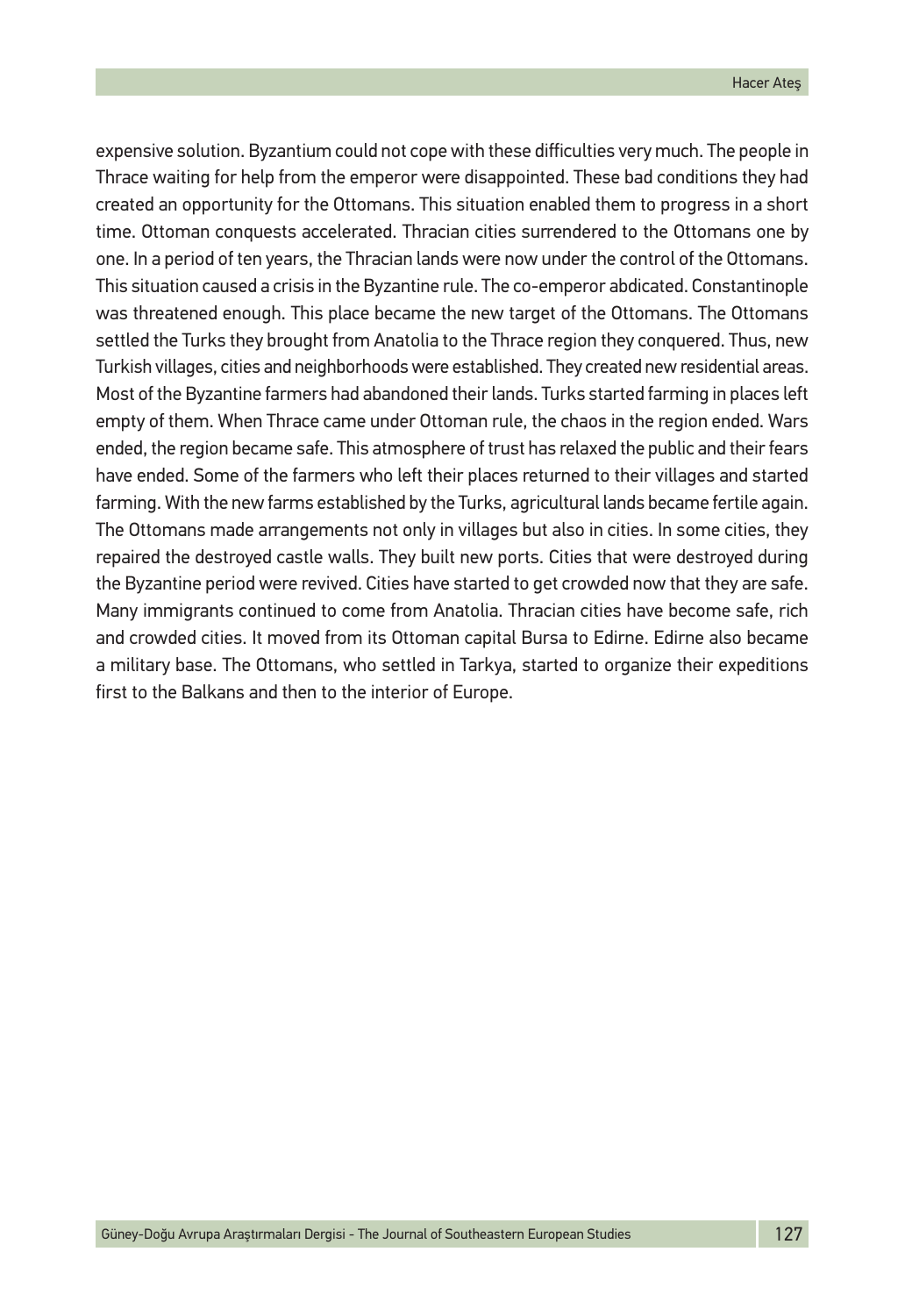expensive solution. Byzantium could not cope with these difficulties very much. The people in Thrace waiting for help from the emperor were disappointed. These bad conditions they had created an opportunity for the Ottomans. This situation enabled them to progress in a short time. Ottoman conquests accelerated. Thracian cities surrendered to the Ottomans one by one. In a period of ten years, the Thracian lands were now under the control of the Ottomans. This situation caused a crisis in the Byzantine rule. The co-emperor abdicated. Constantinople was threatened enough. This place became the new target of the Ottomans. The Ottomans settled the Turks they brought from Anatolia to the Thrace region they conquered. Thus, new Turkish villages, cities and neighborhoods were established. They created new residential areas. Most of the Byzantine farmers had abandoned their lands. Turks started farming in places left empty of them. When Thrace came under Ottoman rule, the chaos in the region ended. Wars ended, the region became safe. This atmosphere of trust has relaxed the public and their fears have ended. Some of the farmers who left their places returned to their villages and started farming. With the new farms established by the Turks, agricultural lands became fertile again. The Ottomans made arrangements not only in villages but also in cities. In some cities, they repaired the destroyed castle walls. They built new ports. Cities that were destroyed during the Byzantine period were revived. Cities have started to get crowded now that they are safe. Many immigrants continued to come from Anatolia. Thracian cities have become safe, rich and crowded cities. It moved from its Ottoman capital Bursa to Edirne. Edirne also became a military base. The Ottomans, who settled in Tarkya, started to organize their expeditions first to the Balkans and then to the interior of Europe.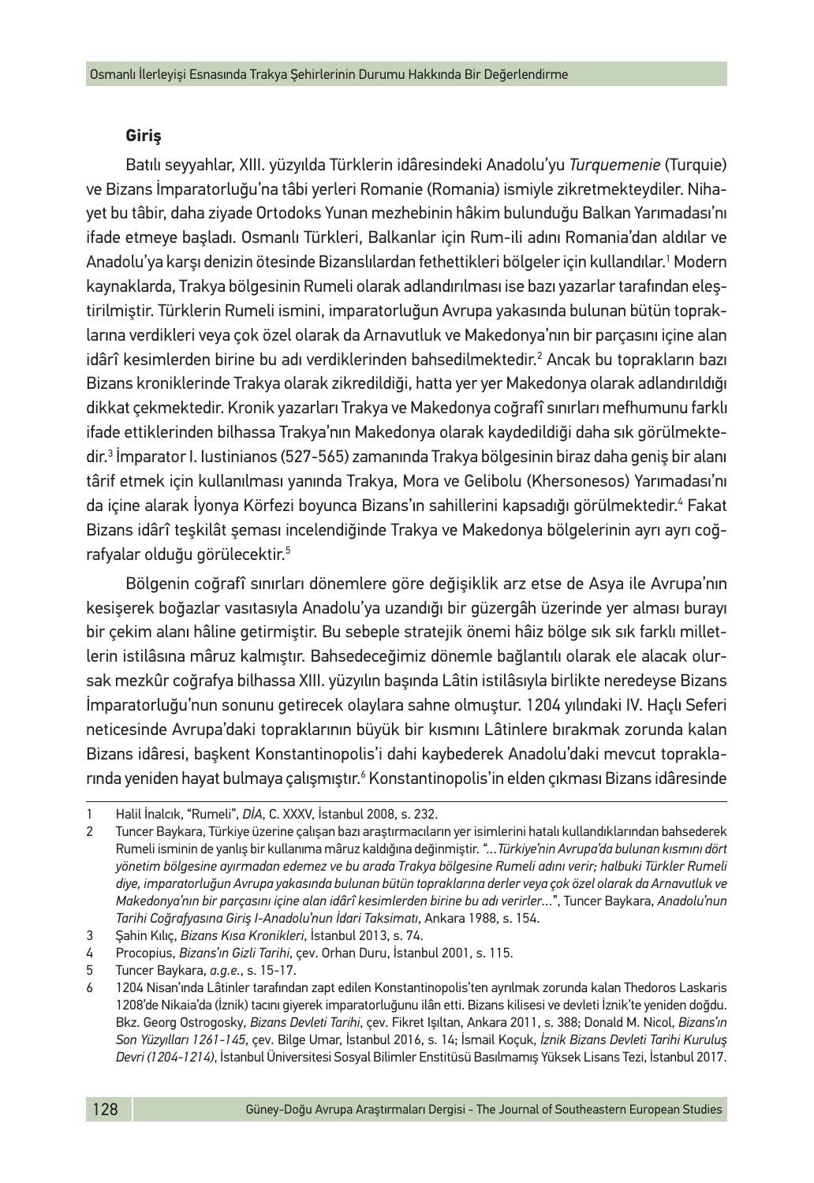## Giriş

Batılı seyyahlar, XIII. yüzyılda Türklerin idâresindeki Anadolu'yu *Turquemenie* (Turquie) ve Bizans İmparatorluğu'na tâbi yerleri Romanie (Romania) ismiyle zikretmekteydiler. Nihayet bu tâbir, daha ziyade Ortodoks Yunan mezhebinin hâkim bulunduğu Balkan Yarımadası'nı ifade etmeye başladı. Osmanlı Türkleri, Balkanlar için Rum-ili adını Romania'dan aldılar ve Anadolu'ya karşı denizin ötesinde Bizanslılardan fethettikleri bölgeler için kullandılar.[1] Modern kaynaklarda, Trakya bölgesinin Rumeli olarak adlandırılması ise bazı yazarlar tarafından eleştirilmiştir. Türklerin Rumeli ismini, imparatorluğun Avrupa yakasında bulunan bütün topraklarına verdikleri veya çok özel olarak da Arnavutluk ve Makedonya'nın bir parçasını içine alan idârî kesimlerden birine bu adı verdiklerinden bahsedilmektedir.[2] Ancak bu toprakların bazı Bizans kroniklerinde Trakya olarak zikredildiği, hatta yer yer Makedonya olarak adlandırıldığı dikkat çekmektedir. Kronik yazarları Trakya ve Makedonya coğrafî sınırları mefhumunu farklı ifade ettiklerinden bilhassa Trakya'nın Makedonya olarak kaydedildiği daha sık görülmektedir.[3] İmparator I. Iustinianos (527-565) zamanında Trakya bölgesinin biraz daha geniş bir alanı târif etmek için kullanılması yanında Trakya, Mora ve Gelibolu (Khersonesos) Yarımadası'nı da içine alarak İyonya Körfezi boyunca Bizans'ın sahillerini kapsadığı görülmektedir.[4] Fakat Bizans idârî teşkilât şeması incelendiğinde Trakya ve Makedonya bölgelerinin ayrı ayrı coğrafyalar olduğu görülecektir.[5]

Bölgenin coğrafî sınırları dönemlere göre değişiklik arz etse de Asya ile Avrupa'nın kesişerek boğazlar vasıtasıyla Anadolu'ya uzandığı bir güzergâh üzerinde yer alması burayı bir çekim alanı hâline getirmiştir. Bu sebeple stratejik önemi hâiz bölge sık sık farklı milletlerin istilâsına mâruz kalmıştır. Bahsedeceğimiz dönemle bağlantılı olarak ele alacak olursak mezkûr coğrafya bilhassa XIII. yüzyılın başında Lâtin istilâsıyla birlikte neredeyse Bizans İmparatorluğu'nun sonunu getirecek olaylara sahne olmuştur. 1204 yılındaki IV. Haçlı Seferi neticesinde Avrupa'daki topraklarının büyük bir kısmını Lâtinlere bırakmak zorunda kalan Bizans idâresi, başkent Konstantinopolis'i dahi kaybederek Anadolu'daki mevcut topraklarında yeniden hayat bulmaya çalışmıştır.[6] Konstantinopolis'in elden çıkması Bizans idâresinde

---

1 Halil İnalcık, "Rumeli", *DİA*, C. XXXV, İstanbul 2008, s. 232.

2 Tuncer Baykara, Türkiye üzerine çalışan bazı araştırmacıların yer isimlerini hatalı kullandıklarından bahsederek Rumeli isminin de yanlış bir kullanıma mâruz kaldığına değinmiştir. *"…Türkiye'nin Avrupa'da bulunan kısmını dört yönetim bölgesine ayırmadan edemez ve bu arada Trakya bölgesine Rumeli adını verir; halbuki Türkler Rumeli diye, imparatorluğun Avrupa yakasında bulunan bütün topraklarına derler veya çok özel olarak da Arnavutluk ve Makedonya'nın bir parçasını içine alan idârî kesimlerden birine bu adı verirler…"*, Tuncer Baykara, *Anadolu'nun Tarihi Coğrafyasına Giriş I-Anadolu'nun İdari Taksimatı*, Ankara 1988, s. 154.

3 Şahin Kılıç, *Bizans Kısa Kronikleri*, İstanbul 2013, s. 74.

4 Procopius, *Bizans'ın Gizli Tarihi*, çev. Orhan Duru, İstanbul 2001, s. 115.

5 Tuncer Baykara, *a.g.e.*, s. 15-17.

6 1204 Nisan'ında Lâtinler tarafından zapt edilen Konstantinopolis'ten ayrılmak zorunda kalan Thedoros Laskaris 1208'de Nikaia'da (İznik) tacını giyerek imparatorluğunu ilân etti. Bizans kilisesi ve devleti İznik'te yeniden doğdu. Bkz. Georg Ostrogosky, *Bizans Devleti Tarihi*, çev. Fikret Işıltan, Ankara 2011, s. 388; Donald M. Nicol, *Bizans'ın Son Yüzyılları 1261-145*, çev. Bilge Umar, İstanbul 2016, s. 14; İsmail Koçuk, *İznik Bizans Devleti Tarihi Kuruluş Devri (1204-1214)*, İstanbul Üniversitesi Sosyal Bilimler Enstitüsü Basılmamış Yüksek Lisans Tezi, İstanbul 2017.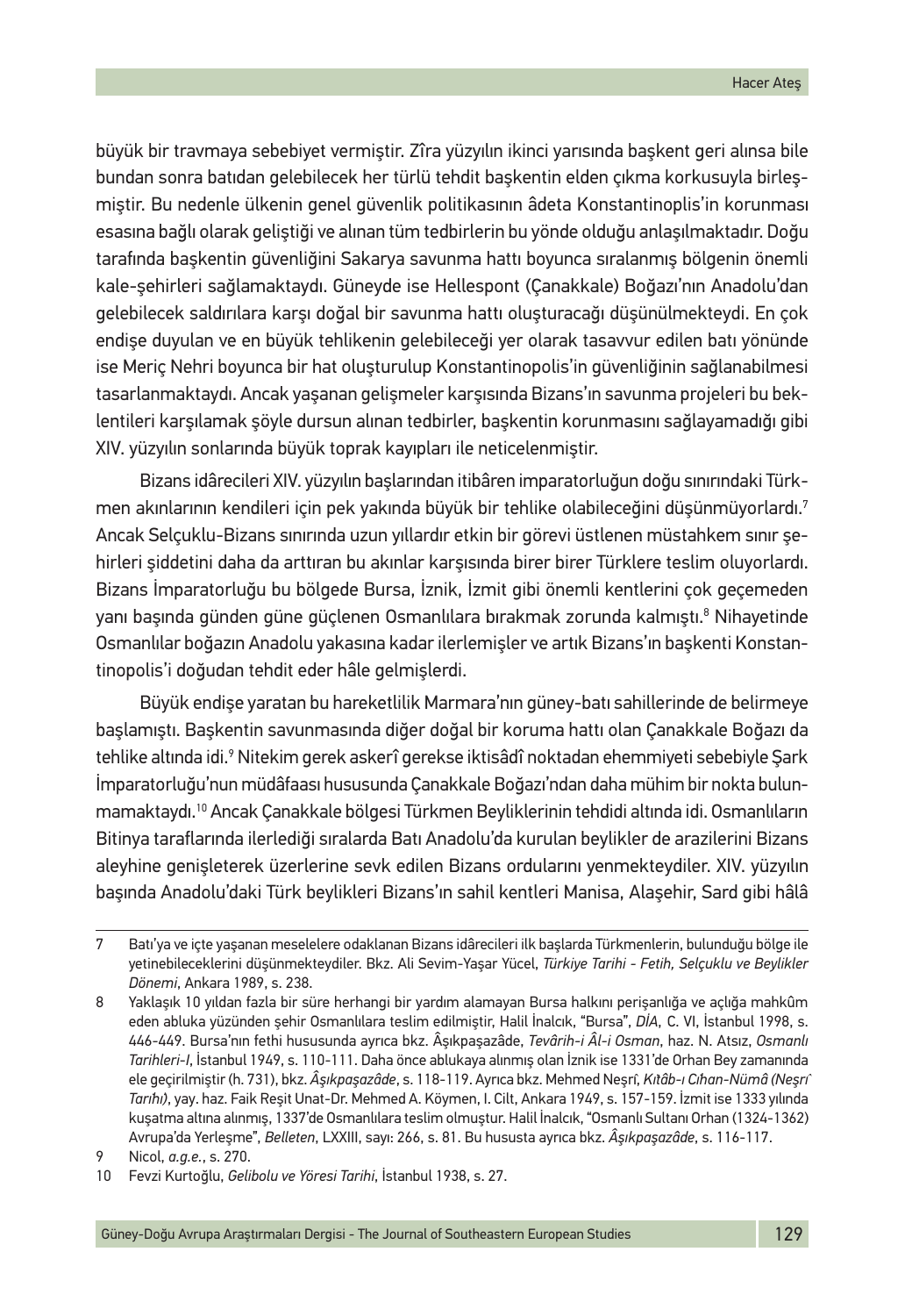büyük bir travmaya sebebiyet vermiştir. Zîra yüzyılın ikinci yarısında başkent geri alınsa bile bundan sonra batıdan gelebilecek her türlü tehdit başkentin elden çıkma korkusuyla birleşmiştir. Bu nedenle ülkenin genel güvenlik politikasının âdeta Konstantinoplis'in korunması esasına bağlı olarak geliştiği ve alınan tüm tedbirlerin bu yönde olduğu anlaşılmaktadır. Doğu tarafında başkentin güvenliğini Sakarya savunma hattı boyunca sıralanmış bölgenin önemli kale-şehirleri sağlamaktaydı. Güneyde ise Hellespont (Çanakkale) Boğazı'nın Anadolu'dan gelebilecek saldırılara karşı doğal bir savunma hattı oluşturacağı düşünülmekteydi. En çok endişe duyulan ve en büyük tehlikenin gelebileceği yer olarak tasavvur edilen batı yönünde ise Meriç Nehri boyunca bir hat oluşturulup Konstantinopolis'in güvenliğinin sağlanabilmesi tasarlanmaktaydı. Ancak yaşanan gelişmeler karşısında Bizans'ın savunma projeleri bu beklentileri karşılamak şöyle dursun alınan tedbirler, başkentin korunmasını sağlayamadığı gibi XIV. yüzyılın sonlarında büyük toprak kayıpları ile neticelenmiştir.

Bizans idârecileri XIV. yüzyılın başlarından itibâren imparatorluğun doğu sınırındaki Türkmen akınlarının kendileri için pek yakında büyük bir tehlike olabileceğini düşünmüyorlardı.[7] Ancak Selçuklu-Bizans sınırında uzun yıllardır etkin bir görevi üstlenen müstahkem sınır şehirleri şiddetini daha da arttıran bu akınlar karşısında birer birer Türklere teslim oluyorlardı. Bizans İmparatorluğu bu bölgede Bursa, İznik, İzmit gibi önemli kentlerini çok geçemeden yanı başında günden güne güçlenen Osmanlılara bırakmak zorunda kalmıştı.[8] Nihayetinde Osmanlılar boğazın Anadolu yakasına kadar ilerlemişler ve artık Bizans'ın başkenti Konstantinopolis'i doğudan tehdit eder hâle gelmişlerdi.

Büyük endişe yaratan bu hareketlilik Marmara'nın güney-batı sahillerinde de belirmeye başlamıştı. Başkentin savunmasında diğer doğal bir koruma hattı olan Çanakkale Boğazı da tehlike altında idi.[9] Nitekim gerek askerî gerekse iktisâdî noktadan ehemmiyeti sebebiyle Şark İmparatorluğu'nun müdâfaası hususunda Çanakkale Boğazı'ndan daha mühim bir nokta bulunmamaktaydı.[10] Ancak Çanakkale bölgesi Türkmen Beyliklerinin tehdidi altında idi. Osmanlıların Bitinya taraflarında ilerlediği sıralarda Batı Anadolu'da kurulan beylikler de arazilerini Bizans aleyhine genişleterek üzerlerine sevk edilen Bizans ordularını yenmekteydiler. XIV. yüzyılın başında Anadolu'daki Türk beylikleri Bizans'ın sahil kentleri Manisa, Alaşehir, Sard gibi hâlâ

---

7 Batı'ya ve içte yaşanan meselelere odaklanan Bizans idârecileri ilk başlarda Türkmenlerin, bulunduğu bölge ile yetinebileceklerini düşünmekteydiler. Bkz. Ali Sevim-Yaşar Yücel, *Türkiye Tarihi - Fetih, Selçuklu ve Beylikler Dönemi*, Ankara 1989, s. 238.

8 Yaklaşık 10 yıldan fazla bir süre herhangi bir yardım alamayan Bursa halkını perişanlığa ve açlığa mahkûm eden abluka yüzünden şehir Osmanlılara teslim edilmiştir, Halil İnalcık, "Bursa", *DİA*, C. VI, İstanbul 1998, s. 446-449. Bursa'nın fethi hususunda ayrıca bkz. Âşıkpaşazâde, *Tevârih-i Âl-i Osman*, haz. N. Atsız, *Osmanlı Tarihleri-I*, İstanbul 1949, s. 110-111. Daha önce ablukaya alınmış olan İznik ise 1331'de Orhan Bey zamanında ele geçirilmiştir (h. 731), bkz. *Âşıkpaşazâde*, s. 118-119. Ayrıca bkz. Mehmed Neşrî, *Kıtâb-ı Cihan-Nümâ (Neşrî Tarihi)*, yay. haz. Faik Reşit Unat-Dr. Mehmed A. Köymen, I. Cilt, Ankara 1949, s. 157-159. İzmit ise 1333 yılında kuşatma altına alınmış, 1337'de Osmanlılara teslim olmuştur. Halil İnalcık, "Osmanlı Sultanı Orhan (1324-1362) Avrupa'da Yerleşme", *Belleten*, LXXIII, sayı: 266, s. 81. Bu hususta ayrıca bkz. *Âşıkpaşazâde*, s. 116-117.

9 Nicol, *a.g.e.*, s. 270.

10 Fevzi Kurtoğlu, *Gelibolu ve Yöresi Tarihi*, İstanbul 1938, s. 27.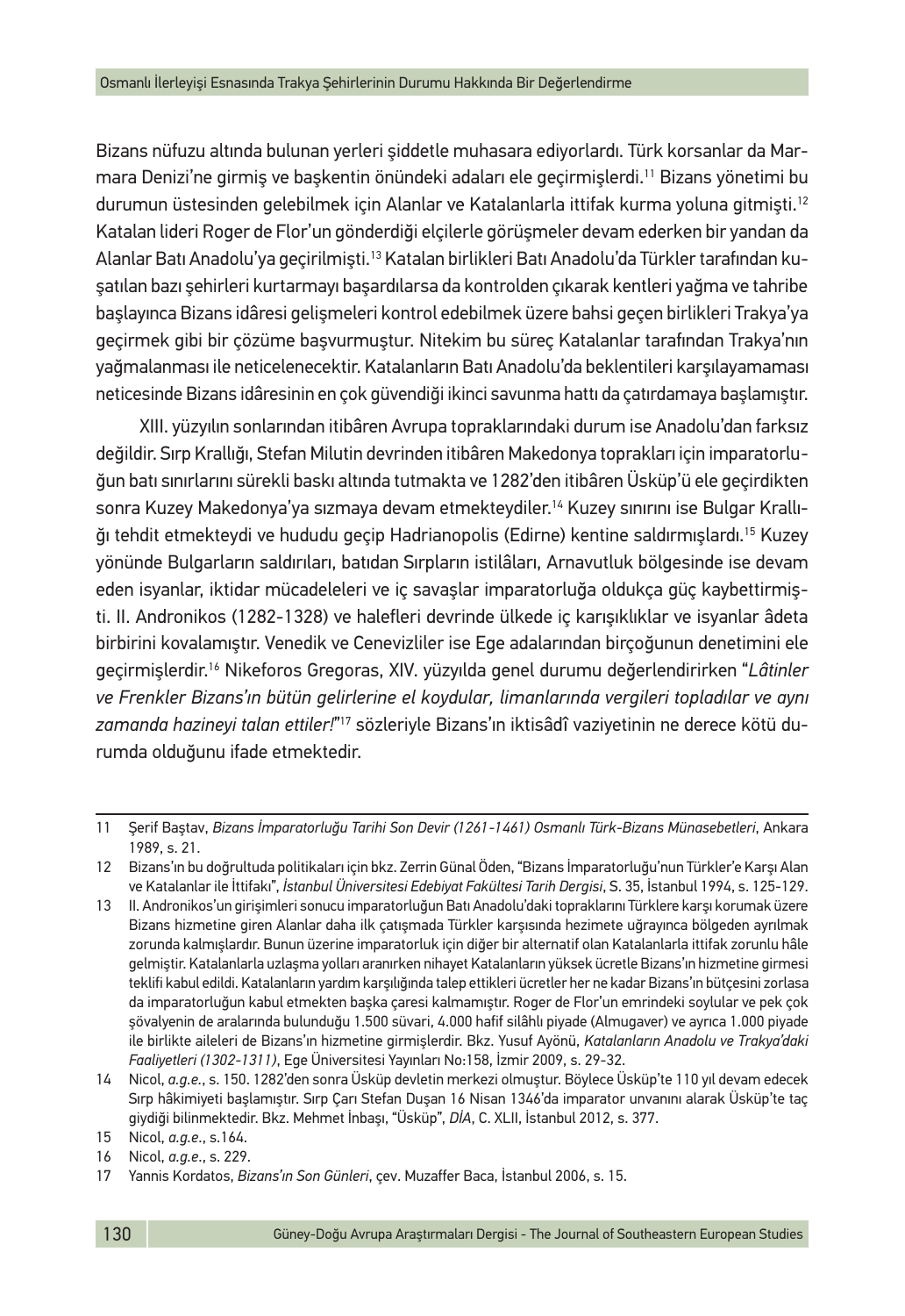Bizans nüfuzu altında bulunan yerleri şiddetle muhasara ediyorlardı. Türk korsanlar da Marmara Denizi'ne girmiş ve başkentin önündeki adaları ele geçirmişlerdi.[11] Bizans yönetimi bu durumun üstesinden gelebilmek için Alanlar ve Katalanlarla ittifak kurma yoluna gitmişti.[12] Katalan lideri Roger de Flor'un gönderdiği elçilerle görüşmeler devam ederken bir yandan da Alanlar Batı Anadolu'ya geçirilmişti.[13] Katalan birlikleri Batı Anadolu'da Türkler tarafından kuşatılan bazı şehirleri kurtarmayı başardılarsa da kontrolden çıkarak kentleri yağma ve tahribe başlayınca Bizans idâresi gelişmeleri kontrol edebilmek üzere bahsi geçen birlikleri Trakya'ya geçirmek gibi bir çözüme başvurmuştur. Nitekim bu süreç Katalanlar tarafından Trakya'nın yağmalanması ile neticelenecektir. Katalanların Batı Anadolu'da beklentileri karşılayamaması neticesinde Bizans idâresinin en çok güvendiği ikinci savunma hattı da çatırdamaya başlamıştır.

XIII. yüzyılın sonlarından itibâren Avrupa topraklarındaki durum ise Anadolu'dan farksız değildir. Sırp Krallığı, Stefan Milutin devrinden itibâren Makedonya toprakları için imparatorluğun batı sınırlarını sürekli baskı altında tutmakta ve 1282'den itibâren Üsküp'ü ele geçirdikten sonra Kuzey Makedonya'ya sızmaya devam etmekteydiler.[14] Kuzey sınırını ise Bulgar Krallığı tehdit etmekteydi ve hududu geçip Hadrianopolis (Edirne) kentine saldırmışlardı.[15] Kuzey yönünde Bulgarların saldırıları, batıdan Sırpların istilâları, Arnavutluk bölgesinde ise devam eden isyanlar, iktidar mücadeleleri ve iç savaşlar imparatorluğa oldukça güç kaybettirmişti. II. Andronikos (1282-1328) ve halefleri devrinde ülkede iç karışıklıklar ve isyanlar âdeta birbirini kovalamıştır. Venedik ve Cenevizliler ise Ege adalarından birçoğunun denetimini ele geçirmişlerdir.[16] Nikeforos Gregoras, XIV. yüzyılda genel durumu değerlendirirken "*Lâtinler ve Frenkler Bizans'ın bütün gelirlerine el koydular, limanlarında vergileri topladılar ve aynı zamanda hazineyi talan ettiler!*"[17] sözleriyle Bizans'ın iktisâdî vaziyetinin ne derece kötü durumda olduğunu ifade etmektedir.

---

11 Şerif Baştav, *Bizans İmparatorluğu Tarihi Son Devir (1261-1461) Osmanlı Türk-Bizans Münasebetleri*, Ankara 1989, s. 21.

12 Bizans'ın bu doğrultuda politikaları için bkz. Zerrin Günal Öden, "Bizans İmparatorluğu'nun Türkler'e Karşı Alan ve Katalanlar ile İttifakı", *İstanbul Üniversitesi Edebiyat Fakültesi Tarih Dergisi*, S. 35, İstanbul 1994, s. 125-129.

13 II. Andronikos'un girişimleri sonucu imparatorluğun Batı Anadolu'daki topraklarını Türklere karşı korumak üzere Bizans hizmetine giren Alanlar daha ilk çatışmada Türkler karşısında hezimete uğrayınca bölgeden ayrılmak zorunda kalmışlardır. Bunun üzerine imparatorluk için diğer bir alternatif olan Katalanlarla ittifak zorunlu hâle gelmiştir. Katalanlarla uzlaşma yolları aranırken nihayet Katalanların yüksek ücretle Bizans'ın hizmetine girmesi teklifi kabul edildi. Katalanların yardım karşılığında talep ettikleri ücretler her ne kadar Bizans'ın bütçesini zorlasa da imparatorluğun kabul etmekten başka çaresi kalmamıştır. Roger de Flor'un emrindeki soylular ve pek çok şövalyenin de aralarında bulunduğu 1.500 süvari, 4.000 hafif silâhlı piyade (Almugaver) ve ayrıca 1.000 piyade ile birlikte aileleri de Bizans'ın hizmetine girmişlerdir. Bkz. Yusuf Ayönü, *Katalanların Anadolu ve Trakya'daki Faaliyetleri (1302-1311)*, Ege Üniversitesi Yayınları No:158, İzmir 2009, s. 29-32.

14 Nicol, *a.g.e.*, s. 150. 1282'den sonra Üsküp devletin merkezi olmuştur. Böylece Üsküp'te 110 yıl devam edecek Sırp hâkimiyeti başlamıştır. Sırp Çarı Stefan Duşan 16 Nisan 1346'da imparator unvanını alarak Üsküp'te taç giydiği bilinmektedir. Bkz. Mehmet İnbaşı, "Üsküp", *DİA*, C. XLII, İstanbul 2012, s. 377.

15 Nicol, *a.g.e.*, s.164.

16 Nicol, *a.g.e.*, s. 229.

17 Yannis Kordatos, *Bizans'ın Son Günleri*, çev. Muzaffer Baca, İstanbul 2006, s. 15.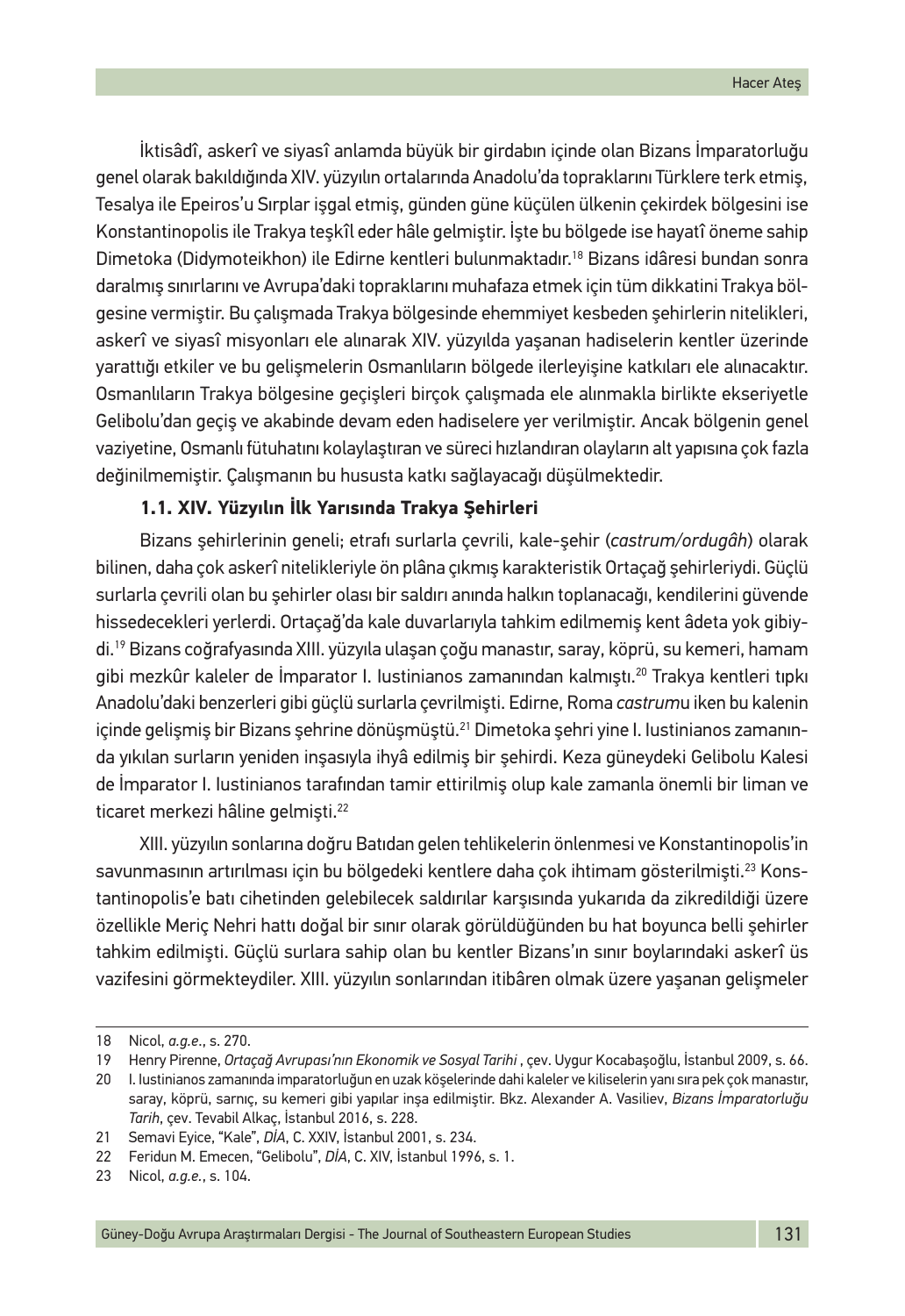İktisâdî, askerî ve siyasî anlamda büyük bir girdabın içinde olan Bizans İmparatorluğu genel olarak bakıldığında XIV. yüzyılın ortalarında Anadolu'da topraklarını Türklere terk etmiş, Tesalya ile Epeiros'u Sırplar işgal etmiş, günden güne küçülen ülkenin çekirdek bölgesini ise Konstantinopolis ile Trakya teşkîl eder hâle gelmiştir. İşte bu bölgede ise hayatî öneme sahip Dimetoka (Didymoteikhon) ile Edirne kentleri bulunmaktadır.[18] Bizans idâresi bundan sonra daralmış sınırlarını ve Avrupa'daki topraklarını muhafaza etmek için tüm dikkatini Trakya bölgesine vermiştir. Bu çalışmada Trakya bölgesinde ehemmiyet kesbeden şehirlerin nitelikleri, askerî ve siyasî misyonları ele alınarak XIV. yüzyılda yaşanan hadiselerin kentler üzerinde yarattığı etkiler ve bu gelişmelerin Osmanlıların bölgede ilerleyişine katkıları ele alınacaktır. Osmanlıların Trakya bölgesine geçişleri birçok çalışmada ele alınmakla birlikte ekseriyetle Gelibolu'dan geçiş ve akabinde devam eden hadiselere yer verilmiştir. Ancak bölgenin genel vaziyetine, Osmanlı fütuhatını kolaylaştıran ve süreci hızlandıran olayların alt yapısına çok fazla değinilmemiştir. Çalışmanın bu hususta katkı sağlayacağı düşülmektedir.

### 1.1. XIV. Yüzyılın İlk Yarısında Trakya Şehirleri

Bizans şehirlerinin geneli; etrafı surlarla çevrili, kale-şehir (*castrum/ordugâh*) olarak bilinen, daha çok askerî nitelikleriyle ön plâna çıkmış karakteristik Ortaçağ şehirleriydi. Güçlü surlarla çevrili olan bu şehirler olası bir saldırı anında halkın toplanacağı, kendilerini güvende hissedecekleri yerlerdi. Ortaçağ'da kale duvarlarıyla tahkim edilmemiş kent âdeta yok gibiydi.[19] Bizans coğrafyasında XIII. yüzyıla ulaşan çoğu manastır, saray, köprü, su kemeri, hamam gibi mezkûr kaleler de İmparator I. Iustinianos zamanından kalmıştı.[20] Trakya kentleri tıpkı Anadolu'daki benzerleri gibi güçlü surlarla çevrilmişti. Edirne, Roma *castrum*u iken bu kalenin içinde gelişmiş bir Bizans şehrine dönüşmüştü.[21] Dimetoka şehri yine I. Iustinianos zamanında yıkılan surların yeniden inşasıyla ihyâ edilmiş bir şehirdi. Keza güneydeki Gelibolu Kalesi de İmparator I. Iustinianos tarafından tamir ettirilmiş olup kale zamanla önemli bir liman ve ticaret merkezi hâline gelmişti.[22]

XIII. yüzyılın sonlarına doğru Batıdan gelen tehlikelerin önlenmesi ve Konstantinopolis'in savunmasının artırılması için bu bölgedeki kentlere daha çok ihtimam gösterilmişti.[23] Konstantinopolis'e batı cihetinden gelebilecek saldırılar karşısında yukarıda da zikredildiği üzere özellikle Meriç Nehri hattı doğal bir sınır olarak görüldüğünden bu hat boyunca belli şehirler tahkim edilmişti. Güçlü surlara sahip olan bu kentler Bizans'ın sınır boylarındaki askerî üs vazifesini görmekteydiler. XIII. yüzyılın sonlarından itibâren olmak üzere yaşanan gelişmeler

---

18 Nicol, *a.g.e.*, s. 270.

19 Henry Pirenne, *Ortaçağ Avrupası'nın Ekonomik ve Sosyal Tarihi* , çev. Uygur Kocabaşoğlu, İstanbul 2009, s. 66.

20 I. Iustinianos zamanında imparatorluğun en uzak köşelerinde dahi kaleler ve kiliselerin yanı sıra pek çok manastır, saray, köprü, sarnıç, su kemeri gibi yapılar inşa edilmiştir. Bkz. Alexander A. Vasiliev, *Bizans İmparatorluğu Tarih*, çev. Tevabil Alkaç, İstanbul 2016, s. 228.

21 Semavi Eyice, "Kale", *DİA*, C. XXIV, İstanbul 2001, s. 234.

22 Feridun M. Emecen, "Gelibolu", *DİA*, C. XIV, İstanbul 1996, s. 1.

23 Nicol, *a.g.e.*, s. 104.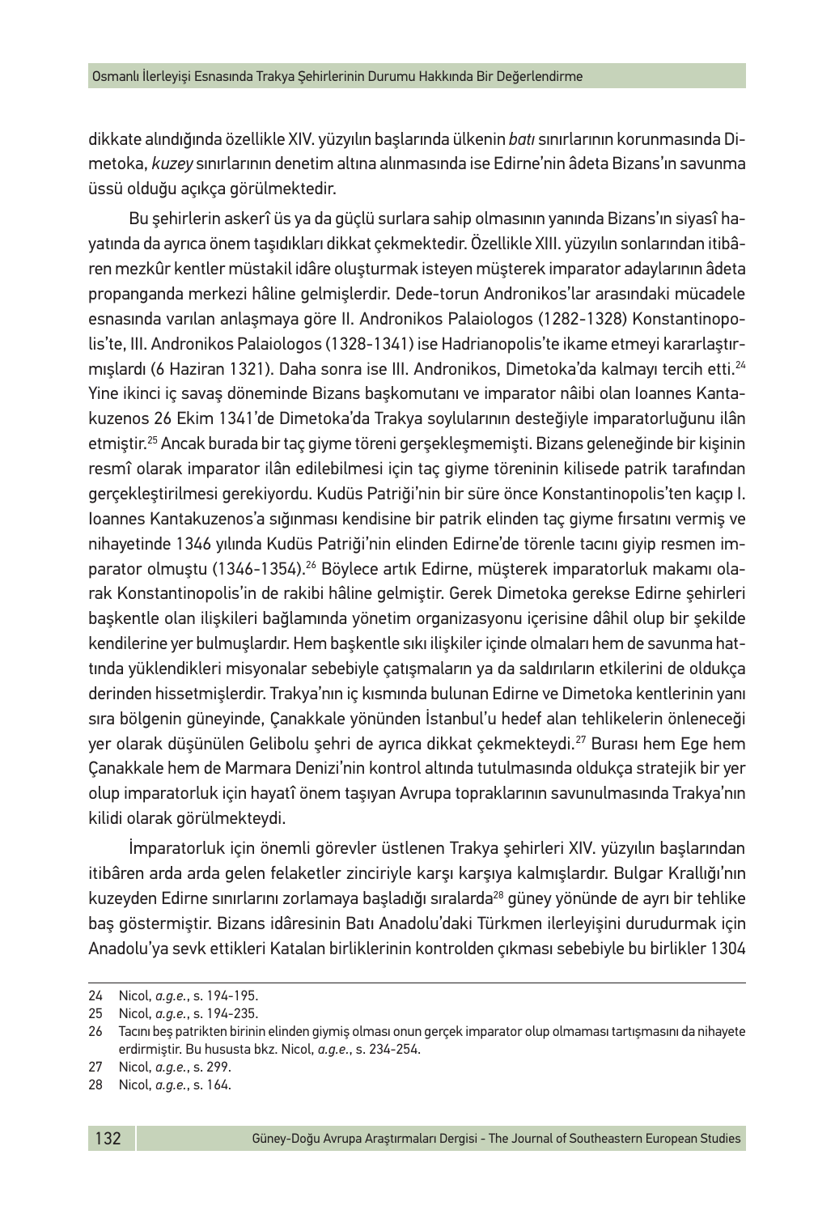dikkate alındığında özellikle XIV. yüzyılın başlarında ülkenin *batı* sınırlarının korunmasında Dimetoka, *kuzey* sınırlarının denetim altına alınmasında ise Edirne'nin âdeta Bizans'ın savunma üssü olduğu açıkça görülmektedir.

Bu şehirlerin askerî üs ya da güçlü surlara sahip olmasının yanında Bizans'ın siyasî hayatında da ayrıca önem taşıdıkları dikkat çekmektedir. Özellikle XIII. yüzyılın sonlarından itibâren mezkûr kentler müstakil idâre oluşturmak isteyen müşterek imparator adaylarının âdeta propanganda merkezi hâline gelmişlerdir. Dede-torun Andronikos'lar arasındaki mücadele esnasında varılan anlaşmaya göre II. Andronikos Palaiologos (1282-1328) Konstantinopolis'te, III. Andronikos Palaiologos (1328-1341) ise Hadrianopolis'te ikame etmeyi kararlaştırmışlardı (6 Haziran 1321). Daha sonra ise III. Andronikos, Dimetoka'da kalmayı tercih etti.[24] Yine ikinci iç savaş döneminde Bizans başkomutanı ve imparator nâibi olan Ioannes Kantakuzenos 26 Ekim 1341'de Dimetoka'da Trakya soylularının desteğiyle imparatorluğunu ilân etmiştir.[25] Ancak burada bir taç giyme töreni gerşekleşmemişti. Bizans geleneğinde bir kişinin resmî olarak imparator ilân edilebilmesi için taç giyme töreninin kilisede patrik tarafından gerçekleştirilmesi gerekiyordu. Kudüs Patriği'nin bir süre önce Konstantinopolis'ten kaçıp I. Ioannes Kantakuzenos'a sığınması kendisine bir patrik elinden taç giyme fırsatını vermiş ve nihayetinde 1346 yılında Kudüs Patriği'nin elinden Edirne'de törenle tacını giyip resmen imparator olmuştu (1346-1354).[26] Böylece artık Edirne, müşterek imparatorluk makamı olarak Konstantinopolis'in de rakibi hâline gelmiştir. Gerek Dimetoka gerekse Edirne şehirleri başkentle olan ilişkileri bağlamında yönetim organizasyonu içerisine dâhil olup bir şekilde kendilerine yer bulmuşlardır. Hem başkentle sıkı ilişkiler içinde olmaları hem de savunma hattında yüklendikleri misyonalar sebebiyle çatışmaların ya da saldırıların etkilerini de oldukça derinden hissetmişlerdir. Trakya'nın iç kısmında bulunan Edirne ve Dimetoka kentlerinin yanı sıra bölgenin güneyinde, Çanakkale yönünden İstanbul'u hedef alan tehlikelerin önleneceği yer olarak düşünülen Gelibolu şehri de ayrıca dikkat çekmekteydi.[27] Burası hem Ege hem Çanakkale hem de Marmara Denizi'nin kontrol altında tutulmasında oldukça stratejik bir yer olup imparatorluk için hayatî önem taşıyan Avrupa topraklarının savunulmasında Trakya'nın kilidi olarak görülmekteydi.

İmparatorluk için önemli görevler üstlenen Trakya şehirleri XIV. yüzyılın başlarından itibâren arda arda gelen felaketler zinciriyle karşı karşıya kalmışlardır. Bulgar Krallığı'nın kuzeyden Edirne sınırlarını zorlamaya başladığı sıralarda[28] güney yönünde de ayrı bir tehlike baş göstermiştir. Bizans idâresinin Batı Anadolu'daki Türkmen ilerleyişini durudurmak için Anadolu'ya sevk ettikleri Katalan birliklerinin kontrolden çıkması sebebiyle bu birlikler 1304

---

24 Nicol, *a.g.e.*, s. 194-195.

25 Nicol, *a.g.e.*, s. 194-235.

26 Tacını beş patrikten birinin elinden giymiş olması onun gerçek imparator olup olmaması tartışmasını da nihayete erdirmiştir. Bu hususta bkz. Nicol, *a.g.e.*, s. 234-254.

27 Nicol, *a.g.e.*, s. 299.

28 Nicol, *a.g.e.*, s. 164.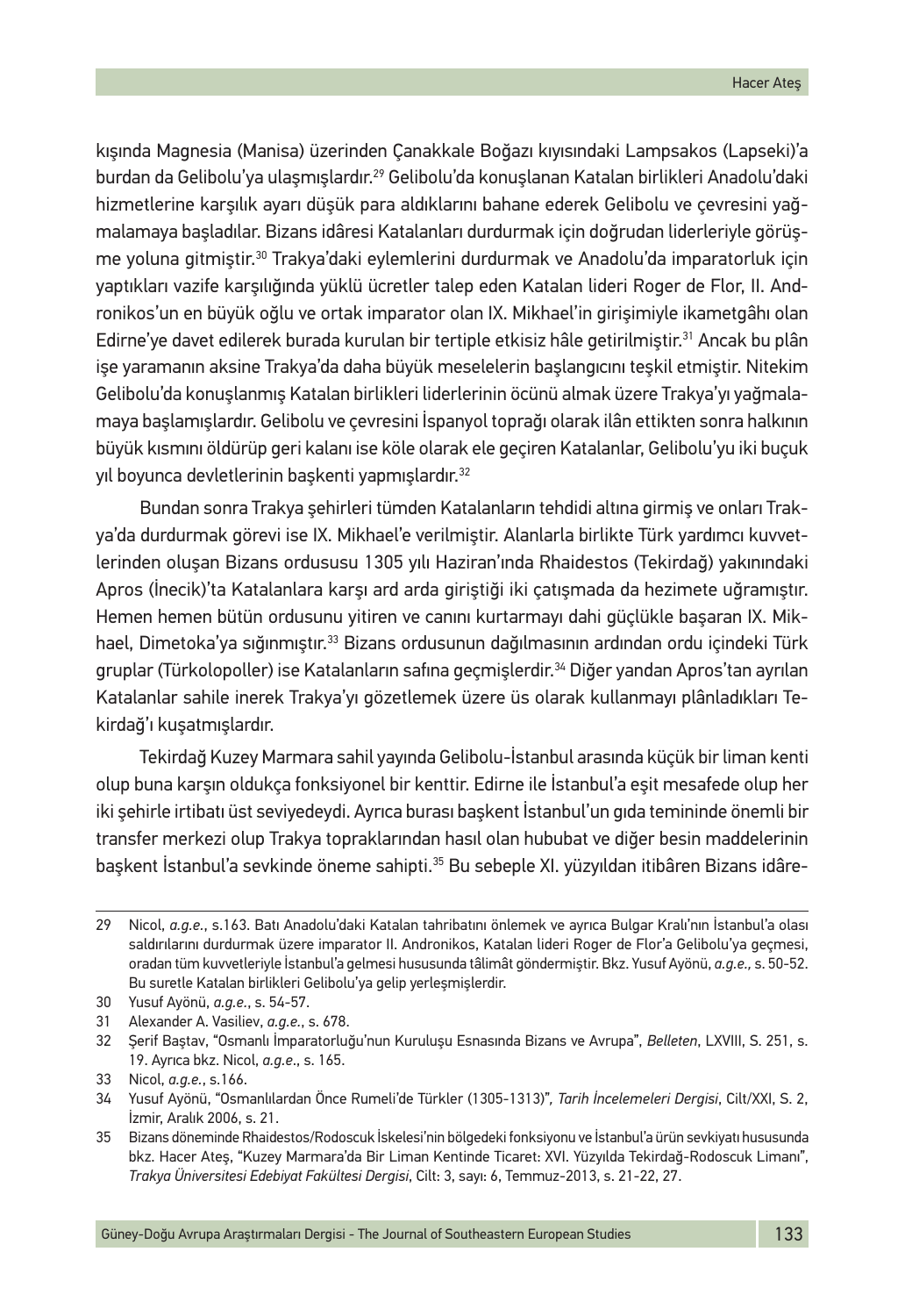kışında Magnesia (Manisa) üzerinden Çanakkale Boğazı kıyısındaki Lampsakos (Lapseki)'a burdan da Gelibolu'ya ulaşmışlardır.[29] Gelibolu'da konuşlanan Katalan birlikleri Anadolu'daki hizmetlerine karşılık ayarı düşük para aldıklarını bahane ederek Gelibolu ve çevresini yağmalamaya başladılar. Bizans idâresi Katalanları durdurmak için doğrudan liderleriyle görüşme yoluna gitmiştir.[30] Trakya'daki eylemlerini durdurmak ve Anadolu'da imparatorluk için yaptıkları vazife karşılığında yüklü ücretler talep eden Katalan lideri Roger de Flor, II. Andronikos'un en büyük oğlu ve ortak imparator olan IX. Mikhael'in girişimiyle ikametgâhı olan Edirne'ye davet edilerek burada kurulan bir tertiple etkisiz hâle getirilmiştir.[31] Ancak bu plân işe yaramanın aksine Trakya'da daha büyük meselelerin başlangıcını teşkil etmiştir. Nitekim Gelibolu'da konuşlanmış Katalan birlikleri liderlerinin öcünü almak üzere Trakya'yı yağmalamaya başlamışlardır. Gelibolu ve çevresini İspanyol toprağı olarak ilân ettikten sonra halkının büyük kısmını öldürüp geri kalanı ise köle olarak ele geçiren Katalanlar, Gelibolu'yu iki buçuk yıl boyunca devletlerinin başkenti yapmışlardır.[32]

Bundan sonra Trakya şehirleri tümden Katalanların tehdidi altına girmiş ve onları Trakya'da durdurmak görevi ise IX. Mikhael'e verilmiştir. Alanlarla birlikte Türk yardımcı kuvvetlerinden oluşan Bizans ordususu 1305 yılı Haziran'ında Rhaidestos (Tekirdağ) yakınındaki Apros (İnecik)'ta Katalanlara karşı ard arda giriştiği iki çatışmada da hezimete uğramıştır. Hemen hemen bütün ordusunu yitiren ve canını kurtarmayı dahi güçlükle başaran IX. Mikhael, Dimetoka'ya sığınmıştır.[33] Bizans ordusunun dağılmasının ardından ordu içindeki Türk gruplar (Türkolopoller) ise Katalanların safına geçmişlerdir.[34] Diğer yandan Apros'tan ayrılan Katalanlar sahile inerek Trakya'yı gözetlemek üzere üs olarak kullanmayı plânladıkları Tekirdağ'ı kuşatmışlardır.

Tekirdağ Kuzey Marmara sahil yayında Gelibolu-İstanbul arasında küçük bir liman kenti olup buna karşın oldukça fonksiyonel bir kenttir. Edirne ile İstanbul'a eşit mesafede olup her iki şehirle irtibatı üst seviyedeydi. Ayrıca burası başkent İstanbul'un gıda temininde önemli bir transfer merkezi olup Trakya topraklarından hasıl olan hububat ve diğer besin maddelerinin başkent İstanbul'a sevkinde öneme sahipti.[35] Bu sebeple XI. yüzyıldan itibâren Bizans idâre-

---

29 Nicol, *a.g.e.*, s.163. Batı Anadolu'daki Katalan tahribatını önlemek ve ayrıca Bulgar Kralı'nın İstanbul'a olası saldırılarını durdurmak üzere imparator II. Andronikos, Katalan lideri Roger de Flor'a Gelibolu'ya geçmesi, oradan tüm kuvvetleriyle İstanbul'a gelmesi hususunda tâlimât göndermiştir. Bkz. Yusuf Ayönü, *a.g.e.,* s. 50-52. Bu suretle Katalan birlikleri Gelibolu'ya gelip yerleşmişlerdir.

30 Yusuf Ayönü, *a.g.e.*, s. 54-57.

31 Alexander A. Vasiliev, *a.g.e.*, s. 678.

32 Şerif Baştav, "Osmanlı İmparatorluğu'nun Kuruluşu Esnasında Bizans ve Avrupa", *Belleten*, LXVIII, S. 251, s. 19. Ayrıca bkz. Nicol, *a.g.e.*, s. 165.

33 Nicol, *a.g.e.*, s.166.

34 Yusuf Ayönü, "Osmanlılardan Önce Rumeli'de Türkler (1305-1313)", *Tarih İncelemeleri Dergisi*, Cilt/XXI, S. 2, İzmir, Aralık 2006, s. 21.

35 Bizans döneminde Rhaidestos/Rodoscuk İskelesi'nin bölgedeki fonksiyonu ve İstanbul'a ürün sevkiyatı hususunda bkz. Hacer Ateş, "Kuzey Marmara'da Bir Liman Kentinde Ticaret: XVI. Yüzyılda Tekirdağ-Rodoscuk Limanı", *Trakya Üniversitesi Edebiyat Fakültesi Dergisi*, Cilt: 3, sayı: 6, Temmuz-2013, s. 21-22, 27.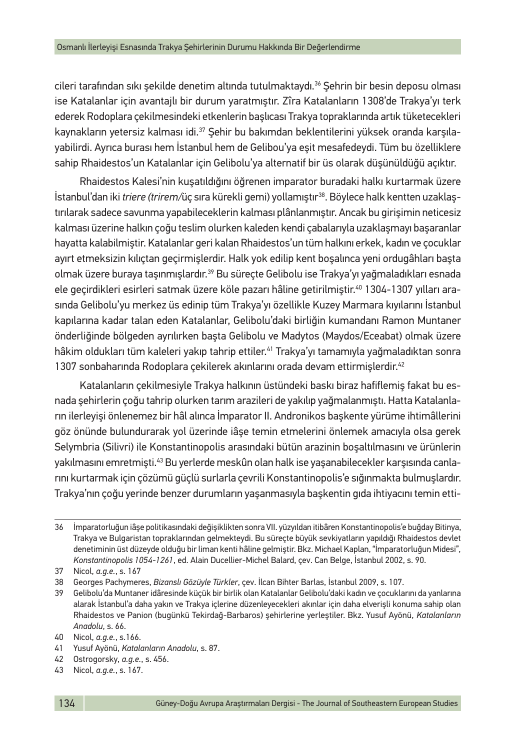cileri tarafından sıkı şekilde denetim altında tutulmaktaydı.[36] Şehrin bir besin deposu olması ise Katalanlar için avantajlı bir durum yaratmıştır. Zîra Katalanların 1308'de Trakya'yı terk ederek Rodoplara çekilmesindeki etkenlerin başlıcası Trakya topraklarında artık tüketecekleri kaynakların yetersiz kalması idi.[37] Şehir bu bakımdan beklentilerini yüksek oranda karşılayabilirdi. Ayrıca burası hem İstanbul hem de Gelibou'ya eşit mesafedeydi. Tüm bu özelliklere sahip Rhaidestos'un Katalanlar için Gelibolu'ya alternatif bir üs olarak düşünüldüğü açıktır.

Rhaidestos Kalesi'nin kuşatıldığını öğrenen imparator buradaki halkı kurtarmak üzere İstanbul'dan iki *triere (trirem/*üç sıra kürekli gemi) yollamıştır[38]. Böylece halk kentten uzaklaştırılarak sadece savunma yapabileceklerin kalması plânlanmıştır. Ancak bu girişimin neticesiz kalması üzerine halkın çoğu teslim olurken kaleden kendi çabalarıyla uzaklaşmayı başaranlar hayatta kalabilmiştir. Katalanlar geri kalan Rhaidestos'un tüm halkını erkek, kadın ve çocuklar ayırt etmeksizin kılıçtan geçirmişlerdir. Halk yok edilip kent boşalınca yeni ordugâhları başta olmak üzere buraya taşınmışlardır.[39] Bu süreçte Gelibolu ise Trakya'yı yağmaladıkları esnada ele geçirdikleri esirleri satmak üzere köle pazarı hâline getirilmiştir.[40] 1304-1307 yılları arasında Gelibolu'yu merkez üs edinip tüm Trakya'yı özellikle Kuzey Marmara kıyılarını İstanbul kapılarına kadar talan eden Katalanlar, Gelibolu'daki birliğin kumandanı Ramon Muntaner önderliğinde bölgeden ayrılırken başta Gelibolu ve Madytos (Maydos/Eceabat) olmak üzere hâkim oldukları tüm kaleleri yakıp tahrip ettiler.[41] Trakya'yı tamamıyla yağmaladıktan sonra 1307 sonbaharında Rodoplara çekilerek akınlarını orada devam ettirmişlerdir.[42]

Katalanların çekilmesiyle Trakya halkının üstündeki baskı biraz hafiflemiş fakat bu esnada şehirlerin çoğu tahrip olurken tarım arazileri de yakılıp yağmalanmıştı. Hatta Katalanların ilerleyişi önlenemez bir hâl alınca İmparator II. Andronikos başkente yürüme ihtimâllerini göz önünde bulundurarak yol üzerinde iâşe temin etmelerini önlemek amacıyla olsa gerek Selymbria (Silivri) ile Konstantinopolis arasındaki bütün arazinin boşaltılmasını ve ürünlerin yakılmasını emretmişti.[43] Bu yerlerde meskûn olan halk ise yaşanabilecekler karşısında canlarını kurtarmak için çözümü güçlü surlarla çevrili Konstantinopolis'e sığınmakta bulmuşlardır. Trakya'nın çoğu yerinde benzer durumların yaşanmasıyla başkentin gıda ihtiyacını temin etti-

---

36 İmparatorluğun iâşe politikasındaki değişiklikten sonra VII. yüzyıldan itibâren Konstantinopolis'e buğday Bitinya, Trakya ve Bulgaristan topraklarından gelmekteydi. Bu süreçte büyük sevkiyatların yapıldığı Rhaidestos devlet denetiminin üst düzeyde olduğu bir liman kenti hâline gelmiştir. Bkz. Michael Kaplan, "İmparatorluğun Midesi", *Konstantinopolis 1054-1261*, ed. Alain Ducellier-Michel Balard, çev. Can Belge, İstanbul 2002, s. 90.

37 Nicol, *a.g.e.*, s. 167

38 Georges Pachymeres, *Bizanslı Gözüyle Türkler*, çev. İlcan Bihter Barlas, İstanbul 2009, s. 107.

39 Gelibolu'da Muntaner idâresinde küçük bir birlik olan Katalanlar Gelibolu'daki kadın ve çocuklarını da yanlarına alarak İstanbul'a daha yakın ve Trakya içlerine düzenleyecekleri akınlar için daha elverişli konuma sahip olan Rhaidestos ve Panion (bugünkü Tekirdağ-Barbaros) şehirlerine yerleştiler. Bkz. Yusuf Ayönü, *Katalanların Anadolu*, s. 66.

40 Nicol, *a.g.e.*, s.166.

41 Yusuf Ayönü, *Katalanların Anadolu*, s. 87.

42 Ostrogorsky, *a.g.e.*, s. 456.

43 Nicol, *a.g.e.*, s. 167.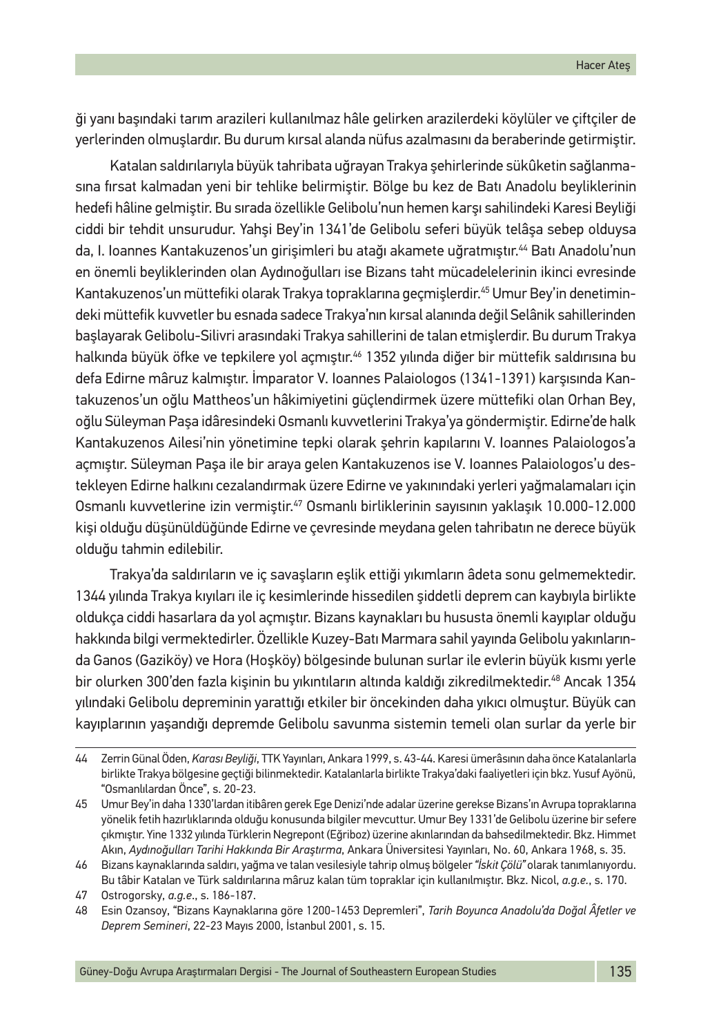ği yanı başındaki tarım arazileri kullanılmaz hâle gelirken arazilerdeki köylüler ve çiftçiler de yerlerinden olmuşlardır. Bu durum kırsal alanda nüfus azalmasını da beraberinde getirmiştir.

Katalan saldırılarıyla büyük tahribata uğrayan Trakya şehirlerinde sükûnetin sağlanmasına fırsat kalmadan yeni bir tehlike belirmiştir. Bölge bu kez de Batı Anadolu beyliklerinin hedefi hâline gelmiştir. Bu sırada özellikle Gelibolu'nun hemen karşı sahilindeki Karesi Beyliği ciddi bir tehdit unsurudur. Yahşi Bey'in 1341'de Gelibolu seferi büyük telâşa sebep olduysa da, I. Ioannes Kantakuzenos'un girişimleri bu atağı akamete uğratmıştır.[44] Batı Anadolu'nun en önemli beyliklerinden olan Aydınoğulları ise Bizans taht mücadelelerinin ikinci evresinde Kantakuzenos'un müttefiki olarak Trakya topraklarına geçmişlerdir.[45] Umur Bey'in denetimindeki müttefik kuvvetler bu esnada sadece Trakya'nın kırsal alanında değil Selânik sahillerinden başlayarak Gelibolu-Silivri arasındaki Trakya sahillerini de talan etmişlerdir. Bu durum Trakya halkında büyük öfke ve tepkilere yol açmıştır.[46] 1352 yılında diğer bir müttefik saldırısına bu defa Edirne mâruz kalmıştır. İmparator V. Ioannes Palaiologos (1341-1391) karşısında Kantakuzenos'un oğlu Mattheos'un hâkimiyetini güçlendirmek üzere müttefiki olan Orhan Bey, oğlu Süleyman Paşa idâresindeki Osmanlı kuvvetlerini Trakya'ya göndermiştir. Edirne'de halk Kantakuzenos Ailesi'nin yönetimine tepki olarak şehrin kapılarını V. Ioannes Palaiologos'a açmıştır. Süleyman Paşa ile bir araya gelen Kantakuzenos ise V. Ioannes Palaiologos'u destekleyen Edirne halkını cezalandırmak üzere Edirne ve yakınındaki yerleri yağmalamaları için Osmanlı kuvvetlerine izin vermiştir.[47] Osmanlı birliklerinin sayısının yaklaşık 10.000-12.000 kişi olduğu düşünüldüğünde Edirne ve çevresinde meydana gelen tahribatın ne derece büyük olduğu tahmin edilebilir.

Trakya'da saldırıların ve iç savaşların eşlik ettiği yıkımların âdeta sonu gelmemektedir. 1344 yılında Trakya kıyıları ile iç kesimlerinde hissedilen şiddetli deprem can kaybıyla birlikte oldukça ciddi hasarlara da yol açmıştır. Bizans kaynakları bu hususta önemli kayıplar olduğu hakkında bilgi vermektedirler. Özellikle Kuzey-Batı Marmara sahil yayında Gelibolu yakınlarında Ganos (Gaziköy) ve Hora (Hoşköy) bölgesinde bulunan surlar ile evlerin büyük kısmı yerle bir olurken 300'den fazla kişinin bu yıkıntıların altında kaldığı zikredilmektedir.[48] Ancak 1354 yılındaki Gelibolu depreminin yarattığı etkiler bir öncekinden daha yıkıcı olmuştur. Büyük can kayıplarının yaşandığı depremde Gelibolu savunma sistemin temeli olan surlar da yerle bir

---

44 Zerrin Günal Öden, *Karası Beyliği*, TTK Yayınları, Ankara 1999, s. 43-44. Karesi ümerâsının daha önce Katalanlarla birlikte Trakya bölgesine geçtiği bilinmektedir. Katalanlarla birlikte Trakya'daki faaliyetleri için bkz. Yusuf Ayönü, "Osmanlılardan Önce", s. 20-23.

45 Umur Bey'in daha 1330'lardan itibâren gerek Ege Denizi'nde adalar üzerine gerekse Bizans'ın Avrupa topraklarına yönelik fetih hazırlıklarında olduğu konusunda bilgiler mevcuttur. Umur Bey 1331'de Gelibolu üzerine bir sefere çıkmıştır. Yine 1332 yılında Türklerin Negrepont (Eğriboz) üzerine akınlarından da bahsedilmektedir. Bkz. Himmet Akın, *Aydınoğulları Tarihi Hakkında Bir Araştırma*, Ankara Üniversitesi Yayınları, No. 60, Ankara 1968, s. 35.

46 Bizans kaynaklarında saldırı, yağma ve talan vesilesiyle tahrip olmuş bölgeler *"İskit Çölü"* olarak tanımlanıyordu. Bu tâbir Katalan ve Türk saldırılarına mâruz kalan tüm topraklar için kullanılmıştır. Bkz. Nicol, *a.g.e.*, s. 170.

47 Ostrogorsky, *a.g.e.*, s. 186-187.

48 Esin Ozansoy, "Bizans Kaynaklarına göre 1200-1453 Depremleri", *Tarih Boyunca Anadolu'da Doğal Âfetler ve Deprem Semineri*, 22-23 Mayıs 2000, İstanbul 2001, s. 15.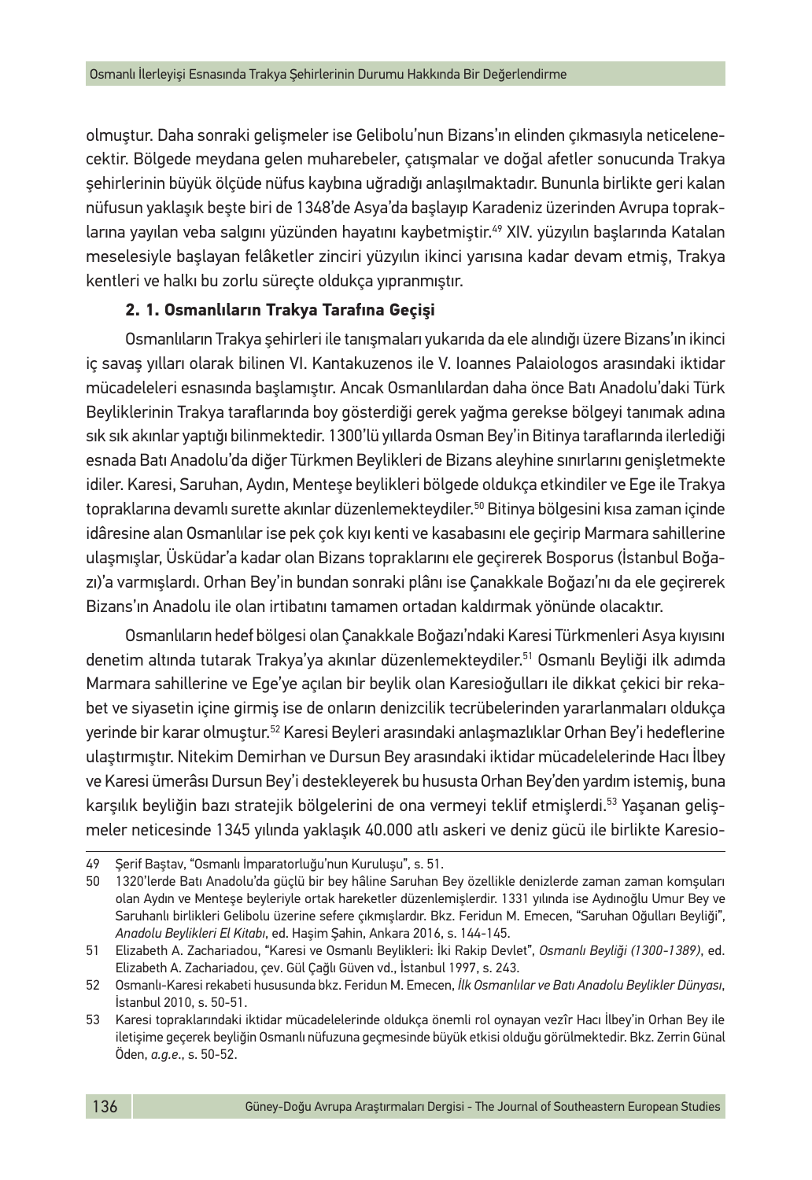olmuştur. Daha sonraki gelişmeler ise Gelibolu'nun Bizans'ın elinden çıkmasıyla neticelenecektir. Bölgede meydana gelen muharebeler, çatışmalar ve doğal afetler sonucunda Trakya şehirlerinin büyük ölçüde nüfus kaybına uğradığı anlaşılmaktadır. Bununla birlikte geri kalan nüfusun yaklaşık beşte biri de 1348'de Asya'da başlayıp Karadeniz üzerinden Avrupa topraklarına yayılan veba salgını yüzünden hayatını kaybetmiştir.[49] XIV. yüzyılın başlarında Katalan meselesiyle başlayan felâketler zinciri yüzyılın ikinci yarısına kadar devam etmiş, Trakya kentleri ve halkı bu zorlu süreçte oldukça yıpranmıştır.

### 2. 1. Osmanlıların Trakya Tarafına Geçişi

Osmanlıların Trakya şehirleri ile tanışmaları yukarıda da ele alındığı üzere Bizans'ın ikinci iç savaş yılları olarak bilinen VI. Kantakuzenos ile V. Ioannes Palaiologos arasındaki iktidar mücadeleleri esnasında başlamıştır. Ancak Osmanlılardan daha önce Batı Anadolu'daki Türk Beyliklerinin Trakya taraflarında boy gösterdiği gerek yağma gerekse bölgeyi tanımak adına sık sık akınlar yaptığı bilinmektedir. 1300'lü yıllarda Osman Bey'in Bitinya taraflarında ilerlediği esnada Batı Anadolu'da diğer Türkmen Beylikleri de Bizans aleyhine sınırlarını genişletmekte idiler. Karesi, Saruhan, Aydın, Menteşe beylikleri bölgede oldukça etkindiler ve Ege ile Trakya topraklarına devamlı surette akınlar düzenlemekteydiler.[50] Bitinya bölgesini kısa zaman içinde idâresine alan Osmanlılar ise pek çok kıyı kenti ve kasabasını ele geçirip Marmara sahillerine ulaşmışlar, Üsküdar'a kadar olan Bizans topraklarını ele geçirerek Bosporus (İstanbul Boğazı)'a varmışlardı. Orhan Bey'in bundan sonraki plânı ise Çanakkale Boğazı'nı da ele geçirerek Bizans'ın Anadolu ile olan irtibatını tamamen ortadan kaldırmak yönünde olacaktır.

Osmanlıların hedef bölgesi olan Çanakkale Boğazı'ndaki Karesi Türkmenleri Asya kıyısını denetim altında tutarak Trakya'ya akınlar düzenlemekteydiler.[51] Osmanlı Beyliği ilk adımda Marmara sahillerine ve Ege'ye açılan bir beylik olan Karesioğulları ile dikkat çekici bir rekabet ve siyasetin içine girmiş ise de onların denizcilik tecrübelerinden yararlanmaları oldukça yerinde bir karar olmuştur.[52] Karesi Beyleri arasındaki anlaşmazlıklar Orhan Bey'i hedeflerine ulaştırmıştır. Nitekim Demirhan ve Dursun Bey arasındaki iktidar mücadelelerinde Hacı İlbey ve Karesi ümerâsı Dursun Bey'i destekleyerek bu hususta Orhan Bey'den yardım istemiş, buna karşılık beyliğin bazı stratejik bölgelerini de ona vermeyi teklif etmişlerdi.[53] Yaşanan gelişmeler neticesinde 1345 yılında yaklaşık 40.000 atlı askeri ve deniz gücü ile birlikte Karesio-

---

49 Şerif Baştav, "Osmanlı İmparatorluğu'nun Kuruluşu", s. 51.

50 1320'lerde Batı Anadolu'da güçlü bir bey hâline Saruhan Bey özellikle denizlerde zaman zaman komşuları olan Aydın ve Menteşe beyleriyle ortak hareketler düzenlemişlerdir. 1331 yılında ise Aydınoğlu Umur Bey ve Saruhanlı birlikleri Gelibolu üzerine sefere çıkmışlardır. Bkz. Feridun M. Emecen, "Saruhan Oğulları Beyliği", *Anadolu Beylikleri El Kitabı*, ed. Haşim Şahin, Ankara 2016, s. 144-145.

51 Elizabeth A. Zachariadou, "Karesi ve Osmanlı Beylikleri: İki Rakip Devlet", *Osmanlı Beyliği (1300-1389)*, ed. Elizabeth A. Zachariadou, çev. Gül Çağlı Güven vd., İstanbul 1997, s. 243.

52 Osmanlı-Karesi rekabeti hususunda bkz. Feridun M. Emecen, *İlk Osmanlılar ve Batı Anadolu Beylikler Dünyası*, İstanbul 2010, s. 50-51.

53 Karesi topraklarındaki iktidar mücadelelerinde oldukça önemli rol oynayan vezîr Hacı İlbey'in Orhan Bey ile iletişime geçerek beyliğin Osmanlı nüfuzuna geçmesinde büyük etkisi olduğu görülmektedir. Bkz. Zerrin Günal Öden, *a.g.e.*, s. 50-52.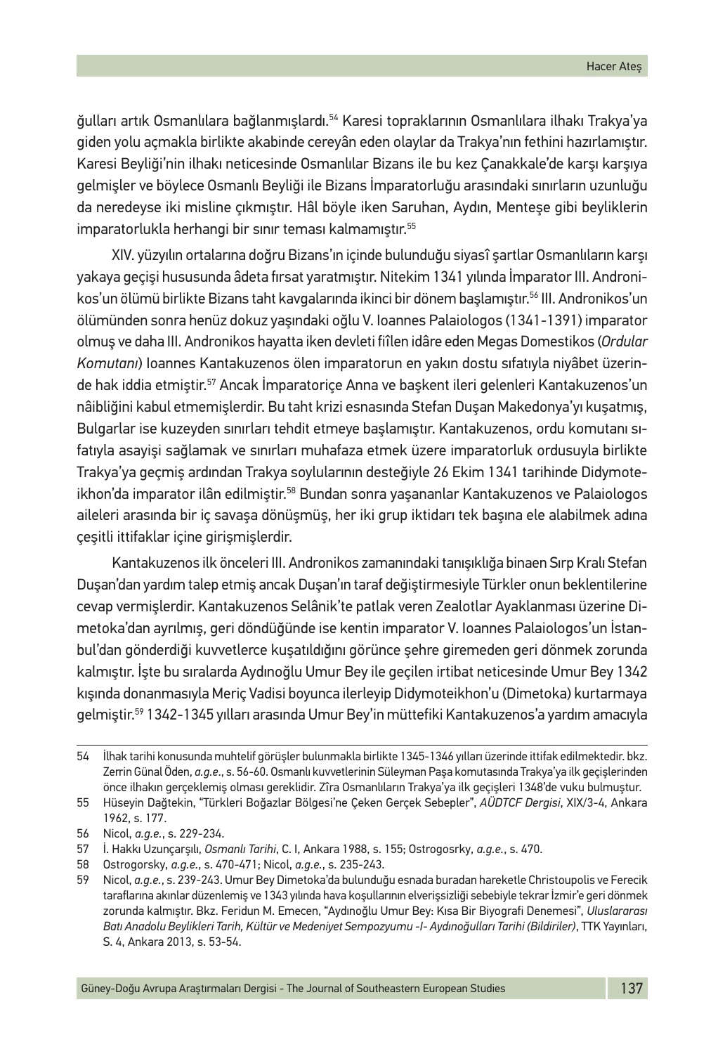ğulları artık Osmanlılara bağlanmışlardı.[54] Karesi topraklarının Osmanlılara ilhakı Trakya'ya giden yolu açmakla birlikte akabinde cereyân eden olaylar da Trakya'nın fethini hazırlamıştır. Karesi Beyliği'nin ilhakı neticesinde Osmanlılar Bizans ile bu kez Çanakkale'de karşı karşıya gelmişler ve böylece Osmanlı Beyliği ile Bizans İmparatorluğu arasındaki sınırların uzunluğu da neredeyse iki misline çıkmıştır. Hâl böyle iken Saruhan, Aydın, Menteşe gibi beyliklerin imparatorlukla herhangi bir sınır teması kalmamıştır.[55]

XIV. yüzyılın ortalarına doğru Bizans'ın içinde bulunduğu siyasî şartlar Osmanlıların karşı yakaya geçişi hususunda âdeta fırsat yaratmıştır. Nitekim 1341 yılında İmparator III. Andronikos'un ölümü birlikte Bizans taht kavgalarında ikinci bir dönem başlamıştır.[56] III. Andronikos'un ölümünden sonra henüz dokuz yaşındaki oğlu V. Ioannes Palaiologos (1341-1391) imparator olmuş ve daha III. Andronikos hayatta iken devleti fiîlen idâre eden Megas Domestikos (*Ordular Komutanı*) Ioannes Kantakuzenos ölen imparatorun en yakın dostu sıfatıyla niyâbet üzerinde hak iddia etmiştir.[57] Ancak İmparatoriçe Anna ve başkent ileri gelenleri Kantakuzenos'un nâibliğini kabul etmemişlerdir. Bu taht krizi esnasında Stefan Duşan Makedonya'yı kuşatmış, Bulgarlar ise kuzeyden sınırları tehdit etmeye başlamıştır. Kantakuzenos, ordu komutanı sıfatıyla asayişi sağlamak ve sınırları muhafaza etmek üzere imparatorluk ordusuyla birlikte Trakya'ya geçmiş ardından Trakya soylularının desteğiyle 26 Ekim 1341 tarihinde Didymoteikhon'da imparator ilân edilmiştir.[58] Bundan sonra yaşananlar Kantakuzenos ve Palaiologos aileleri arasında bir iç savaşa dönüşmüş, her iki grup iktidarı tek başına ele alabilmek adına çeşitli ittifaklar içine girişmişlerdir.

Kantakuzenos ilk önceleri III. Andronikos zamanındaki tanışıklığa binaen Sırp Kralı Stefan Duşan'dan yardım talep etmiş ancak Duşan'ın taraf değiştirmesiyle Türkler onun beklentilerine cevap vermişlerdir. Kantakuzenos Selânik'te patlak veren Zealotlar Ayaklanması üzerine Dimetoka'dan ayrılmış, geri döndüğünde ise kentin imparator V. Ioannes Palaiologos'un İstanbul'dan gönderdiği kuvvetlerce kuşatıldığını görünce şehre giremeden geri dönmek zorunda kalmıştır. İşte bu sıralarda Aydınoğlu Umur Bey ile geçilen irtibat neticesinde Umur Bey 1342 kışında donanmasıyla Meriç Vadisi boyunca ilerleyip Didymoteikhon'u (Dimetoka) kurtarmaya gelmiştir.[59] 1342-1345 yılları arasında Umur Bey'in müttefiki Kantakuzenos'a yardım amacıyla

---

54 İlhak tarihi konusunda muhtelif görüşler bulunmakla birlikte 1345-1346 yılları üzerinde ittifak edilmektedir. bkz. Zerrin Günal Öden, *a.g.e.*, s. 56-60. Osmanlı kuvvetlerinin Süleyman Paşa komutasında Trakya'ya ilk geçişlerinden önce ilhakın gerçekleşmiş olması gereklidir. Zîra Osmanlıların Trakya'ya ilk geçişleri 1348'de vuku bulmuştur.

55 Hüseyin Dağtekin, "Türkleri Boğazlar Bölgesi'ne Çeken Gerçek Sebepler", *AÜDTCF Dergisi*, XIX/3-4, Ankara 1962, s. 177.

56 Nicol, *a.g.e.*, s. 229-234.

57 İ. Hakkı Uzunçarşılı, *Osmanlı Tarihi*, C. I, Ankara 1988, s. 155; Ostrogosrky, *a.g.e.*, s. 470.

58 Ostrogorsky, *a.g.e.*, s. 470-471; Nicol, *a.g.e.*, s. 235-243.

59 Nicol, *a.g.e.*, s. 239-243. Umur Bey Dimetoka'da bulunduğu esnada buradan hareketle Christoupolis ve Ferecik taraflarına akınlar düzenlemiş ve 1343 yılında hava koşullarının elverişsizliği sebebiyle tekrar İzmir'e geri dönmek zorunda kalmıştır. Bkz. Feridun M. Emecen, "Aydınoğlu Umur Bey: Kısa Bir Biyografi Denemesi", *Uluslararası Batı Anadolu Beylikleri Tarih, Kültür ve Medeniyet Sempozyumu -I- Aydınoğulları Tarihi (Bildiriler)*, TTK Yayınları, S. 4, Ankara 2013, s. 53-54.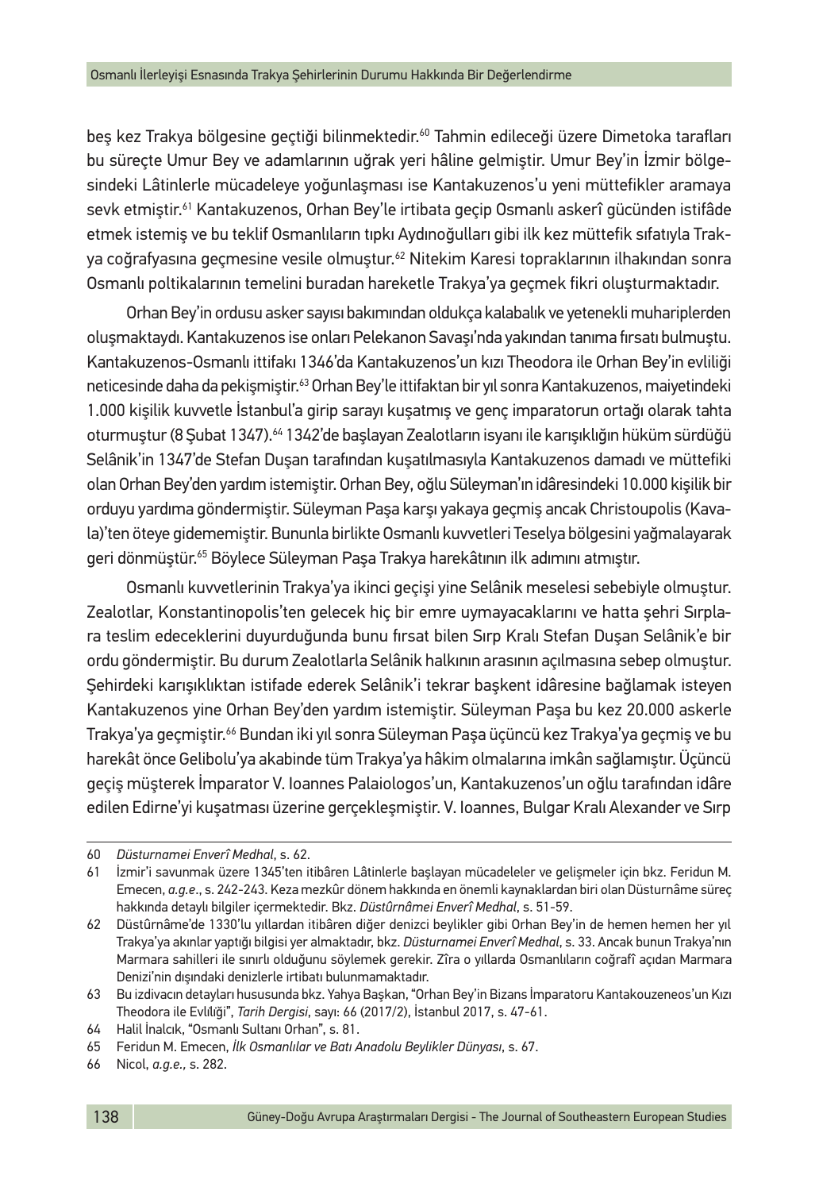beş kez Trakya bölgesine geçtiği bilinmektedir.[60] Tahmin edileceği üzere Dimetoka tarafları bu süreçte Umur Bey ve adamlarının uğrak yeri hâline gelmiştir. Umur Bey'in İzmir bölgesindeki Lâtinlerle mücadeleye yoğunlaşması ise Kantakuzenos'u yeni müttefikler aramaya sevk etmiştir.[61] Kantakuzenos, Orhan Bey'le irtibata geçip Osmanlı askerî gücünden istifâde etmek istemiş ve bu teklif Osmanlıların tıpkı Aydınoğulları gibi ilk kez müttefik sıfatıyla Trakya coğrafyasına geçmesine vesile olmuştur.[62] Nitekim Karesi topraklarının ilhakından sonra Osmanlı poltikalarının temelini buradan hareketle Trakya'ya geçmek fikri oluşturmaktadır.

Orhan Bey'in ordusu asker sayısı bakımından oldukça kalabalık ve yetenekli muhariplerden oluşmaktaydı. Kantakuzenos ise onları Pelekanon Savaşı'nda yakından tanıma fırsatı bulmuştu. Kantakuzenos-Osmanlı ittifakı 1346'da Kantakuzenos'un kızı Theodora ile Orhan Bey'in evliliği neticesinde daha da pekişmiştir.[63] Orhan Bey'le ittifaktan bir yıl sonra Kantakuzenos, maiyetindeki 1.000 kişilik kuvvetle İstanbul'a girip sarayı kuşatmış ve genç imparatorun ortağı olarak tahta oturmuştur (8 Şubat 1347).[64] 1342'de başlayan Zealotların isyanı ile karışıklığın hüküm sürdüğü Selânik'in 1347'de Stefan Duşan tarafından kuşatılmasıyla Kantakuzenos damadı ve müttefiki olan Orhan Bey'den yardım istemiştir. Orhan Bey, oğlu Süleyman'ın idâresindeki 10.000 kişilik bir orduyu yardıma göndermiştir. Süleyman Paşa karşı yakaya geçmiş ancak Christoupolis (Kavala)'ten öteye gidememiştir. Bununla birlikte Osmanlı kuvvetleri Teselya bölgesini yağmalayarak geri dönmüştür.[65] Böylece Süleyman Paşa Trakya harekâtının ilk adımını atmıştır.

Osmanlı kuvvetlerinin Trakya'ya ikinci geçişi yine Selânik meselesi sebebiyle olmuştur. Zealotlar, Konstantinopolis'ten gelecek hiç bir emre uymayacaklarını ve hatta şehri Sırplara teslim edeceklerini duyurduğunda bunu fırsat bilen Sırp Kralı Stefan Duşan Selânik'e bir ordu göndermiştir. Bu durum Zealotlarla Selânik halkının arasının açılmasına sebep olmuştur. Şehirdeki karışıklıktan istifade ederek Selânik'i tekrar başkent idâresine bağlamak isteyen Kantakuzenos yine Orhan Bey'den yardım istemiştir. Süleyman Paşa bu kez 20.000 askerle Trakya'ya geçmiştir.[66] Bundan iki yıl sonra Süleyman Paşa üçüncü kez Trakya'ya geçmiş ve bu harekât önce Gelibolu'ya akabinde tüm Trakya'ya hâkim olmalarına imkân sağlamıştır. Üçüncü geçiş müşterek İmparator V. Ioannes Palaiologos'un, Kantakuzenos'un oğlu tarafından idâre edilen Edirne'yi kuşatması üzerine gerçekleşmiştir. V. Ioannes, Bulgar Kralı Alexander ve Sırp

---

60 *Düsturnamei Enverî Medhal*, s. 62.

61 İzmir'i savunmak üzere 1345'ten itibâren Lâtinlerle başlayan mücadeleler ve gelişmeler için bkz. Feridun M. Emecen, *a.g.e.*, s. 242-243. Keza mezkûr dönem hakkında en önemli kaynaklardan biri olan Düsturnâme süreç hakkında detaylı bilgiler içermektedir. Bkz. *Düstûrnâmei Enverî Medhal*, s. 51-59.

62 Düstûrnâme'de 1330'lu yıllardan itibâren diğer denizci beylikler gibi Orhan Bey'in de hemen hemen her yıl Trakya'ya akınlar yaptığı bilgisi yer almaktadır, bkz. *Düsturnamei Enverî Medhal*, s. 33. Ancak bunun Trakya'nın Marmara sahilleri ile sınırlı olduğunu söylemek gerekir. Zîra o yıllarda Osmanlıların coğrafî açıdan Marmara Denizi'nin dışındaki denizlerle irtibatı bulunmamaktadır.

63 Bu izdivacın detayları hususunda bkz. Yahya Başkan, "Orhan Bey'in Bizans İmparatoru Kantakouzeneos'un Kızı Theodora ile Evlılığı", *Tarih Dergisi*, sayı: 66 (2017/2), İstanbul 2017, s. 47-61.

64 Halil İnalcık, "Osmanlı Sultanı Orhan", s. 81.

65 Feridun M. Emecen, *İlk Osmanlılar ve Batı Anadolu Beylikler Dünyası*, s. 67.

66 Nicol, *a.g.e.*, s. 282.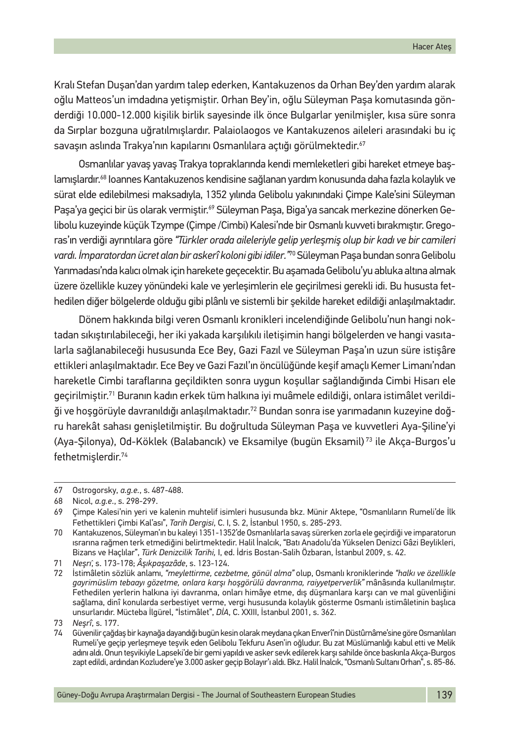Kralı Stefan Duşan'dan yardım talep ederken, Kantakuzenos da Orhan Bey'den yardım alarak oğlu Matteos'un imdadına yetişmiştir. Orhan Bey'in, oğlu Süleyman Paşa komutasında gönderdiği 10.000-12.000 kişilik birlik sayesinde ilk önce Bulgarlar yenilmişler, kısa süre sonra da Sırplar bozguna uğratılmışlardır. Palaiolaogos ve Kantakuzenos aileleri arasındaki bu iç savaşın aslında Trakya'nın kapılarını Osmanlılara açtığı görülmektedir.[67]

Osmanlılar yavaş yavaş Trakya topraklarında kendi memleketleri gibi hareket etmeye başlamışlardır.[68] Ioannes Kantakuzenos kendisine sağlanan yardım konusunda daha fazla kolaylık ve sürat elde edilebilmesi maksadıyla, 1352 yılında Gelibolu yakınındaki Çimpe Kale'sini Süleyman Paşa'ya geçici bir üs olarak vermiştir.[69] Süleyman Paşa, Biga'ya sancak merkezine dönerken Gelibolu kuzeyinde küçük Tzympe (Çimpe /Cimbi) Kalesi'nde bir Osmanlı kuvveti bırakmıştır. Gregoras'ın verdiği ayrıntılara göre *"Türkler orada aileleriyle gelip yerleşmiş olup bir kadı ve bir camileri vardı. İmparatordan ücret alan bir askerî koloni gibi idiler."*[70] Süleyman Paşa bundan sonra Gelibolu Yarımadası'nda kalıcı olmak için harekete geçecektir. Bu aşamada Gelibolu'yu abluka altına almak üzere özellikle kuzey yönündeki kale ve yerleşimlerin ele geçirilmesi gerekli idi. Bu hususta fethedilen diğer bölgelerde olduğu gibi plânlı ve sistemli bir şekilde hareket edildiği anlaşılmaktadır.

Dönem hakkında bilgi veren Osmanlı kronikleri incelendiğinde Gelibolu'nun hangi noktadan sıkıştırılabileceği, her iki yakada karşılıklı iletişimin hangi bölgelerden ve hangi vasıtalarla sağlanabileceği hususunda Ece Bey, Gazi Fazıl ve Süleyman Paşa'ın uzun süre istişâre ettikleri anlaşılmaktadır. Ece Bey ve Gazi Fazıl'ın öncülüğünde keşif amaçlı Kemer Limanı'ndan hareketle Cimbi taraflarına geçildikten sonra uygun koşullar sağlandığında Cimbi Hisarı ele geçirilmiştir.[71] Buranın kadın erkek tüm halkına iyi muâmele edildiği, onlara istimâlet verildiği ve hoşgörüyle davranıldığı anlaşılmaktadır.[72] Bundan sonra ise yarımadanın kuzeyine doğru harekât sahası genişletilmiştir. Bu doğrultuda Süleyman Paşa ve kuvvetleri Aya-Şiline'yi (Aya-Şilonya), Od-Köklek (Balabancık) ve Eksamilye (bugün Eksamil)[73] ile Akça-Burgos'u fethetmişlerdir.[74]

---

67 Ostrogorsky, *a.g.e.*, s. 487-488.

68 Nicol, *a.g.e.*, s. 298-299.

69 Çimpe Kalesi'nin yeri ve kalenin muhtelif isimleri hususunda bkz. Münir Aktepe, "Osmanlıların Rumeli'de İlk Fethettikleri Çimbi Kal'ası", *Tarih Dergisi*, C. I, S. 2, İstanbul 1950, s. 285-293.

70 Kantakuzenos, Süleyman'ın bu kaleyi 1351-1352'de Osmanlılarla savaş sürerken zorla ele geçirdiği ve imparatorun ısrarına rağmen terk etmediğini belirtmektedir. Halil İnalcık, "Batı Anadolu'da Yükselen Denizci Gâzi Beylikleri, Bizans ve Haçlılar", *Türk Denizcilik Tarihi,* I, ed. İdris Bostan-Salih Özbaran, İstanbul 2009, s. 42.

71 *Neşrî*, s. 173-178; *Âşıkpaşazâde*, s. 123-124.

72 İstimâletin sözlük anlamı, *"meylettirme, cezbetme, gönül alma"* olup, Osmanlı kroniklerinde *"halkı ve özellikle gayrimüslim tebaayı gözetme, onlara karşı hoşgörülü davranma, raiyyetperverlik"* mânâsında kullanılmıştır. Fethedilen yerlerin halkına iyi davranma, onları himâye etme, dış düşmanlara karşı can ve mal güvenliğini sağlama, dinî konularda serbestiyet verme, vergi hususunda kolaylık gösterme Osmanlı istimâletinin başlıca unsurlarıdır. Mücteba İlgürel, "İstimâlet", *DİA*, C. XXIII, İstanbul 2001, s. 362.

73 *Neşrî*, s. 177.

74 Güvenilir çağdaş bir kaynağa dayandığı bugün kesin olarak meydana çıkan Enverî'nin Düstûrnâme'sine göre Osmanlıları Rumeli'ye geçip yerleşmeye teşvik eden Gelibolu Tekfuru Asen'in oğludur. Bu zat Müslümanlığı kabul etti ve Melik adını aldı. Onun teşvikiyle Lapseki'de bir gemi yapıldı ve asker sevk edilerek karşı sahilde önce baskınla Akça-Burgos zapt edildi, ardından Kozludere'ye 3.000 asker geçip Bolayır'ı aldı. Bkz. Halil İnalcık, "Osmanlı Sultanı Orhan", s. 85-86.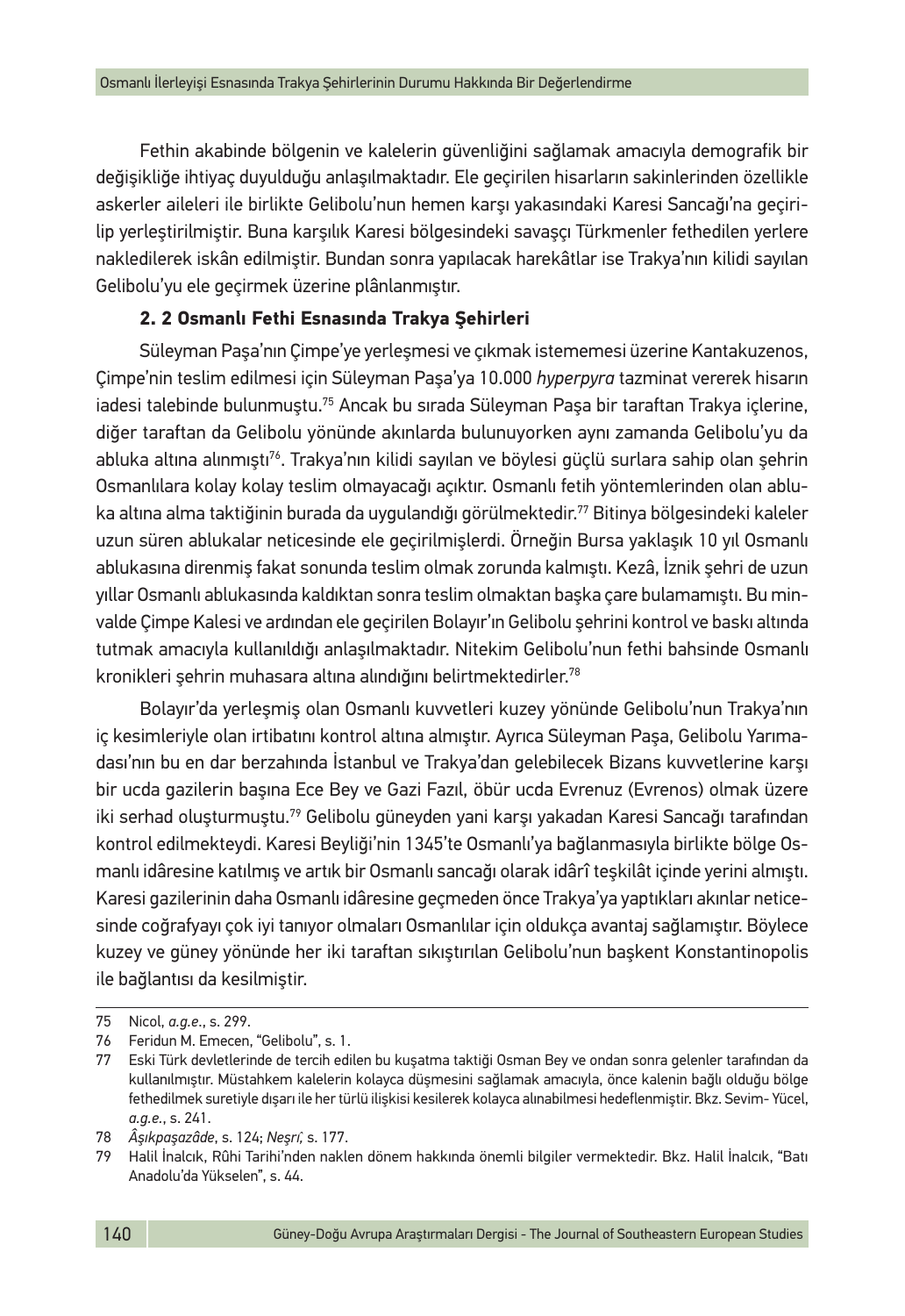Fethin akabinde bölgenin ve kalelerin güvenliğini sağlamak amacıyla demografik bir değişikliğe ihtiyaç duyulduğu anlaşılmaktadır. Ele geçirilen hisarların sakinlerinden özellikle askerler aileleri ile birlikte Gelibolu'nun hemen karşı yakasındaki Karesi Sancağı'na geçirilip yerleştirilmiştir. Buna karşılık Karesi bölgesindeki savaşçı Türkmenler fethedilen yerlere nakledilerek iskân edilmiştir. Bundan sonra yapılacak harekâtlar ise Trakya'nın kilidi sayılan Gelibolu'yu ele geçirmek üzerine plânlanmıştır.

### 2. 2 Osmanlı Fethi Esnasında Trakya Şehirleri

Süleyman Paşa'nın Çimpe'ye yerleşmesi ve çıkmak istememesi üzerine Kantakuzenos, Çimpe'nin teslim edilmesi için Süleyman Paşa'ya 10.000 *hyperpyra* tazminat vererek hisarın iadesi talebinde bulunmuştu.[75] Ancak bu sırada Süleyman Paşa bir taraftan Trakya içlerine, diğer taraftan da Gelibolu yönünde akınlarda bulunuyorken aynı zamanda Gelibolu'yu da abluka altına alınmıştı[76]. Trakya'nın kilidi sayılan ve böylesi güçlü surlara sahip olan şehrin Osmanlılara kolay kolay teslim olmayacağı açıktır. Osmanlı fetih yöntemlerinden olan abluka altına alma taktiğinin burada da uygulandığı görülmektedir.[77] Bitinya bölgesindeki kaleler uzun süren ablukalar neticesinde ele geçirilmişlerdi. Örneğin Bursa yaklaşık 10 yıl Osmanlı ablukasına direnmiş fakat sonunda teslim olmak zorunda kalmıştı. Kezâ, İznik şehri de uzun yıllar Osmanlı ablukasında kaldıktan sonra teslim olmaktan başka çare bulamamıştı. Bu minvalde Çimpe Kalesi ve ardından ele geçirilen Bolayır'ın Gelibolu şehrini kontrol ve baskı altında tutmak amacıyla kullanıldığı anlaşılmaktadır. Nitekim Gelibolu'nun fethi bahsinde Osmanlı kronikleri şehrin muhasara altına alındığını belirtmektedirler.[78]

Bolayır'da yerleşmiş olan Osmanlı kuvvetleri kuzey yönünde Gelibolu'nun Trakya'nın iç kesimleriyle olan irtibatını kontrol altına almıştır. Ayrıca Süleyman Paşa, Gelibolu Yarımadası'nın bu en dar berzahında İstanbul ve Trakya'dan gelebilecek Bizans kuvvetlerine karşı bir ucda gazilerin başına Ece Bey ve Gazi Fazıl, öbür ucda Evrenuz (Evrenos) olmak üzere iki serhad oluşturmuştu.[79] Gelibolu güneyden yani karşı yakadan Karesi Sancağı tarafından kontrol edilmekteydi. Karesi Beyliği'nin 1345'te Osmanlı'ya bağlanmasıyla birlikte bölge Osmanlı idâresine katılmış ve artık bir Osmanlı sancağı olarak idârî teşkilât içinde yerini almıştı. Karesi gazilerinin daha Osmanlı idâresine geçmeden önce Trakya'ya yaptıkları akınlar neticesinde coğrafyayı çok iyi tanıyor olmaları Osmanlılar için oldukça avantaj sağlamıştır. Böylece kuzey ve güney yönünde her iki taraftan sıkıştırılan Gelibolu'nun başkent Konstantinopolis ile bağlantısı da kesilmiştir.

---

75 Nicol, *a.g.e.*, s. 299.

76 Feridun M. Emecen, "Gelibolu", s. 1.

77 Eski Türk devletlerinde de tercih edilen bu kuşatma taktiği Osman Bey ve ondan sonra gelenler tarafından da kullanılmıştır. Müstahkem kalelerin kolayca düşmesini sağlamak amacıyla, önce kalenin bağlı olduğu bölge fethedilmek suretiyle dışarı ile her türlü ilişkisi kesilerek kolayca alınabilmesi hedeflenmiştir. Bkz. Sevim- Yücel, *a.g.e.*, s. 241.

78 *Âşıkpaşazâde*, s. 124; *Neşrî,* s. 177.

79 Halil İnalcık, Rûhi Tarihi'nden naklen dönem hakkında önemli bilgiler vermektedir. Bkz. Halil İnalcık, "Batı Anadolu'da Yükselen", s. 44.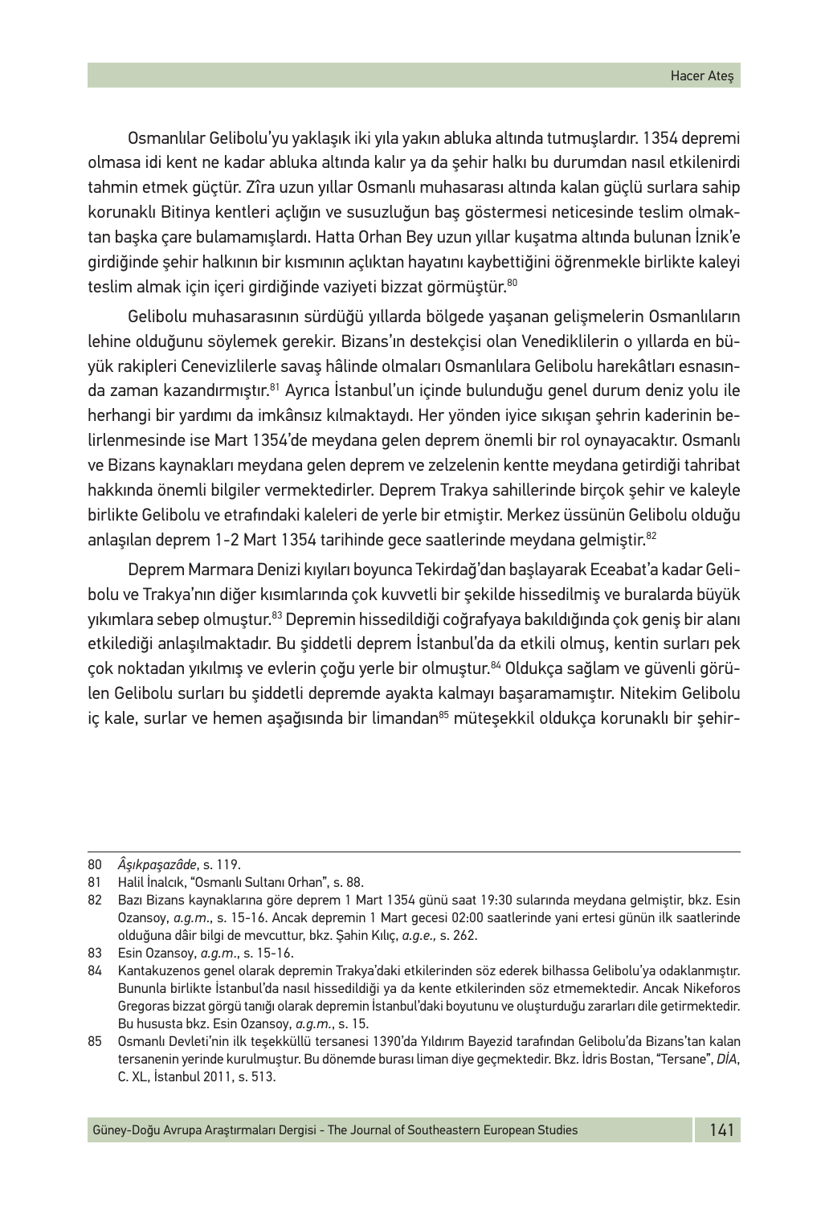Osmanlılar Gelibolu'yu yaklaşık iki yıla yakın abluka altında tutmuşlardır. 1354 depremi olmasa idi kent ne kadar abluka altında kalır ya da şehir halkı bu durumdan nasıl etkilenirdi tahmin etmek güçtür. Zîra uzun yıllar Osmanlı muhasarası altında kalan güçlü surlara sahip korunaklı Bitinya kentleri açlığın ve susuzluğun baş göstermesi neticesinde teslim olmaktan başka çare bulamamışlardı. Hatta Orhan Bey uzun yıllar kuşatma altında bulunan İznik'e girdiğinde şehir halkının bir kısmının açlıktan hayatını kaybettiğini öğrenmekle birlikte kaleyi teslim almak için içeri girdiğinde vaziyeti bizzat görmüştür.[80]

Gelibolu muhasarasının sürdüğü yıllarda bölgede yaşanan gelişmelerin Osmanlıların lehine olduğunu söylemek gerekir. Bizans'ın destekçisi olan Venediklilerin o yıllarda en büyük rakipleri Cenevizlilerle savaş hâlinde olmaları Osmanlılara Gelibolu harekâtları esnasında zaman kazandırmıştır.[81] Ayrıca İstanbul'un içinde bulunduğu genel durum deniz yolu ile herhangi bir yardımı da imkânsız kılmaktaydı. Her yönden iyice sıkışan şehrin kaderinin belirlenmesinde ise Mart 1354'de meydana gelen deprem önemli bir rol oynayacaktır. Osmanlı ve Bizans kaynakları meydana gelen deprem ve zelzelenin kentte meydana getirdiği tahribat hakkında önemli bilgiler vermektedirler. Deprem Trakya sahillerinde birçok şehir ve kaleyle birlikte Gelibolu ve etrafındaki kaleleri de yerle bir etmiştir. Merkez üssünün Gelibolu olduğu anlaşılan deprem 1-2 Mart 1354 tarihinde gece saatlerinde meydana gelmiştir.[82]

Deprem Marmara Denizi kıyıları boyunca Tekirdağ'dan başlayarak Eceabat'a kadar Gelibolu ve Trakya'nın diğer kısımlarında çok kuvvetli bir şekilde hissedilmiş ve buralarda büyük yıkımlara sebep olmuştur.[83] Depremin hissedildiği coğrafyaya bakıldığında çok geniş bir alanı etkilediği anlaşılmaktadır. Bu şiddetli deprem İstanbul'da da etkili olmuş, kentin surları pek çok noktadan yıkılmış ve evlerin çoğu yerle bir olmuştur.[84] Oldukça sağlam ve güvenli görülen Gelibolu surları bu şiddetli depremde ayakta kalmayı başaramamıştır. Nitekim Gelibolu iç kale, surlar ve hemen aşağısında bir limandan[85] müteşekkil oldukça korunaklı bir şehir-

---

80 *Âşıkpaşazâde*, s. 119.

81 Halil İnalcık, "Osmanlı Sultanı Orhan", s. 88.

82 Bazı Bizans kaynaklarına göre deprem 1 Mart 1354 günü saat 19:30 sularında meydana gelmiştir, bkz. Esin Ozansoy, *a.g.m.*, s. 15-16. Ancak depremin 1 Mart gecesi 02:00 saatlerinde yani ertesi günün ilk saatlerinde olduğuna dâir bilgi de mevcuttur, bkz. Şahin Kılıç, *a.g.e.,* s. 262.

83 Esin Ozansoy, *a.g.m.*, s. 15-16.

84 Kantakuzenos genel olarak depremin Trakya'daki etkilerinden söz ederek bilhassa Gelibolu'ya odaklanmıştır. Bununla birlikte İstanbul'da nasıl hissedildiği ya da kente etkilerinden söz etmemektedir. Ancak Nikeforos Gregoras bizzat görgü tanığı olarak depremin İstanbul'daki boyutunu ve oluşturduğu zararları dile getirmektedir. Bu hususta bkz. Esin Ozansoy, *a.g.m.*, s. 15.

85 Osmanlı Devleti'nin ilk teşekküllü tersanesi 1390'da Yıldırım Bayezid tarafından Gelibolu'da Bizans'tan kalan tersanenin yerinde kurulmuştur. Bu dönemde burası liman diye geçmektedir. Bkz. İdris Bostan, "Tersane", *DİA*, C. XL, İstanbul 2011, s. 513.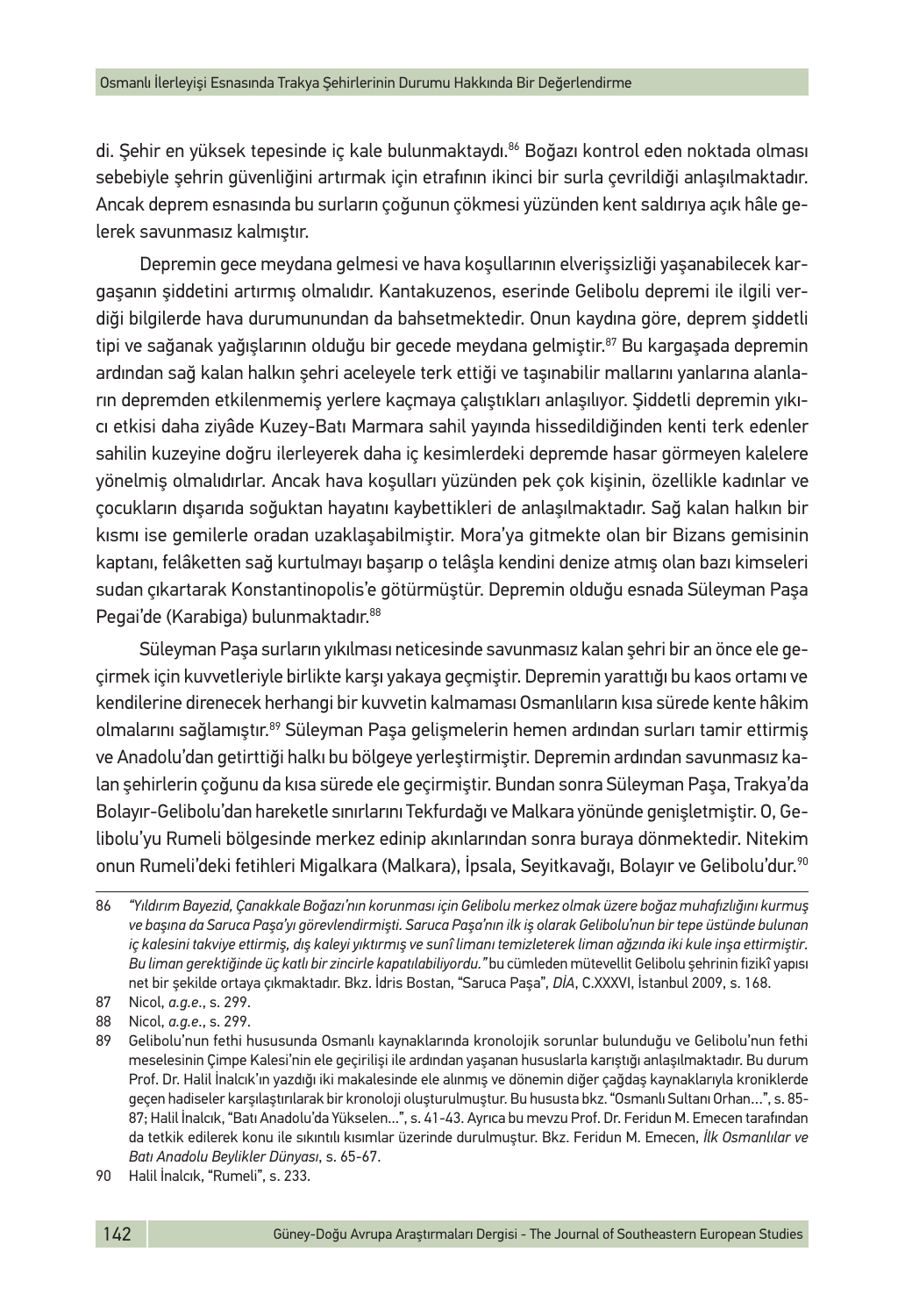di. Şehir en yüksek tepesinde iç kale bulunmaktaydı.[86] Boğazı kontrol eden noktada olması sebebiyle şehrin güvenliğini artırmak için etrafının ikinci bir surla çevrildiği anlaşılmaktadır. Ancak deprem esnasında bu surların çoğunun çökmesi yüzünden kent saldırıya açık hâle gelerek savunmasız kalmıştır.

Depremin gece meydana gelmesi ve hava koşullarının elverişsizliği yaşanabilecek kargaşanın şiddetini artırmış olmalıdır. Kantakuzenos, eserinde Gelibolu depremi ile ilgili verdiği bilgilerde hava durumunundan da bahsetmektedir. Onun kaydına göre, deprem şiddetli tipi ve sağanak yağışlarının olduğu bir gecede meydana gelmiştir.[87] Bu kargaşada depremin ardından sağ kalan halkın şehri aceleyele terk ettiği ve taşınabilir mallarını yanlarına alanların depremden etkilenmemiş yerlere kaçmaya çalıştıkları anlaşılıyor. Şiddetli depremin yıkıcı etkisi daha ziyâde Kuzey-Batı Marmara sahil yayında hissedildiğinden kenti terk edenler sahilin kuzeyine doğru ilerleyerek daha iç kesimlerdeki depremde hasar görmeyen kalelere yönelmiş olmalıdırlar. Ancak hava koşulları yüzünden pek çok kişinin, özellikle kadınlar ve çocukların dışarıda soğuktan hayatını kaybettikleri de anlaşılmaktadır. Sağ kalan halkın bir kısmı ise gemilerle oradan uzaklaşabilmiştir. Mora'ya gitmekte olan bir Bizans gemisinin kaptanı, felâketten sağ kurtulmayı başarıp o telâşla kendini denize atmış olan bazı kimseleri sudan çıkartarak Konstantinopolis'e götürmüştür. Depremin olduğu esnada Süleyman Paşa Pegai'de (Karabiga) bulunmaktadır.[88]

Süleyman Paşa surların yıkılması neticesinde savunmasız kalan şehri bir an önce ele geçirmek için kuvvetleriyle birlikte karşı yakaya geçmiştir. Depremin yarattığı bu kaos ortamı ve kendilerine direnecek herhangi bir kuvvetin kalmaması Osmanlıların kısa sürede kente hâkim olmalarını sağlamıştır.[89] Süleyman Paşa gelişmelerin hemen ardından surları tamir ettirmiş ve Anadolu'dan getirttiği halkı bu bölgeye yerleştirmiştir. Depremin ardından savunmasız kalan şehirlerin çoğunu da kısa sürede ele geçirmiştir. Bundan sonra Süleyman Paşa, Trakya'da Bolayır-Gelibolu'dan hareketle sınırlarını Tekfurdağı ve Malkara yönünde genişletmiştir. O, Gelibolu'yu Rumeli bölgesinde merkez edinip akınlarından sonra buraya dönmektedir. Nitekim onun Rumeli'deki fetihleri Migalkara (Malkara), İpsala, Seyitkavağı, Bolayır ve Gelibolu'dur.[90]

---

86 *"Yıldırım Bayezid, Çanakkale Boğazı'nın korunması için Gelibolu merkez olmak üzere boğaz muhafızlığını kurmuş ve başına da Saruca Paşa'yı görevlendirmişti. Saruca Paşa'nın ilk iş olarak Gelibolu'nun bir tepe üstünde bulunan iç kalesini takviye ettirmiş, dış kaleyi yıktırmış ve sunî limanı temizleterek liman ağzında iki kule inşa ettirmiştir. Bu liman gerektiğinde üç katlı bir zincirle kapatılabiliyordu."* bu cümleden mütevellit Gelibolu şehrinin fizikî yapısı net bir şekilde ortaya çıkmaktadır. Bkz. İdris Bostan, "Saruca Paşa", *DİA*, C.XXXVI, İstanbul 2009, s. 168.

87 Nicol, *a.g.e.*, s. 299.

88 Nicol, *a.g.e.*, s. 299.

89 Gelibolu'nun fethi hususunda Osmanlı kaynaklarında kronolojik sorunlar bulunduğu ve Gelibolu'nun fethi meselesinin Çimpe Kalesi'nin ele geçirilişi ile ardından yaşanan hususlarla karıştığı anlaşılmaktadır. Bu durum Prof. Dr. Halil İnalcık'ın yazdığı iki makalesinde ele alınmış ve dönemin diğer çağdaş kaynaklarıyla kroniklerde geçen hadiseler karşılaştırılarak bir kronoloji oluşturulmuştur. Bu hususta bkz. "Osmanlı Sultanı Orhan...", s. 85-87; Halil İnalcık, "Batı Anadolu'da Yükselen...", s. 41-43. Ayrıca bu mevzu Prof. Dr. Feridun M. Emecen tarafından da tetkik edilerek konu ile sıkıntılı kısımlar üzerinde durulmuştur. Bkz. Feridun M. Emecen, *İlk Osmanlılar ve Batı Anadolu Beylikler Dünyası*, s. 65-67.

90 Halil İnalcık, "Rumeli", s. 233.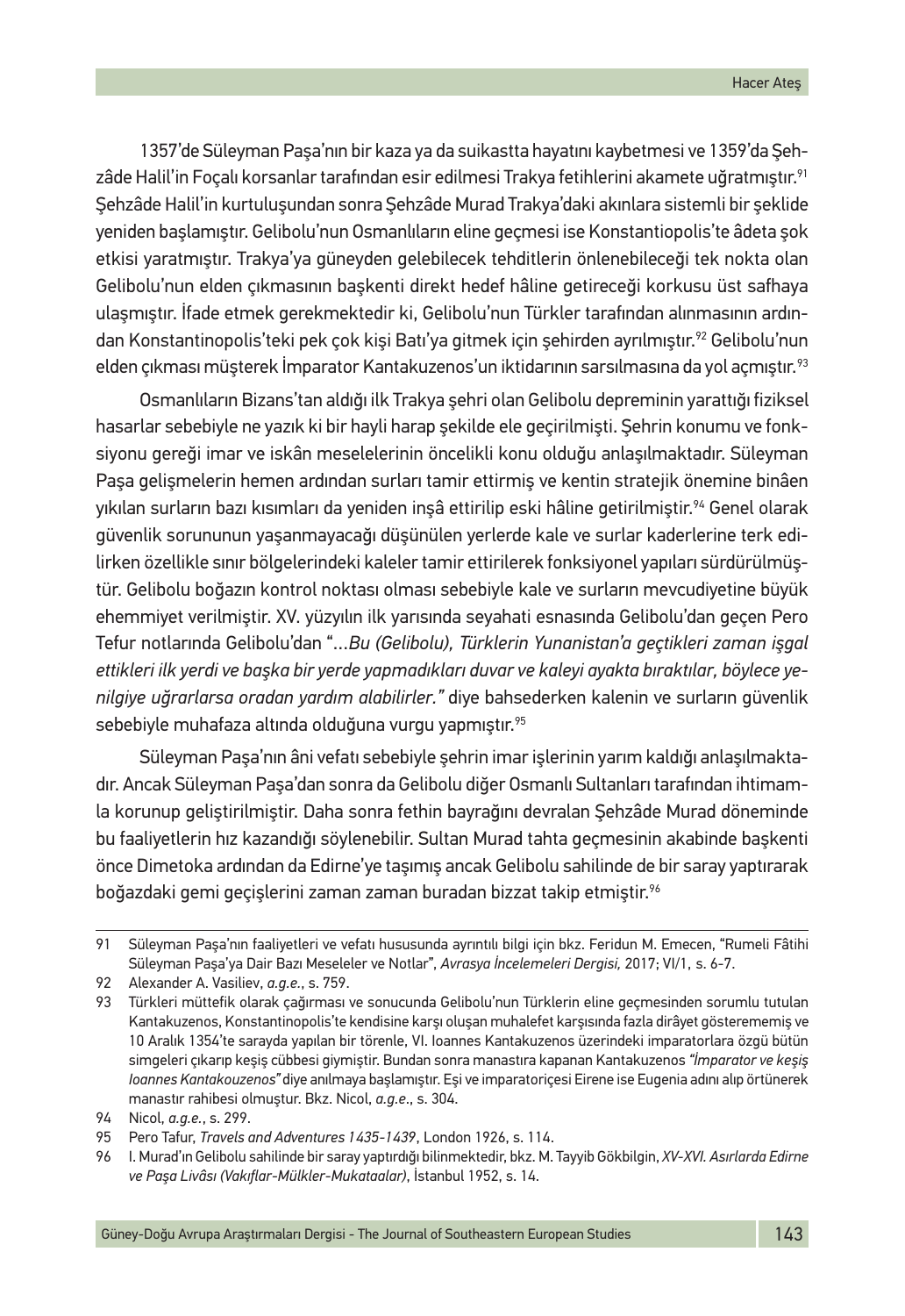1357'de Süleyman Paşa'nın bir kaza ya da suikastta hayatını kaybetmesi ve 1359'da Şehzâde Halil'in Foçalı korsanlar tarafından esir edilmesi Trakya fetihlerini akamete uğratmıştır.[91] Şehzâde Halil'in kurtuluşundan sonra Şehzâde Murad Trakya'daki akınlara sistemli bir şeklide yeniden başlamıştır. Gelibolu'nun Osmanlıların eline geçmesi ise Konstantiopolis'te âdeta şok etkisi yaratmıştır. Trakya'ya güneyden gelebilecek tehditlerin önlenebileceği tek nokta olan Gelibolu'nun elden çıkmasının başkenti direkt hedef hâline getireceği korkusu üst safhaya ulaşmıştır. İfade etmek gerekmektedir ki, Gelibolu'nun Türkler tarafından alınmasının ardından Konstantinopolis'teki pek çok kişi Batı'ya gitmek için şehirden ayrılmıştır.[92] Gelibolu'nun elden çıkması müşterek İmparator Kantakuzenos'un iktidarının sarsılmasına da yol açmıştır.[93]

Osmanlıların Bizans'tan aldığı ilk Trakya şehri olan Gelibolu depreminin yarattığı fiziksel hasarlar sebebiyle ne yazık ki bir hayli harap şekilde ele geçirilmişti. Şehrin konumu ve fonksiyonu gereği imar ve iskân meselelerinin öncelikli konu olduğu anlaşılmaktadır. Süleyman Paşa gelişmelerin hemen ardından surları tamir ettirmiş ve kentin stratejik önemine binâen yıkılan surların bazı kısımları da yeniden inşâ ettirilip eski hâline getirilmiştir.[94] Genel olarak güvenlik sorununun yaşanmayacağı düşünülen yerlerde kale ve surlar kaderlerine terk edilirken özellikle sınır bölgelerindeki kaleler tamir ettirilerek fonksiyonel yapıları sürdürülmüştür. Gelibolu boğazın kontrol noktası olması sebebiyle kale ve surların mevcudiyetine büyük ehemmiyet verilmiştir. XV. yüzyılın ilk yarısında seyahati esnasında Gelibolu'dan geçen Pero Tefur notlarında Gelibolu'dan "*...Bu (Gelibolu), Türklerin Yunanistan'a geçtikleri zaman işgal ettikleri ilk yerdi ve başka bir yerde yapmadıkları duvar ve kaleyi ayakta bıraktılar, böylece yenilgiye uğrarlarsa oradan yardım alabilirler.*" diye bahsederken kalenin ve surların güvenlik sebebiyle muhafaza altında olduğuna vurgu yapmıştır.[95]

Süleyman Paşa'nın âni vefatı sebebiyle şehrin imar işlerinin yarım kaldığı anlaşılmaktadır. Ancak Süleyman Paşa'dan sonra da Gelibolu diğer Osmanlı Sultanları tarafından ihtimamla korunup geliştirilmiştir. Daha sonra fethin bayrağını devralan Şehzâde Murad döneminde bu faaliyetlerin hız kazandığı söylenebilir. Sultan Murad tahta geçmesinin akabinde başkenti önce Dimetoka ardından da Edirne'ye taşımış ancak Gelibolu sahilinde de bir saray yaptırarak boğazdaki gemi geçişlerini zaman zaman buradan bizzat takip etmiştir.[96]

---

91 Süleyman Paşa'nın faaliyetleri ve vefatı hususunda ayrıntılı bilgi için bkz. Feridun M. Emecen, "Rumeli Fâtihi Süleyman Paşa'ya Dair Bazı Meseleler ve Notlar", *Avrasya İncelemeleri Dergisi,* 2017; VI/1, s. 6-7.

92 Alexander A. Vasiliev, *a.g.e.*, s. 759.

93 Türkleri müttefik olarak çağırması ve sonucunda Gelibolu'nun Türklerin eline geçmesinden sorumlu tutulan Kantakuzenos, Konstantinopolis'te kendisine karşı oluşan muhalefet karşısında fazla dirâyet gösterememiş ve 10 Aralık 1354'te sarayda yapılan bir törenle, VI. Ioannes Kantakuzenos üzerindeki imparatorlara özgü bütün simgeleri çıkarıp keşiş cübbesi giymiştir. Bundan sonra manastıra kapanan Kantakuzenos *"İmparator ve keşiş Ioannes Kantakouzenos"* diye anılmaya başlamıştır. Eşi ve imparatoriçesi Eirene ise Eugenia adını alıp örtünerek manastır rahibesi olmuştur. Bkz. Nicol, *a.g.e.*, s. 304.

94 Nicol, *a.g.e.*, s. 299.

95 Pero Tafur, *Travels and Adventures 1435-1439*, London 1926, s. 114.

96 I. Murad'ın Gelibolu sahilinde bir saray yaptırdığı bilinmektedir, bkz. M. Tayyib Gökbilgin, *XV-XVI. Asırlarda Edirne ve Paşa Livâsı (Vakıflar-Mülkler-Mukataalar)*, İstanbul 1952, s. 14.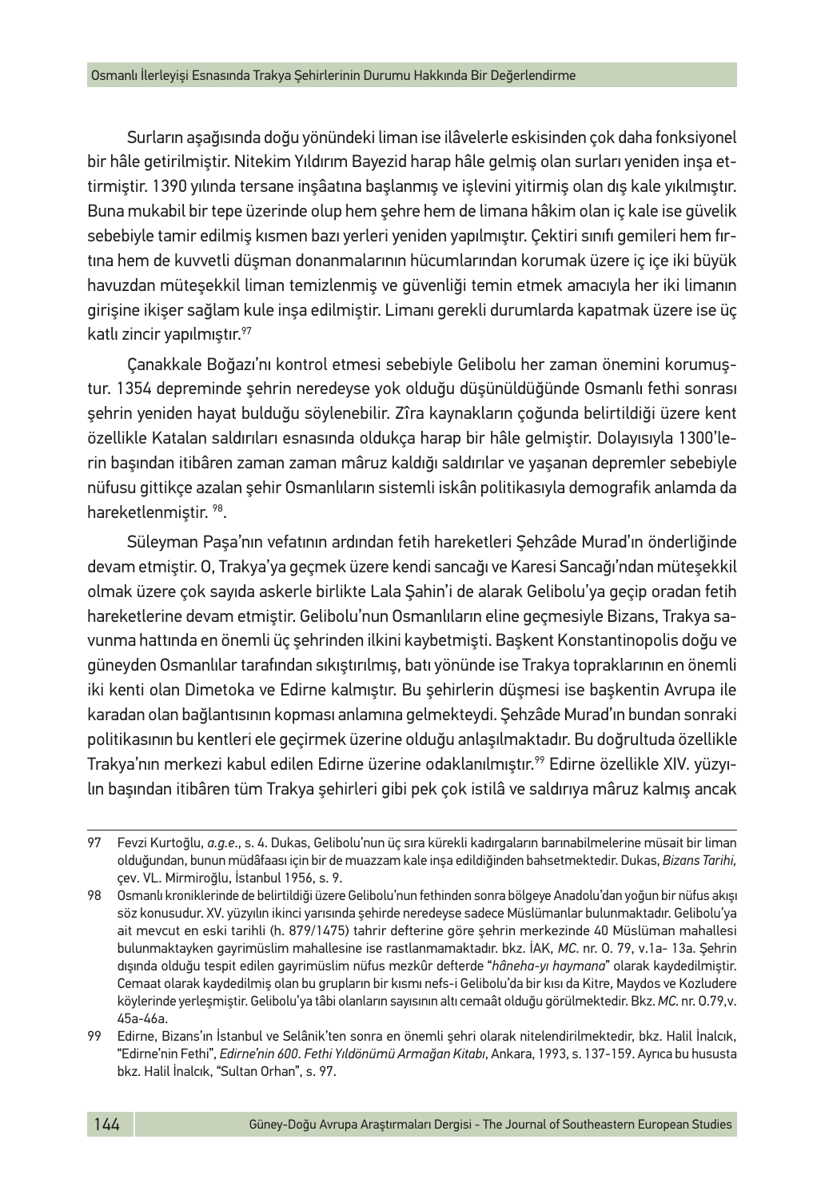Surların aşağısında doğu yönündeki liman ise ilâvelerle eskisinden çok daha fonksiyonel bir hâle getirilmiştir. Nitekim Yıldırım Bayezid harap hâle gelmiş olan surları yeniden inşa ettirmiştir. 1390 yılında tersane inşâatına başlanmış ve işlevini yitirmiş olan dış kale yıkılmıştır. Buna mukabil bir tepe üzerinde olup hem şehre hem de limana hâkim olan iç kale ise güvelik sebebiyle tamir edilmiş kısmen bazı yerleri yeniden yapılmıştır. Çektiri sınıfı gemileri hem fırtına hem de kuvvetli düşman donanmalarının hücumlarından korumak üzere iç içe iki büyük havuzdan müteşekkil liman temizlenmiş ve güvenliği temin etmek amacıyla her iki limanın girişine ikişer sağlam kule inşa edilmiştir. Limanı gerekli durumlarda kapatmak üzere ise üç katlı zincir yapılmıştır.[97]

Çanakkale Boğazı'nı kontrol etmesi sebebiyle Gelibolu her zaman önemini korumuştur. 1354 depreminde şehrin neredeyse yok olduğu düşünüldüğünde Osmanlı fethi sonrası şehrin yeniden hayat bulduğu söylenebilir. Zîra kaynakların çoğunda belirtildiği üzere kent özellikle Katalan saldırıları esnasında oldukça harap bir hâle gelmiştir. Dolayısıyla 1300'lerin başından itibâren zaman zaman mâruz kaldığı saldırılar ve yaşanan depremler sebebiyle nüfusu gittikçe azalan şehir Osmanlıların sistemli iskân politikasıyla demografik anlamda da hareketlenmiştir. [98].

Süleyman Paşa'nın vefatının ardından fetih hareketleri Şehzâde Murad'ın önderliğinde devam etmiştir. O, Trakya'ya geçmek üzere kendi sancağı ve Karesi Sancağı'ndan müteşekkil olmak üzere çok sayıda askerle birlikte Lala Şahin'i de alarak Gelibolu'ya geçip oradan fetih hareketlerine devam etmiştir. Gelibolu'nun Osmanlıların eline geçmesiyle Bizans, Trakya savunma hattında en önemli üç şehrinden ilkini kaybetmişti. Başkent Konstantinopolis doğu ve güneyden Osmanlılar tarafından sıkıştırılmış, batı yönünde ise Trakya topraklarının en önemli iki kenti olan Dimetoka ve Edirne kalmıştır. Bu şehirlerin düşmesi ise başkentin Avrupa ile karadan olan bağlantısının kopması anlamına gelmekteydi. Şehzâde Murad'ın bundan sonraki politikasının bu kentleri ele geçirmek üzerine olduğu anlaşılmaktadır. Bu doğrultuda özellikle Trakya'nın merkezi kabul edilen Edirne üzerine odaklanılmıştır.[99] Edirne özellikle XIV. yüzyılın başından itibâren tüm Trakya şehirleri gibi pek çok istilâ ve saldırıya mâruz kalmış ancak

---

97 Fevzi Kurtoğlu, *a.g.e.*, s. 4. Dukas, Gelibolu'nun üç sıra kürekli kadırgaların barınabilmelerine müsait bir liman olduğundan, bunun müdâfaası için bir de muazzam kale inşa edildiğinden bahsetmektedir. Dukas, *Bizans Tarihi,* çev. VL. Mirmiroğlu, İstanbul 1956, s. 9.

98 Osmanlı kroniklerinde de belirtildiği üzere Gelibolu'nun fethinden sonra bölgeye Anadolu'dan yoğun bir nüfus akışı söz konusudur. XV. yüzyılın ikinci yarısında şehirde neredeyse sadece Müslümanlar bulunmaktadır. Gelibolu'ya ait mevcut en eski tarihli (h. 879/1475) tahrir defterine göre şehrin merkezinde 40 Müslüman mahallesi bulunmaktayken gayrimüslim mahallesine ise rastlanmamaktadır. bkz. İAK, *MC*. nr. O. 79, v.1a- 13a. Şehrin dışında olduğu tespit edilen gayrimüslim nüfus mezkûr defterde "*hâneha-yı haymana*" olarak kaydedilmiştir. Cemaat olarak kaydedilmiş olan bu grupların bir kısmı nefs-i Gelibolu'da bir kısı da Kitre, Maydos ve Kozludere köylerinde yerleşmiştir. Gelibolu'ya tâbi olanların sayısının altı cemaât olduğu görülmektedir. Bkz. *MC*. nr. O.79,v. 45a-46a.

99 Edirne, Bizans'ın İstanbul ve Selânik'ten sonra en önemli şehri olarak nitelendirilmektedir, bkz. Halil İnalcık, "Edirne'nin Fethi", *Edirne'nin 600. Fethi Yıldönümü Armağan Kitabı*, Ankara, 1993, s. 137-159. Ayrıca bu hususta bkz. Halil İnalcık, "Sultan Orhan", s. 97.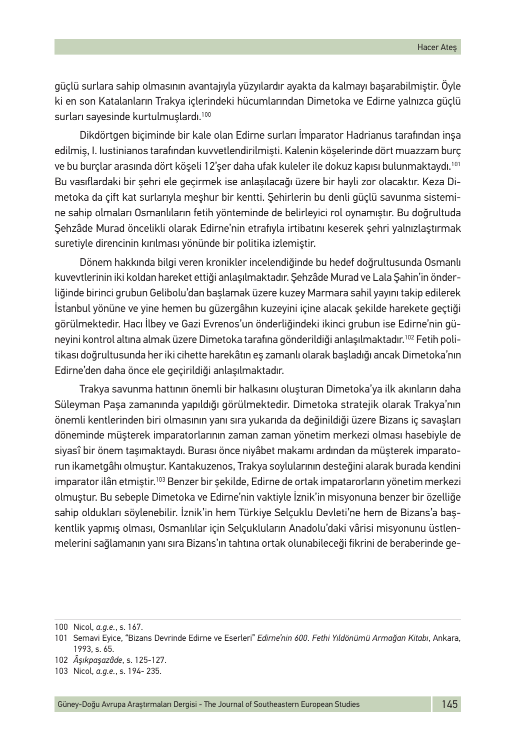güçlü surlara sahip olmasının avantajıyla yüzyıllardır ayakta da kalmayı başarabilmiştir. Öyle ki en son Katalanların Trakya içlerindeki hücumlarından Dimetoka ve Edirne yalnızca güçlü surları sayesinde kurtulmuşlardı.[100]

Dikdörtgen biçiminde bir kale olan Edirne surları İmparator Hadrianus tarafından inşa edilmiş, I. Iustinianos tarafından kuvvetlendirilmişti. Kalenin köşelerinde dört muazzam burç ve bu burçlar arasında dört köşeli 12'şer daha ufak kuleler ile dokuz kapısı bulunmaktaydı.[101] Bu vasıflardaki bir şehri ele geçirmek ise anlaşılacağı üzere bir hayli zor olacaktır. Keza Dimetoka da çift kat surlarıyla meşhur bir kentti. Şehirlerin bu denli güçlü savunma sistemine sahip olmaları Osmanlıların fetih yönteminde de belirleyici rol oynamıştır. Bu doğrultuda Şehzâde Murad öncelikli olarak Edirne'nin etrafıyla irtibatını keserek şehri yalnızlaştırmak suretiyle direncinin kırılması yönünde bir politika izlemiştir.

Dönem hakkında bilgi veren kronikler incelendiğinde bu hedef doğrultusunda Osmanlı kuvevtlerinin iki koldan hareket ettiği anlaşılmaktadır. Şehzâde Murad ve Lala Şahin'in önderliğinde birinci grubun Gelibolu'dan başlamak üzere kuzey Marmara sahil yayını takip edilerek İstanbul yönüne ve yine hemen bu güzergâhın kuzeyini içine alacak şekilde harekete geçtiği görülmektedir. Hacı İlbey ve Gazi Evrenos'un önderliğindeki ikinci grubun ise Edirne'nin güneyini kontrol altına almak üzere Dimetoka tarafına gönderildiği anlaşılmaktadır.[102] Fetih politikası doğrultusunda her iki cihette harekâtın eş zamanlı olarak başladığı ancak Dimetoka'nın Edirne'den daha önce ele geçirildiği anlaşılmaktadır.

Trakya savunma hattının önemli bir halkasını oluşturan Dimetoka'ya ilk akınların daha Süleyman Paşa zamanında yapıldığı görülmektedir. Dimetoka stratejik olarak Trakya'nın önemli kentlerinden biri olmasının yanı sıra yukarıda da değinildiği üzere Bizans iç savaşları döneminde müşterek imparatorlarının zaman zaman yönetim merkezi olması hasebiyle de siyasî bir önem taşımaktaydı. Burası önce niyâbet makamı ardından da müşterek imparatorun ikametgâhı olmuştur. Kantakuzenos, Trakya soylularının desteğini alarak burada kendini imparator ilân etmiştir.[103] Benzer bir şekilde, Edirne de ortak impatarorların yönetim merkezi olmuştur. Bu sebeple Dimetoka ve Edirne'nin vaktiyle İznik'in misyonuna benzer bir özelliğe sahip oldukları söylenebilir. İznik'in hem Türkiye Selçuklu Devleti'ne hem de Bizans'a başkentlik yapmış olması, Osmanlılar için Selçukluların Anadolu'daki vârisi misyonunu üstlenmelerini sağlamanın yanı sıra Bizans'ın tahtına ortak olunabileceği fikrini de beraberinde ge-

---

100 Nicol, *a.g.e.*, s. 167.

101 Semavi Eyice, "Bizans Devrinde Edirne ve Eserleri" *Edirne'nin 600. Fethi Yıldönümü Armağan Kitabı*, Ankara, 1993, s. 65.

102 *Âşıkpaşazâde*, s. 125-127.

103 Nicol, *a.g.e.*, s. 194- 235.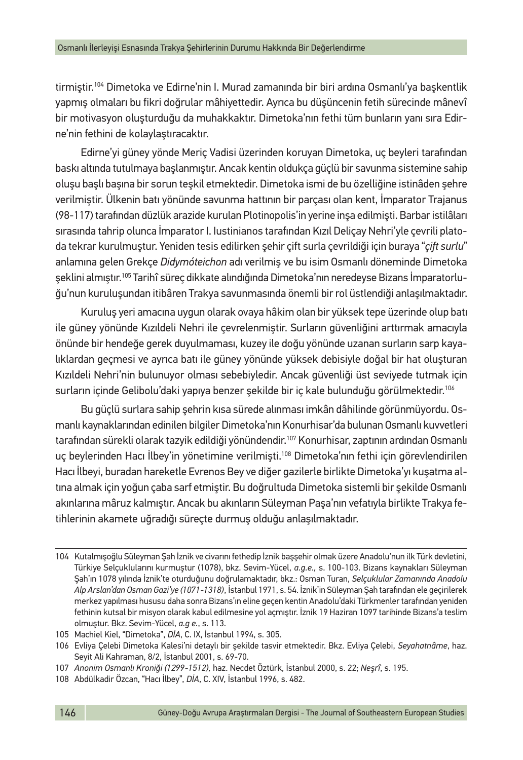tirmiştir.[104] Dimetoka ve Edirne'nin I. Murad zamanında bir biri ardına Osmanlı'ya başkentlik yapmış olmaları bu fikri doğrular mâhiyettedir. Ayrıca bu düşüncenin fetih sürecinde mânevî bir motivasyon oluşturduğu da muhakkaktır. Dimetoka'nın fethi tüm bunların yanı sıra Edirne'nin fethini de kolaylaştıracaktır.

Edirne'yi güney yönde Meriç Vadisi üzerinden koruyan Dimetoka, uç beyleri tarafından baskı altında tutulmaya başlanmıştır. Ancak kentin oldukça güçlü bir savunma sistemine sahip oluşu başlı başına bir sorun teşkil etmektedir. Dimetoka ismi de bu özelliğine istinâden şehre verilmiştir. Ülkenin batı yönünde savunma hattının bir parçası olan kent, İmparator Trajanus (98-117) tarafından düzlük arazide kurulan Plotinopolis'in yerine inşa edilmişti. Barbar istilâları sırasında tahrip olunca İmparator I. Iustinianos tarafından Kızıl Deliçay Nehri'yle çevrili platoda tekrar kurulmuştur. Yeniden tesis edilirken şehir çift surla çevrildiği için buraya "*çift surlu*" anlamına gelen Grekçe *Didymóteichon* adı verilmiş ve bu isim Osmanlı döneminde Dimetoka şeklini almıştır.[105] Tarihî süreç dikkate alındığında Dimetoka'nın neredeyse Bizans İmparatorluğu'nun kuruluşundan itibâren Trakya savunmasında önemli bir rol üstlendiği anlaşılmaktadır.

Kuruluş yeri amacına uygun olarak ovaya hâkim olan bir yüksek tepe üzerinde olup batı ile güney yönünde Kızıldeli Nehri ile çevrelenmiştir. Surların güvenliğini arttırmak amacıyla önünde bir hendeğe gerek duyulmaması, kuzey ile doğu yönünde uzanan surların sarp kayalıklardan geçmesi ve ayrıca batı ile güney yönünde yüksek debisiyle doğal bir hat oluşturan Kızıldeli Nehri'nin bulunuyor olması sebebiyledir. Ancak güvenliği üst seviyede tutmak için surların içinde Gelibolu'daki yapıya benzer şekilde bir iç kale bulunduğu görülmektedir.[106]

Bu güçlü surlara sahip şehrin kısa sürede alınması imkân dâhilinde görünmüyordu. Osmanlı kaynaklarından edinilen bilgiler Dimetoka'nın Konurhisar'da bulunan Osmanlı kuvvetleri tarafından sürekli olarak tazyik edildiği yönündendir.[107] Konurhisar, zaptının ardından Osmanlı uç beylerinden Hacı İlbey'in yönetimine verilmişti.[108] Dimetoka'nın fethi için görevlendirilen Hacı İlbeyi, buradan hareketle Evrenos Bey ve diğer gazilerle birlikte Dimetoka'yı kuşatma altına almak için yoğun çaba sarf etmiştir. Bu doğrultuda Dimetoka sistemli bir şekilde Osmanlı akınlarına mâruz kalmıştır. Ancak bu akınların Süleyman Paşa'nın vefatıyla birlikte Trakya fetihlerinin akamete uğradığı süreçte durmuş olduğu anlaşılmaktadır.

---

104 Kutalmışoğlu Süleyman Şah İznik ve civarını fethedip İznik başşehir olmak üzere Anadolu'nun ilk Türk devletini, Türkiye Selçuklularını kurmuştur (1078), bkz. Sevim-Yücel, *a.g.e.,* s. 100-103. Bizans kaynakları Süleyman Şah'ın 1078 yılında İznik'te oturduğunu doğrulamaktadır, bkz.: Osman Turan, *Selçuklular Zamanında Anadolu Alp Arslan'dan Osman Gazi'ye (1071-1318)*, İstanbul 1971, s. 54. İznik'in Süleyman Şah tarafından ele geçirilerek merkez yapılması hususu daha sonra Bizans'ın eline geçen kentin Anadolu'daki Türkmenler tarafından yeniden fethinin kutsal bir misyon olarak kabul edilmesine yol açmıştır. İznik 19 Haziran 1097 tarihinde Bizans'a teslim olmuştur. Bkz. Sevim-Yücel, *a.g e.*, s. 113.

105 Machiel Kiel, "Dimetoka", *DİA*, C. IX, İstanbul 1994, s. 305.

106 Evliya Çelebi Dimetoka Kalesi'ni detaylı bir şekilde tasvir etmektedir. Bkz. Evliya Çelebi, *Seyahatnâme*, haz. Seyit Ali Kahraman, 8/2, İstanbul 2001, s. 69-70.

107 *Anonim Osmanlı Kroniği (1299-1512),* haz. Necdet Öztürk, İstanbul 2000, s. 22; *Neşrî*, s. 195.

108 Abdülkadir Özcan, "Hacı İlbey", *DİA*, C. XIV, İstanbul 1996, s. 482.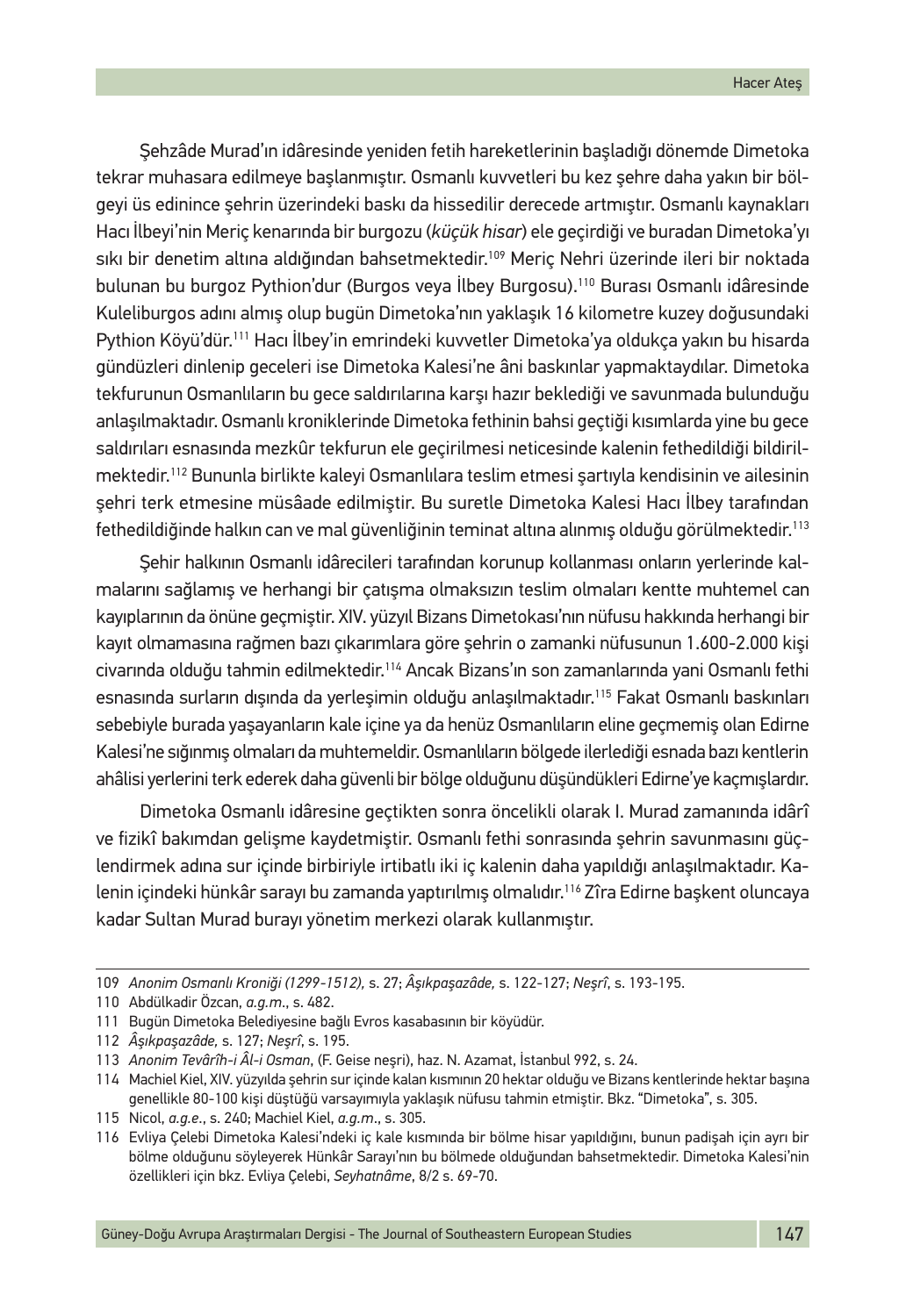Şehzâde Murad'ın idâresinde yeniden fetih hareketlerinin başladığı dönemde Dimetoka tekrar muhasara edilmeye başlanmıştır. Osmanlı kuvvetleri bu kez şehre daha yakın bir bölgeyi üs edinince şehrin üzerindeki baskı da hissedilir derecede artmıştır. Osmanlı kaynakları Hacı İlbeyi'nin Meriç kenarında bir burgozu (*küçük hisar*) ele geçirdiği ve buradan Dimetoka'yı sıkı bir denetim altına aldığından bahsetmektedir.[109] Meriç Nehri üzerinde ileri bir noktada bulunan bu burgoz Pythion'dur (Burgos veya İlbey Burgosu).[110] Burası Osmanlı idâresinde Kuleliburgos adını almış olup bugün Dimetoka'nın yaklaşık 16 kilometre kuzey doğusundaki Pythion Köyü'dür.[111] Hacı İlbey'in emrindeki kuvvetler Dimetoka'ya oldukça yakın bu hisarda gündüzleri dinlenip geceleri ise Dimetoka Kalesi'ne âni baskınlar yapmaktaydılar. Dimetoka tekfurunun Osmanlıların bu gece saldırılarına karşı hazır beklediği ve savunmada bulunduğu anlaşılmaktadır. Osmanlı kroniklerinde Dimetoka fethinin bahsi geçtiği kısımlarda yine bu gece saldırıları esnasında mezkûr tekfurun ele geçirilmesi neticesinde kalenin fethedildiği bildirilmektedir.[112] Bununla birlikte kaleyi Osmanlılara teslim etmesi şartıyla kendisinin ve ailesinin şehri terk etmesine müsâade edilmiştir. Bu suretle Dimetoka Kalesi Hacı İlbey tarafından fethedildiğinde halkın can ve mal güvenliğinin teminat altına alınmış olduğu görülmektedir.[113]

Şehir halkının Osmanlı idârecileri tarafından korunup kollanması onların yerlerinde kalmalarını sağlamış ve herhangi bir çatışma olmaksızın teslim olmaları kentte muhtemel can kayıplarının da önüne geçmiştir. XIV. yüzyıl Bizans Dimetokası'nın nüfusu hakkında herhangi bir kayıt olmamasına rağmen bazı çıkarımlara göre şehrin o zamanki nüfusunun 1.600-2.000 kişi civarında olduğu tahmin edilmektedir.[114] Ancak Bizans'ın son zamanlarında yani Osmanlı fethi esnasında surların dışında da yerleşimin olduğu anlaşılmaktadır.[115] Fakat Osmanlı baskınları sebebiyle burada yaşayanların kale içine ya da henüz Osmanlıların eline geçmemiş olan Edirne Kalesi'ne sığınmış olmaları da muhtemeldir. Osmanlıların bölgede ilerlediği esnada bazı kentlerin ahâlisi yerlerini terk ederek daha güvenli bir bölge olduğunu düşündükleri Edirne'ye kaçmışlardır.

Dimetoka Osmanlı idâresine geçtikten sonra öncelikli olarak I. Murad zamanında idârî ve fizikî bakımdan gelişme kaydetmiştir. Osmanlı fethi sonrasında şehrin savunmasını güçlendirmek adına sur içinde birbiriyle irtibatlı iki iç kalenin daha yapıldığı anlaşılmaktadır. Kalenin içindeki hünkâr sarayı bu zamanda yaptırılmış olmalıdır.[116] Zîra Edirne başkent oluncaya kadar Sultan Murad burayı yönetim merkezi olarak kullanmıştır.

---

109 *Anonim Osmanlı Kroniği (1299-1512)*, s. 27; *Âşıkpaşazâde*, s. 122-127; *Neşrî*, s. 193-195.

110 Abdülkadir Özcan, *a.g.m.*, s. 482.

111 Bugün Dimetoka Belediyesine bağlı Evros kasabasının bir köyüdür.

112 *Âşıkpaşazâde*, s. 127; *Neşrî*, s. 195.

113 *Anonim Tevârîh-i Âl-i Osman*, (F. Geise neşri), haz. N. Azamat, İstanbul 992, s. 24.

114 Machiel Kiel, XIV. yüzyılda şehrin sur içinde kalan kısmının 20 hektar olduğu ve Bizans kentlerinde hektar başına genellikle 80-100 kişi düştüğü varsayımıyla yaklaşık nüfusu tahmin etmiştir. Bkz. "Dimetoka", s. 305.

115 Nicol, *a.g.e.*, s. 240; Machiel Kiel, *a.g.m.*, s. 305.

116 Evliya Çelebi Dimetoka Kalesi'ndeki iç kale kısmında bir bölme hisar yapıldığını, bunun padişah için ayrı bir bölme olduğunu söyleyerek Hünkâr Sarayı'nın bu bölmede olduğundan bahsetmektedir. Dimetoka Kalesi'nin özellikleri için bkz. Evliya Çelebi, *Seyhatnâme*, 8/2 s. 69-70.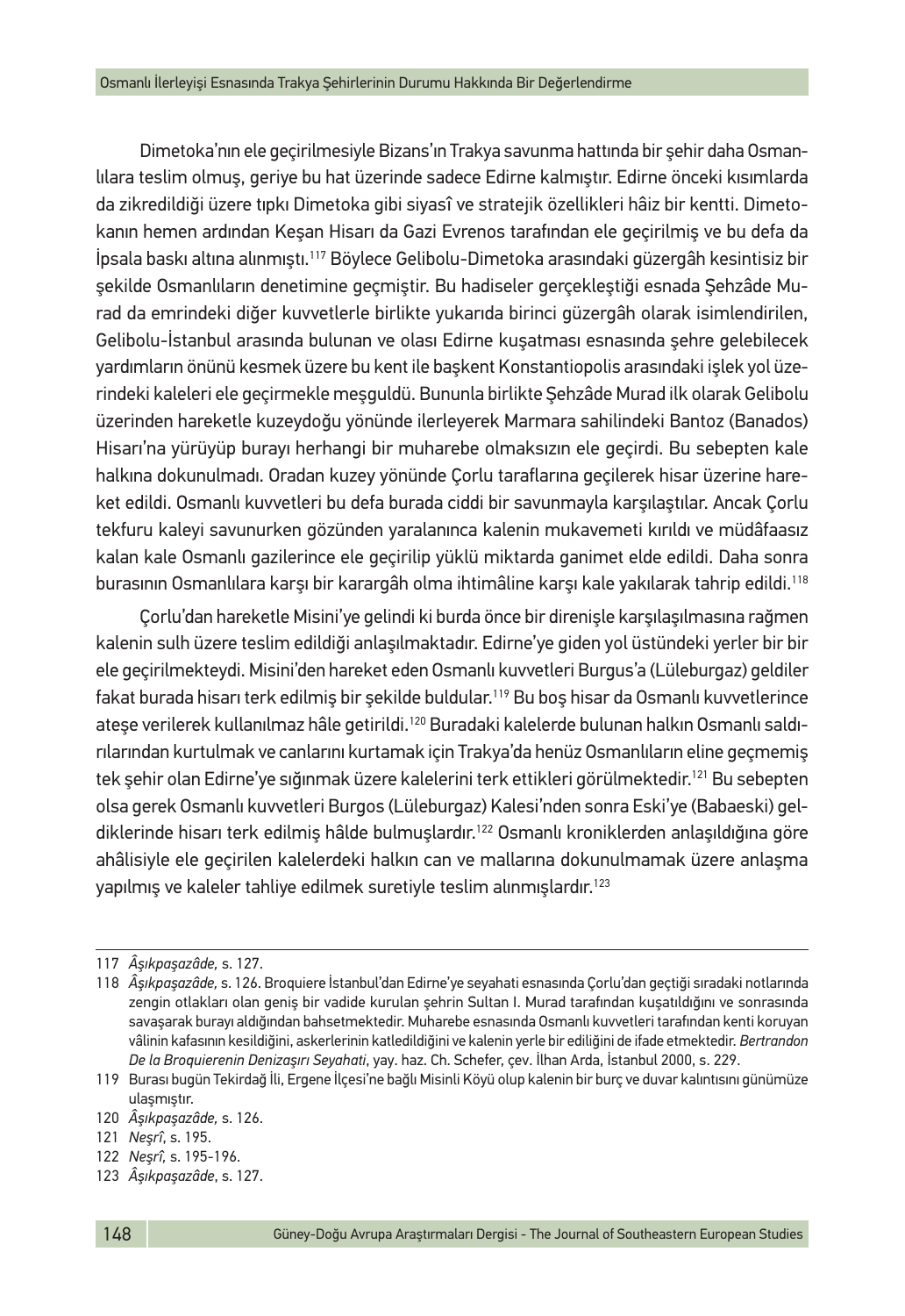Dimetoka'nın ele geçirilmesiyle Bizans'ın Trakya savunma hattında bir şehir daha Osmanlılara teslim olmuş, geriye bu hat üzerinde sadece Edirne kalmıştır. Edirne önceki kısımlarda da zikredildiği üzere tıpkı Dimetoka gibi siyasî ve stratejik özellikleri hâiz bir kentti. Dimetokanın hemen ardından Keşan Hisarı da Gazi Evrenos tarafından ele geçirilmiş ve bu defa da İpsala baskı altına alınmıştı.[117] Böylece Gelibolu-Dimetoka arasındaki güzergâh kesintisiz bir şekilde Osmanlıların denetimine geçmiştir. Bu hadiseler gerçekleştiği esnada Şehzâde Murad da emrindeki diğer kuvvetlerle birlikte yukarıda birinci güzergâh olarak isimlendirilen, Gelibolu-İstanbul arasında bulunan ve olası Edirne kuşatması esnasında şehre gelebilecek yardımların önünü kesmek üzere bu kent ile başkent Konstantiopolis arasındaki işlek yol üzerindeki kaleleri ele geçirmekle meşguldü. Bununla birlikte Şehzâde Murad ilk olarak Gelibolu üzerinden hareketle kuzeydoğu yönünde ilerleyerek Marmara sahilindeki Bantoz (Banados) Hisarı'na yürüyüp burayı herhangi bir muharebe olmaksızın ele geçirdi. Bu sebepten kale halkına dokunulmadı. Oradan kuzey yönünde Çorlu taraflarına geçilerek hisar üzerine hareket edildi. Osmanlı kuvvetleri bu defa burada ciddi bir savunmayla karşılaştılar. Ancak Çorlu tekfuru kaleyi savunurken gözünden yaralanınca kalenin mukavemeti kırıldı ve müdâfaasız kalan kale Osmanlı gazilerince ele geçirilip yüklü miktarda ganimet elde edildi. Daha sonra burasının Osmanlılara karşı bir karargâh olma ihtimâline karşı kale yakılarak tahrip edildi.[118]

Çorlu'dan hareketle Misini'ye gelindi ki burda önce bir direnişle karşılaşılmasına rağmen kalenin sulh üzere teslim edildiği anlaşılmaktadır. Edirne'ye giden yol üstündeki yerler bir bir ele geçirilmekteydi. Misini'den hareket eden Osmanlı kuvvetleri Burgus'a (Lüleburgaz) geldiler fakat burada hisarı terk edilmiş bir şekilde buldular.[119] Bu boş hisar da Osmanlı kuvvetlerince ateşe verilerek kullanılmaz hâle getirildi.[120] Buradaki kalelerde bulunan halkın Osmanlı saldırılarından kurtulmak ve canlarını kurtamak için Trakya'da henüz Osmanlıların eline geçmemiş tek şehir olan Edirne'ye sığınmak üzere kalelerini terk ettikleri görülmektedir.[121] Bu sebepten olsa gerek Osmanlı kuvvetleri Burgos (Lüleburgaz) Kalesi'nden sonra Eski'ye (Babaeski) geldiklerinde hisarı terk edilmiş hâlde bulmuşlardır.[122] Osmanlı kroniklerden anlaşıldığına göre ahâlisiyle ele geçirilen kalelerdeki halkın can ve mallarına dokunulmamak üzere anlaşma yapılmış ve kaleler tahliye edilmek suretiyle teslim alınmışlardır.[123]

---

117 *Âşıkpaşazâde,* s. 127.

118 *Âşıkpaşazâde,* s. 126. Broquiere İstanbul'dan Edirne'ye seyahati esnasında Çorlu'dan geçtiği sıradaki notlarında zengin otlakları olan geniş bir vadide kurulan şehrin Sultan I. Murad tarafından kuşatıldığını ve sonrasında savaşarak burayı aldığından bahsetmektedir. Muharebe esnasında Osmanlı kuvvetleri tarafından kenti koruyan vâlinin kafasının kesildiğini, askerlerinin katledildiğini ve kalenin yerle bir ediliğini de ifade etmektedir. *Bertrandon De la Broquierenin Denizaşırı Seyahati*, yay. haz. Ch. Schefer, çev. İlhan Arda, İstanbul 2000, s. 229.

119 Burası bugün Tekirdağ İli, Ergene İlçesi'ne bağlı Misinli Köyü olup kalenin bir burç ve duvar kalıntısını günümüze ulaşmıştır.

120 *Âşıkpaşazâde,* s. 126.

121 *Neşrî*, s. 195.

122 *Neşrî,* s. 195-196.

123 *Âşıkpaşazâde*, s. 127.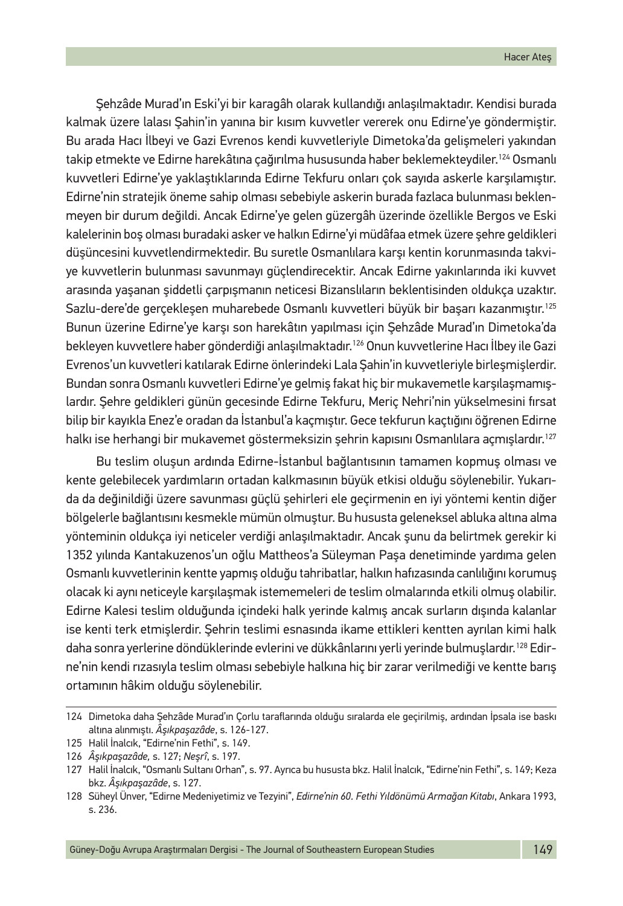Şehzâde Murad'ın Eski'yi bir karagâh olarak kullandığı anlaşılmaktadır. Kendisi burada kalmak üzere lalası Şahin'in yanına bir kısım kuvvetler vererek onu Edirne'ye göndermiştir. Bu arada Hacı İlbeyi ve Gazi Evrenos kendi kuvvetleriyle Dimetoka'da gelişmeleri yakından takip etmekte ve Edirne harekâtına çağırılma hususunda haber beklemekteydiler.[124] Osmanlı kuvvetleri Edirne'ye yaklaştıklarında Edirne Tekfuru onları çok sayıda askerle karşılamıştır. Edirne'nin stratejik öneme sahip olması sebebiyle askerin burada fazlaca bulunması beklenmeyen bir durum değildi. Ancak Edirne'ye gelen güzergâh üzerinde özellikle Bergos ve Eski kalelerinin boş olması buradaki asker ve halkın Edirne'yi müdâfaa etmek üzere şehre geldikleri düşüncesini kuvvetlendirmektedir. Bu suretle Osmanlılara karşı kentin korunmasında takviye kuvvetlerin bulunması savunmayı güçlendirecektir. Ancak Edirne yakınlarında iki kuvvet arasında yaşanan şiddetli çarpışmanın neticesi Bizanslıların beklentisinden oldukça uzaktır. Sazlu-dere'de gerçekleşen muharebede Osmanlı kuvvetleri büyük bir başarı kazanmıştır.[125] Bunun üzerine Edirne'ye karşı son harekâtın yapılması için Şehzâde Murad'ın Dimetoka'da bekleyen kuvvetlere haber gönderdiği anlaşılmaktadır.[126] Onun kuvvetlerine Hacı İlbey ile Gazi Evrenos'un kuvvetleri katılarak Edirne önlerindeki Lala Şahin'in kuvvetleriyle birleşmişlerdir. Bundan sonra Osmanlı kuvvetleri Edirne'ye gelmiş fakat hiç bir mukavemetle karşılaşmamışlardır. Şehre geldikleri günün gecesinde Edirne Tekfuru, Meriç Nehri'nin yükselmesini fırsat bilip bir kayıkla Enez'e oradan da İstanbul'a kaçmıştır. Gece tekfurun kaçtığını öğrenen Edirne halkı ise herhangi bir mukavemet göstermeksizin şehrin kapısını Osmanlılara açmışlardır.[127]

Bu teslim oluşun ardında Edirne-İstanbul bağlantısının tamamen kopmuş olması ve kente gelebilecek yardımların ortadan kalkmasının büyük etkisi olduğu söylenebilir. Yukarıda da değinildiği üzere savunması güçlü şehirleri ele geçirmenin en iyi yöntemi kentin diğer bölgelerle bağlantısını kesmekle mümün olmuştur. Bu hususta geleneksel abluka altına alma yönteminin oldukça iyi neticeler verdiği anlaşılmaktadır. Ancak şunu da belirtmek gerekir ki 1352 yılında Kantakuzenos'un oğlu Mattheos'a Süleyman Paşa denetiminde yardıma gelen Osmanlı kuvvetlerinin kentte yapmış olduğu tahribatlar, halkın hafızasında canlılığını korumuş olacak ki aynı neticeyle karşılaşmak istememeleri de teslim olmalarında etkili olmuş olabilir. Edirne Kalesi teslim olduğunda içindeki halk yerinde kalmış ancak surların dışında kalanlar ise kenti terk etmişlerdir. Şehrin teslimi esnasında ikame ettikleri kentten ayrılan kimi halk daha sonra yerlerine döndüklerinde evlerini ve dükkânlarını yerli yerinde bulmuşlardır.[128] Edirne'nin kendi rızasıyla teslim olması sebebiyle halkına hiç bir zarar verilmediği ve kentte barış ortamının hâkim olduğu söylenebilir.

---

124 Dimetoka daha Şehzâde Murad'ın Çorlu taraflarında olduğu sıralarda ele geçirilmiş, ardından İpsala ise baskı altına alınmıştı. *Âşıkpaşazâde*, s. 126-127.

125 Halil İnalcık, "Edirne'nin Fethi", s. 149.

126 *Âşıkpaşazâde,* s. 127; *Neşrî*, s. 197.

127 Halil İnalcık, "Osmanlı Sultanı Orhan", s. 97. Ayrıca bu hususta bkz. Halil İnalcık, "Edirne'nin Fethi", s. 149; Keza bkz. *Âşıkpaşazâde*, s. 127.

128 Süheyl Ünver, "Edirne Medeniyetimiz ve Tezyini", *Edirne'nin 60. Fethi Yıldönümü Armağan Kitabı*, Ankara 1993, s. 236.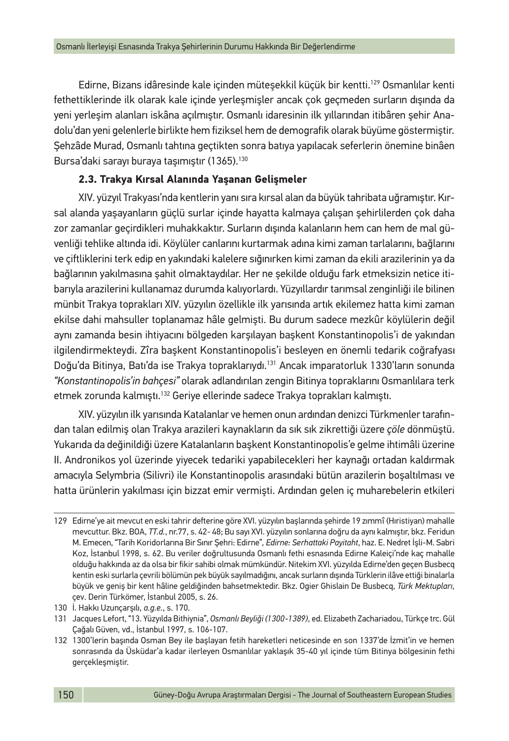Edirne, Bizans idâresinde kale içinden müteşekkil küçük bir kentti.[129] Osmanlılar kenti fethettiklerinde ilk olarak kale içinde yerleşmişler ancak çok geçmeden surların dışında da yeni yerleşim alanları iskâna açılmıştır. Osmanlı idaresinin ilk yıllarından itibâren şehir Anadolu'dan yeni gelenlerle birlikte hem fiziksel hem de demografik olarak büyüme göstermiştir. Şehzâde Murad, Osmanlı tahtına geçtikten sonra batıya yapılacak seferlerin önemine binâen Bursa'daki sarayı buraya taşımıştır (1365).[130]

### 2.3. Trakya Kırsal Alanında Yaşanan Gelişmeler

XIV. yüzyıl Trakyası'nda kentlerin yanı sıra kırsal alan da büyük tahribata uğramıştır. Kırsal alanda yaşayanların güçlü surlar içinde hayatta kalmaya çalışan şehirlilerden çok daha zor zamanlar geçirdikleri muhakkaktır. Surların dışında kalanların hem can hem de mal güvenliği tehlike altında idi. Köylüler canlarını kurtarmak adına kimi zaman tarlalarını, bağlarını ve çiftliklerini terk edip en yakındaki kalelere sığınırken kimi zaman da ekili arazilerinin ya da bağlarının yakılmasına şahit olmaktaydılar. Her ne şekilde olduğu fark etmeksizin netice itibarıyla arazilerini kullanamaz durumda kalıyorlardı. Yüzyıllardır tarımsal zenginliği ile bilinen münbit Trakya toprakları XIV. yüzyılın özellikle ilk yarısında artık ekilemez hatta kimi zaman ekilse dahi mahsuller toplanamaz hâle gelmişti. Bu durum sadece mezkûr köylülerin değil aynı zamanda besin ihtiyacını bölgeden karşılayan başkent Konstantinopolis'i de yakından ilgilendirmekteydi. Zîra başkent Konstantinopolis'i besleyen en önemli tedarik coğrafyası Doğu'da Bitinya, Batı'da ise Trakya topraklarıydı.[131] Ancak imparatorluk 1330'ların sonunda *"Konstantinopolis'in bahçesi"* olarak adlandırılan zengin Bitinya topraklarını Osmanlılara terk etmek zorunda kalmıştı.[132] Geriye ellerinde sadece Trakya toprakları kalmıştı.

XIV. yüzyılın ilk yarısında Katalanlar ve hemen onun ardından denizci Türkmenler tarafından talan edilmiş olan Trakya arazileri kaynakların da sık sık zikrettiği üzere *çöle* dönmüştü. Yukarıda da değinildiği üzere Katalanların başkent Konstantinopolis'e gelme ihtimâli üzerine II. Andronikos yol üzerinde yiyecek tedariki yapabilecekleri her kaynağı ortadan kaldırmak amacıyla Selymbria (Silivri) ile Konstantinopolis arasındaki bütün arazilerin boşaltılması ve hatta ürünlerin yakılması için bizzat emir vermişti. Ardından gelen iç muharebelerin etkileri

---

129 Edirne'ye ait mevcut en eski tahrir defterine göre XVI. yüzyılın başlarında şehirde 19 zımmî (Hıristiyan) mahalle mevcuttur. Bkz. BOA, *TT.d.*, nr.77, s. 42- 48; Bu sayı XVI. yüzyılın sonlarına doğru da aynı kalmıştır, bkz. Feridun M. Emecen, "Tarih Koridorlarına Bir Sınır Şehri: Edirne", *Edirne: Serhattaki Payitaht*, haz. E. Nedret İşli-M. Sabri Koz, İstanbul 1998, s. 62. Bu veriler doğrultusunda Osmanlı fethi esnasında Edirne Kaleiçi'nde kaç mahalle olduğu hakkında az da olsa bir fikir sahibi olmak mümkündür. Nitekim XVI. yüzyılda Edirne'den geçen Busbecq kentin eski surlarla çevrili bölümün pek büyük sayılmadığını, ancak surların dışında Türklerin ilâve ettiği binalarla büyük ve geniş bir kent hâline geldiğinden bahsetmektedir. Bkz. Ogier Ghislain De Busbecq, *Türk Mektupları*, çev. Derin Türkömer, İstanbul 2005, s. 26.

130 İ. Hakkı Uzunçarşılı, *a.g.e.*, s. 170.

131 Jacques Lefort, "13. Yüzyılda Bithiynia", *Osmanlı Beyliği (1300-1389)*, ed. Elizabeth Zachariadou, Türkçe trc. Gül Çağalı Güven, vd., İstanbul 1997, s. 106-107.

132 1300'lerin başında Osman Bey ile başlayan fetih hareketleri neticesinde en son 1337'de İzmit'in ve hemen sonrasında da Üsküdar'a kadar ilerleyen Osmanlılar yaklaşık 35-40 yıl içinde tüm Bitinya bölgesinin fethi gerçekleşmiştir.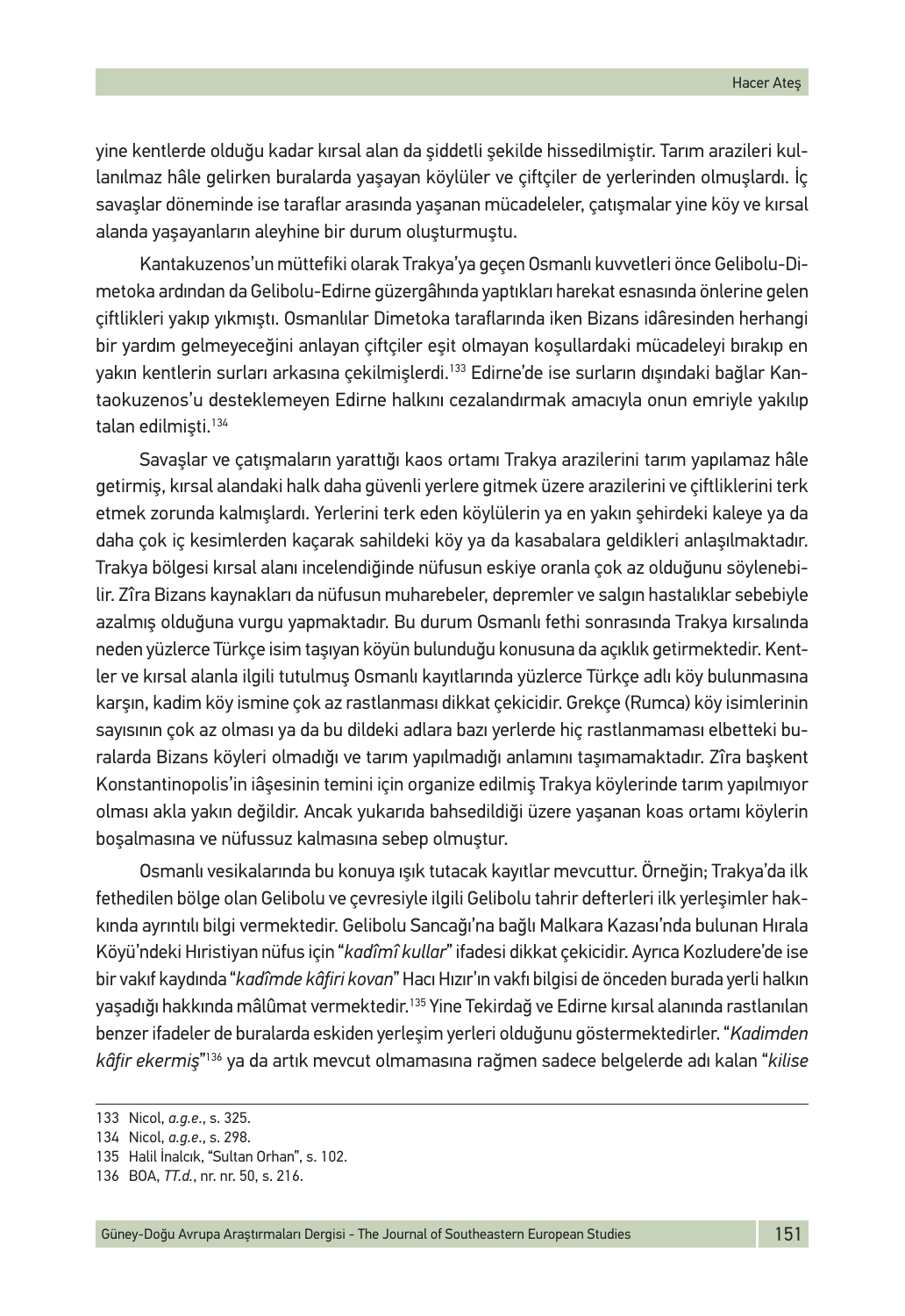yine kentlerde olduğu kadar kırsal alan da şiddetli şekilde hissedilmiştir. Tarım arazileri kullanılmaz hâle gelirken buralarda yaşayan köylüler ve çiftçiler de yerlerinden olmuşlardı. İç savaşlar döneminde ise taraflar arasında yaşanan mücadeleler, çatışmalar yine köy ve kırsal alanda yaşayanların aleyhine bir durum oluşturmuştu.

Kantakuzenos'un müttefiki olarak Trakya'ya geçen Osmanlı kuvvetleri önce Gelibolu-Dimetoka ardından da Gelibolu-Edirne güzergâhında yaptıkları harekat esnasında önlerine gelen çiftlikleri yakıp yıkmıştı. Osmanlılar Dimetoka taraflarında iken Bizans idâresinden herhangi bir yardım gelmeyeceğini anlayan çiftçiler eşit olmayan koşullardaki mücadeleyi bırakıp en yakın kentlerin surları arkasına çekilmişlerdi.[133] Edirne'de ise surların dışındaki bağlar Kantaokuzenos'u desteklemeyen Edirne halkını cezalandırmak amacıyla onun emriyle yakılıp talan edilmişti.[134]

Savaşlar ve çatışmaların yarattığı kaos ortamı Trakya arazilerini tarım yapılamaz hâle getirmiş, kırsal alandaki halk daha güvenli yerlere gitmek üzere arazilerini ve çiftliklerini terk etmek zorunda kalmışlardı. Yerlerini terk eden köylülerin ya en yakın şehirdeki kaleye ya da daha çok iç kesimlerden kaçarak sahildeki köy ya da kasabalara geldikleri anlaşılmaktadır. Trakya bölgesi kırsal alanı incelendiğinde nüfusun eskiye oranla çok az olduğunu söylenebilir. Zîra Bizans kaynakları da nüfusun muharebeler, depremler ve salgın hastalıklar sebebiyle azalmış olduğuna vurgu yapmaktadır. Bu durum Osmanlı fethi sonrasında Trakya kırsalında neden yüzlerce Türkçe isim taşıyan köyün bulunduğu konusuna da açıklık getirmektedir. Kentler ve kırsal alanla ilgili tutulmuş Osmanlı kayıtlarında yüzlerce Türkçe adlı köy bulunmasına karşın, kadim köy ismine çok az rastlanması dikkat çekicidir. Grekçe (Rumca) köy isimlerinin sayısının çok az olması ya da bu dildeki adlara bazı yerlerde hiç rastlanmaması elbetteki buralarda Bizans köyleri olmadığı ve tarım yapılmadığı anlamını taşımamaktadır. Zîra başkent Konstantinopolis'in iâşesinin temini için organize edilmiş Trakya köylerinde tarım yapılmıyor olması akla yakın değildir. Ancak yukarıda bahsedildiği üzere yaşanan koas ortamı köylerin boşalmasına ve nüfussuz kalmasına sebep olmuştur.

Osmanlı vesikalarında bu konuya ışık tutacak kayıtlar mevcuttur. Örneğin; Trakya'da ilk fethedilen bölge olan Gelibolu ve çevresiyle ilgili Gelibolu tahrir defterleri ilk yerleşimler hakkında ayrıntılı bilgi vermektedir. Gelibolu Sancağı'na bağlı Malkara Kazası'nda bulunan Hırala Köyü'ndeki Hıristiyan nüfus için "*kadîmî kullar*" ifadesi dikkat çekicidir. Ayrıca Kozludere'de ise bir vakıf kaydında "*kadîmde kâfiri kovan*" Hacı Hızır'ın vakfı bilgisi de önceden burada yerli halkın yaşadığı hakkında mâlûmat vermektedir.[135] Yine Tekirdağ ve Edirne kırsal alanında rastlanılan benzer ifadeler de buralarda eskiden yerleşim yerleri olduğunu göstermektedirler. "*Kadimden kâfir ekermiş*"[136] ya da artık mevcut olmamasına rağmen sadece belgelerde adı kalan "*kilise*

---

133 Nicol, *a.g.e.*, s. 325.

134 Nicol, *a.g.e.*, s. 298.

135 Halil İnalcık, "Sultan Orhan", s. 102.

136 BOA, *TT.d.*, nr. nr. 50, s. 216.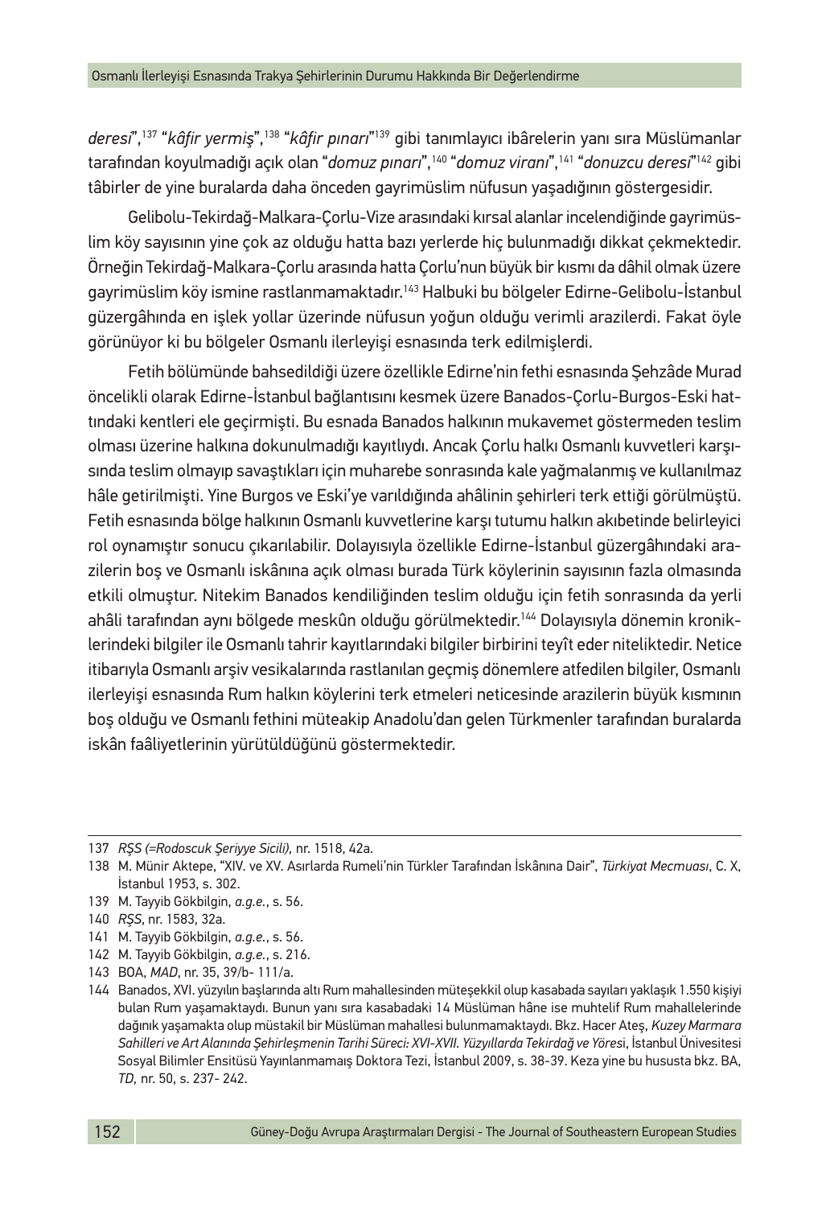*deresi*",[137] "*kâfir yermiş*",[138] "*kâfir pınarı*"[139] gibi tanımlayıcı ibârelerin yanı sıra Müslümanlar tarafından koyulmadığı açık olan "*domuz pınarı*",[140] "*domuz viranı*",[141] "*donuzcu deresi*"[142] gibi tâbirler de yine buralarda daha önceden gayrimüslim nüfusun yaşadığının göstergesidir.

Gelibolu-Tekirdağ-Malkara-Çorlu-Vize arasındaki kırsal alanlar incelendiğinde gayrimüslim köy sayısının yine çok az olduğu hatta bazı yerlerde hiç bulunmadığı dikkat çekmektedir. Örneğin Tekirdağ-Malkara-Çorlu arasında hatta Çorlu'nun büyük bir kısmı da dâhil olmak üzere gayrimüslim köy ismine rastlanmamaktadır.[143] Halbuki bu bölgeler Edirne-Gelibolu-İstanbul güzergâhında en işlek yollar üzerinde nüfusun yoğun olduğu verimli arazilerdi. Fakat öyle görünüyor ki bu bölgeler Osmanlı ilerleyişi esnasında terk edilmişlerdi.

Fetih bölümünde bahsedildiği üzere özellikle Edirne'nin fethi esnasında Şehzâde Murad öncelikli olarak Edirne-İstanbul bağlantısını kesmek üzere Banados-Çorlu-Burgos-Eski hattındaki kentleri ele geçirmişti. Bu esnada Banados halkının mukavemet göstermeden teslim olması üzerine halkına dokunulmadığı kayıtlıydı. Ancak Çorlu halkı Osmanlı kuvvetleri karşısında teslim olmayıp savaştıkları için muharebe sonrasında kale yağmalanmış ve kullanılmaz hâle getirilmişti. Yine Burgos ve Eski'ye varıldığında ahâlinin şehirleri terk ettiği görülmüştü. Fetih esnasında bölge halkının Osmanlı kuvvetlerine karşı tutumu halkın akıbetinde belirleyici rol oynamıştır sonucu çıkarılabilir. Dolayısıyla özellikle Edirne-İstanbul güzergâhındaki arazilerin boş ve Osmanlı iskânına açık olması burada Türk köylerinin sayısının fazla olmasında etkili olmuştur. Nitekim Banados kendiliğinden teslim olduğu için fetih sonrasında da yerli ahâli tarafından aynı bölgede meskûn olduğu görülmektedir.[144] Dolayısıyla dönemin kroniklerindeki bilgiler ile Osmanlı tahrir kayıtlarındaki bilgiler birbirini teyît eder niteliktedir. Netice itibarıyla Osmanlı arşiv vesikalarında rastlanılan geçmiş dönemlere atfedilen bilgiler, Osmanlı ilerleyişi esnasında Rum halkın köylerini terk etmeleri neticesinde arazilerin büyük kısmının boş olduğu ve Osmanlı fethini müteakip Anadolu'dan gelen Türkmenler tarafından buralarda iskân faâliyetlerinin yürütüldüğünü göstermektedir.

---

137 *RŞS (=Rodoscuk Şeriyye Sicili)*, nr. 1518, 42a.

138 M. Münir Aktepe, "XIV. ve XV. Asırlarda Rumeli'nin Türkler Tarafından İskânına Dair", *Türkiyat Mecmuası*, C. X, İstanbul 1953, s. 302.

139 M. Tayyib Gökbilgin, *a.g.e.*, s. 56.

140 *RŞS*, nr. 1583, 32a.

141 M. Tayyib Gökbilgin, *a.g.e.*, s. 56.

142 M. Tayyib Gökbilgin, *a.g.e.*, s. 216.

143 BOA, *MAD*, nr. 35, 39/b- 111/a.

144 Banados, XVI. yüzyılın başlarında altı Rum mahallesinden müteşekkil olup kasabada sayıları yaklaşık 1.550 kişiyi bulan Rum yaşamaktaydı. Bunun yanı sıra kasabadaki 14 Müslüman hâne ise muhtelif Rum mahallelerinde dağınık yaşamakta olup müstakil bir Müslüman mahallesi bulunmamaktaydı. Bkz. Hacer Ateş, *Kuzey Marmara Sahilleri ve Art Alanında Şehirleşmenin Tarihi Süreci: XVI-XVII. Yüzyıllarda Tekirdağ ve Yöres*i, İstanbul Üniversitesi Sosyal Bilimler Ensitüsü Yayınlanmamaış Doktora Tezi, İstanbul 2009, s. 38-39. Keza yine bu hususta bkz. BA, *TD*, nr. 50, s. 237- 242.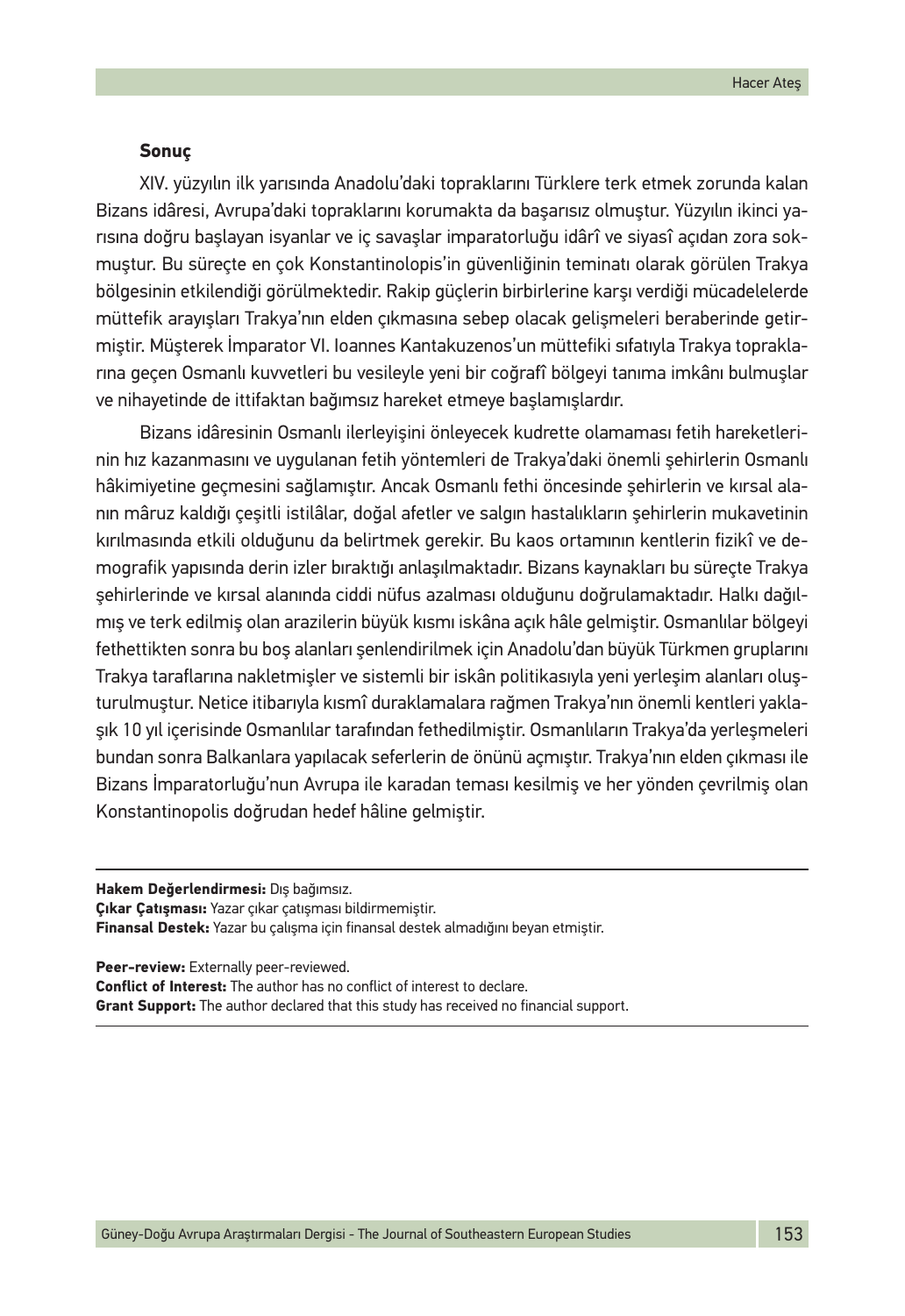### Sonuç

XIV. yüzyılın ilk yarısında Anadolu'daki topraklarını Türklere terk etmek zorunda kalan Bizans idâresi, Avrupa'daki topraklarını korumakta da başarısız olmuştur. Yüzyılın ikinci yarısına doğru başlayan isyanlar ve iç savaşlar imparatorluğu idârî ve siyasî açıdan zora sokmuştur. Bu süreçte en çok Konstantinolopis'in güvenliğinin teminatı olarak görülen Trakya bölgesinin etkilendiği görülmektedir. Rakip güçlerin birbirlerine karşı verdiği mücadelelerde müttefik arayışları Trakya'nın elden çıkmasına sebep olacak gelişmeleri beraberinde getirmiştir. Müşterek İmparator VI. Ioannes Kantakuzenos'un müttefiki sıfatıyla Trakya topraklarına geçen Osmanlı kuvvetleri bu vesileyle yeni bir coğrafî bölgeyi tanıma imkânı bulmuşlar ve nihayetinde de ittifaktan bağımsız hareket etmeye başlamışlardır.

Bizans idâresinin Osmanlı ilerleyişini önleyecek kudrette olamaması fetih hareketlerinin hız kazanmasını ve uygulanan fetih yöntemleri de Trakya'daki önemli şehirlerin Osmanlı hâkimiyetine geçmesini sağlamıştır. Ancak Osmanlı fethi öncesinde şehirlerin ve kırsal alanın mâruz kaldığı çeşitli istilâlar, doğal afetler ve salgın hastalıkların şehirlerin mukavetinin kırılmasında etkili olduğunu da belirtmek gerekir. Bu kaos ortamının kentlerin fizikî ve demografik yapısında derin izler bıraktığı anlaşılmaktadır. Bizans kaynakları bu süreçte Trakya şehirlerinde ve kırsal alanında ciddi nüfus azalması olduğunu doğrulamaktadır. Halkı dağılmış ve terk edilmiş olan arazilerin büyük kısmı iskâna açık hâle gelmiştir. Osmanlılar bölgeyi fethettikten sonra bu boş alanları şenlendirilmek için Anadolu'dan büyük Türkmen gruplarını Trakya taraflarına nakletmişler ve sistemli bir iskân politikasıyla yeni yerleşim alanları oluşturulmuştur. Netice itibarıyla kısmî duraklamalara rağmen Trakya'nın önemli kentleri yaklaşık 10 yıl içerisinde Osmanlılar tarafından fethedilmiştir. Osmanlıların Trakya'da yerleşmeleri bundan sonra Balkanlara yapılacak seferlerin de önünü açmıştır. Trakya'nın elden çıkması ile Bizans İmparatorluğu'nun Avrupa ile karadan teması kesilmiş ve her yönden çevrilmiş olan Konstantinopolis doğrudan hedef hâline gelmiştir.

---

**Hakem Değerlendirmesi:** Dış bağımsız.
**Çıkar Çatışması:** Yazar çıkar çatışması bildirmemiştir.
**Finansal Destek:** Yazar bu çalışma için finansal destek almadığını beyan etmiştir.

**Peer-review:** Externally peer-reviewed.
**Conflict of Interest:** The author has no conflict of interest to declare.
**Grant Support:** The author declared that this study has received no financial support.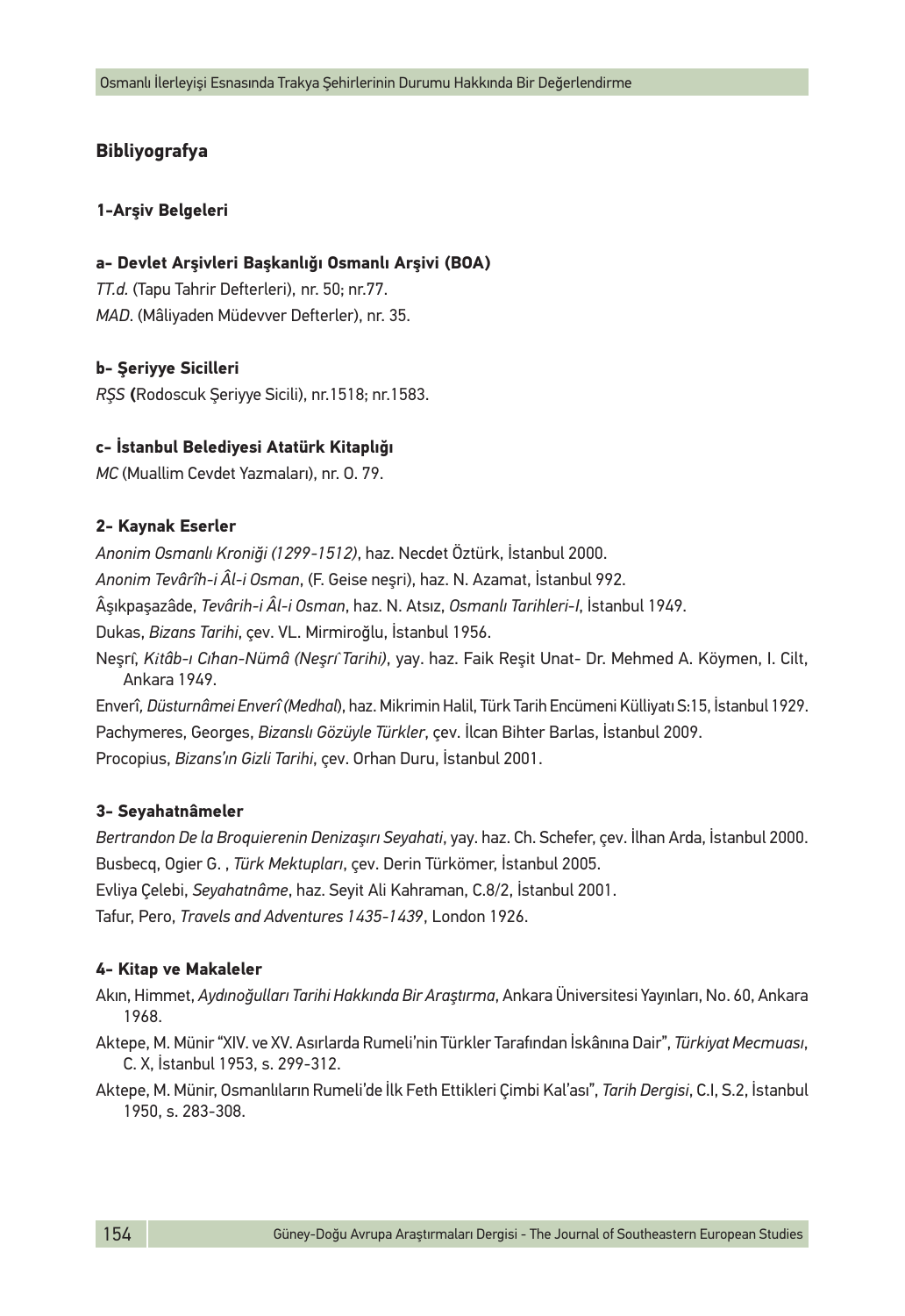## Bibliyografya

### 1-Arşiv Belgeleri

**a- Devlet Arşivleri Başkanlığı Osmanlı Arşivi (BOA)**

*TT.d.* (Tapu Tahrir Defterleri), nr. 50; nr.77.

*MAD*. (Mâliyaden Müdevver Defterler), nr. 35.

**b- Şeriyye Sicilleri**

*RŞS* **(**Rodoscuk Şeriyye Sicili), nr.1518; nr.1583.

**c- İstanbul Belediyesi Atatürk Kitaplığı**

*MC* (Muallim Cevdet Yazmaları), nr. O. 79.

### 2- Kaynak Eserler

*Anonim Osmanlı Kroniği (1299-1512)*, haz. Necdet Öztürk, İstanbul 2000.

*Anonim Tevârîh-i Âl-i Osman*, (F. Geise neşri), haz. N. Azamat, İstanbul 992.

Âşıkpaşazâde, *Tevârih-i Âl-i Osman*, haz. N. Atsız, *Osmanlı Tarihleri-I*, İstanbul 1949.

Dukas, *Bizans Tarihi*, çev. VL. Mirmiroğlu, İstanbul 1956.

Neşrî, *Kitâb-ı Cihan-Nümâ (Neşrî Tarihi)*, yay. haz. Faik Reşit Unat- Dr. Mehmed A. Köymen, I. Cilt, Ankara 1949.

Enverî*, Düsturnâmei Enverî (Medhal*), haz. Mikrimin Halil, Türk Tarih Encümeni Külliyatı S:15, İstanbul 1929.

Pachymeres, Georges, *Bizanslı Gözüyle Türkler*, çev. İlcan Bihter Barlas, İstanbul 2009.

Procopius, *Bizans'ın Gizli Tarihi*, çev. Orhan Duru, İstanbul 2001.

### 3- Seyahatnâmeler

*Bertrandon De la Broquierenin Denizaşırı Seyahati*, yay. haz. Ch. Schefer, çev. İlhan Arda, İstanbul 2000.

Busbecq, Ogier G. , *Türk Mektupları*, çev. Derin Türkömer, İstanbul 2005.

Evliya Çelebi, *Seyahatnâme*, haz. Seyit Ali Kahraman, C.8/2, İstanbul 2001.

Tafur, Pero, *Travels and Adventures 1435-1439*, London 1926.

### 4- Kitap ve Makaleler

Akın, Himmet, *Aydınoğulları Tarihi Hakkında Bir Araştırma*, Ankara Üniversitesi Yayınları, No. 60, Ankara 1968.

Aktepe, M. Münir "XIV. ve XV. Asırlarda Rumeli'nin Türkler Tarafından İskânına Dair", *Türkiyat Mecmuası*, C. X, İstanbul 1953, s. 299-312.

Aktepe, M. Münir, Osmanlıların Rumeli'de İlk Feth Ettikleri Çimbi Kal'ası", *Tarih Dergisi*, C.I, S.2, İstanbul 1950, s. 283-308.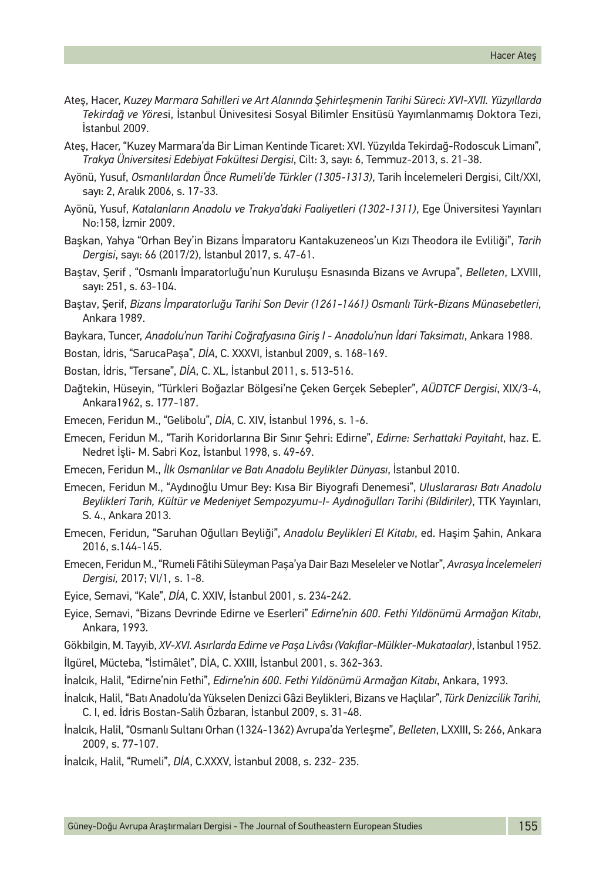Ateş, Hacer, *Kuzey Marmara Sahilleri ve Art Alanında Şehirleşmenin Tarihi Süreci: XVI-XVII. Yüzyıllarda Tekirdağ ve Yöres*i, İstanbul Ünivesitesi Sosyal Bilimler Ensitüsü Yayımlanmamış Doktora Tezi, İstanbul 2009.

Ateş, Hacer, "Kuzey Marmara'da Bir Liman Kentinde Ticaret: XVI. Yüzyılda Tekirdağ-Rodoscuk Limanı", *Trakya Üniversitesi Edebiyat Fakültesi Dergisi*, Cilt: 3, sayı: 6, Temmuz-2013, s. 21-38.

Ayönü, Yusuf, *Osmanlılardan Önce Rumeli'de Türkler (1305-1313)*, Tarih İncelemeleri Dergisi, Cilt/XXI, sayı: 2, Aralık 2006, s. 17-33.

Ayönü, Yusuf, *Katalanların Anadolu ve Trakya'daki Faaliyetleri (1302-1311)*, Ege Üniversitesi Yayınları No:158, İzmir 2009.

Başkan, Yahya "Orhan Bey'in Bizans İmparatoru Kantakuzeneos'un Kızı Theodora ile Evliliği", *Tarih Dergisi*, sayı: 66 (2017/2), İstanbul 2017, s. 47-61.

Baştav, Şerif , "Osmanlı İmparatorluğu'nun Kuruluşu Esnasında Bizans ve Avrupa", *Belleten*, LXVIII, sayı: 251, s. 63-104.

Baştav, Şerif, *Bizans İmparatorluğu Tarihi Son Devir (1261-1461) Osmanlı Türk-Bizans Münasebetleri*, Ankara 1989.

Baykara, Tuncer, *Anadolu'nun Tarihi Coğrafyasına Giriş I - Anadolu'nun İdari Taksimatı*, Ankara 1988.

Bostan, İdris, "SarucaPaşa", *DİA*, C. XXXVI, İstanbul 2009, s. 168-169.

Bostan, İdris, "Tersane", *DİA*, C. XL, İstanbul 2011, s. 513-516.

Dağtekin, Hüseyin, "Türkleri Boğazlar Bölgesi'ne Çeken Gerçek Sebepler", *AÜDTCF Dergisi*, XIX/3-4, Ankara1962, s. 177-187.

Emecen, Feridun M., "Gelibolu", *DİA*, C. XIV, İstanbul 1996, s. 1-6.

Emecen, Feridun M., "Tarih Koridorlarına Bir Sınır Şehri: Edirne", *Edirne: Serhattaki Payitaht*, haz. E. Nedret İşli- M. Sabri Koz, İstanbul 1998, s. 49-69.

Emecen, Feridun M., *İlk Osmanlılar ve Batı Anadolu Beylikler Dünyası*, İstanbul 2010.

Emecen, Feridun M., "Aydınoğlu Umur Bey: Kısa Bir Biyografi Denemesi", *Uluslararası Batı Anadolu Beylikleri Tarih, Kültür ve Medeniyet Sempozyumu-I- Aydınoğulları Tarihi (Bildiriler)*, TTK Yayınları, S. 4., Ankara 2013.

Emecen, Feridun, "Saruhan Oğulları Beyliği", *Anadolu Beylikleri El Kitabı*, ed. Haşim Şahin, Ankara 2016, s.144-145.

Emecen, Feridun M., "Rumeli Fâtihi Süleyman Paşa'ya Dair Bazı Meseleler ve Notlar", *Avrasya İncelemeleri Dergisi,* 2017; VI/1, s. 1-8.

Eyice, Semavi, "Kale", *DİA*, C. XXIV, İstanbul 2001, s. 234-242.

Eyice, Semavi, "Bizans Devrinde Edirne ve Eserleri" *Edirne'nin 600. Fethi Yıldönümü Armağan Kitabı*, Ankara, 1993.

Gökbilgin, M. Tayyib, *XV-XVI. Asırlarda Edirne ve Paşa Livâsı (Vakıflar-Mülkler-Mukataalar)*, İstanbul 1952.

İlgürel, Mücteba, "İstimâlet", DİA, C. XXIII, İstanbul 2001, s. 362-363.

İnalcık, Halil, "Edirne'nin Fethi", *Edirne'nin 600. Fethi Yıldönümü Armağan Kitabı*, Ankara, 1993.

İnalcık, Halil, "Batı Anadolu'da Yükselen Denizci Gâzi Beylikleri, Bizans ve Haçlılar", *Türk Denizcilik Tarihi,* C. I, ed. İdris Bostan-Salih Özbaran, İstanbul 2009, s. 31-48.

İnalcık, Halil, "Osmanlı Sultanı Orhan (1324-1362) Avrupa'da Yerleşme", *Belleten*, LXXIII, S: 266, Ankara 2009, s. 77-107.

İnalcık, Halil, "Rumeli", *DİA*, C.XXXV, İstanbul 2008, s. 232- 235.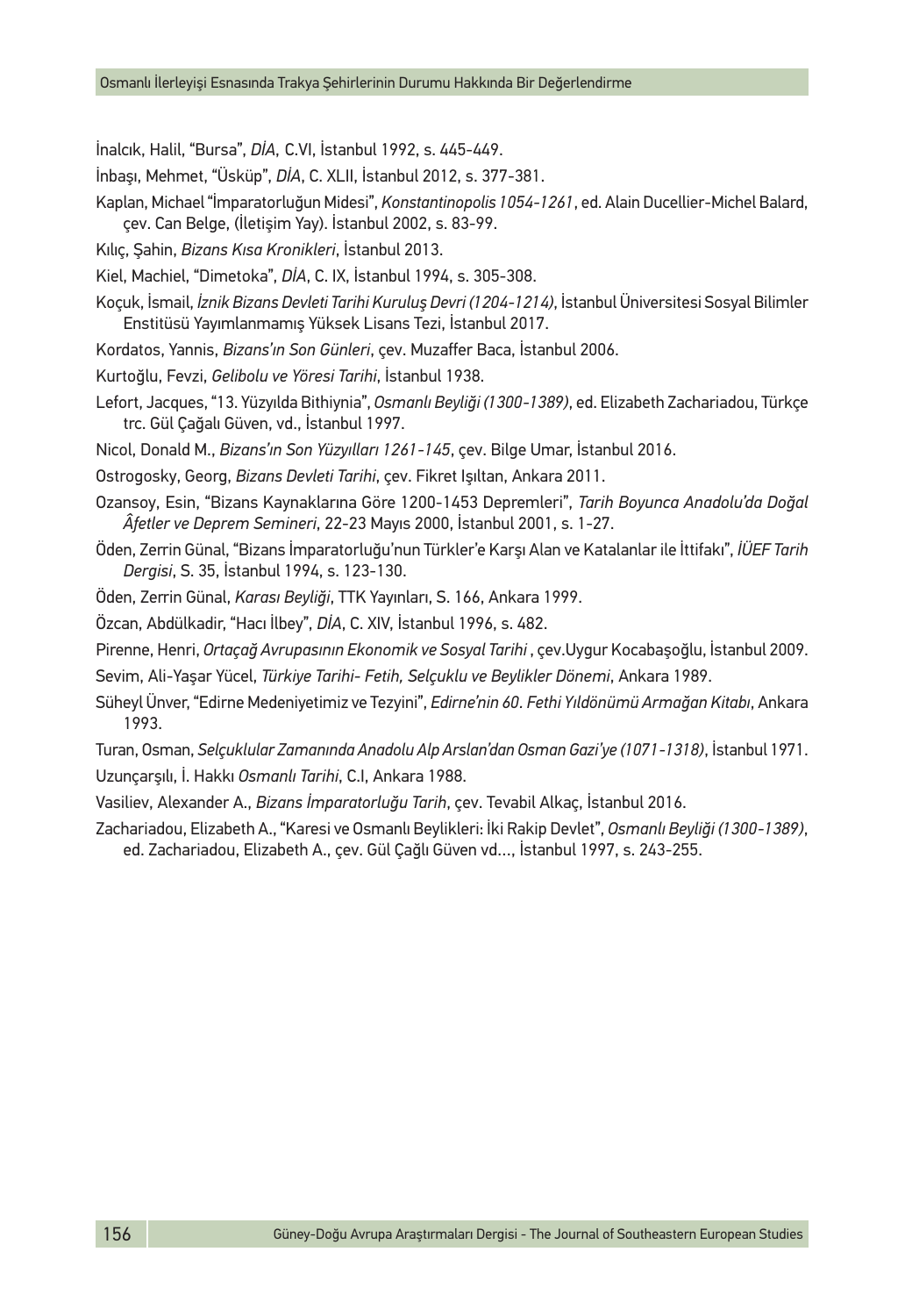İnalcık, Halil, "Bursa", *DİA*, C.VI, İstanbul 1992, s. 445-449.

İnbaşı, Mehmet, "Üsküp", *DİA*, C. XLII, İstanbul 2012, s. 377-381.

Kaplan, Michael "İmparatorluğun Midesi", *Konstantinopolis 1054-1261*, ed. Alain Ducellier-Michel Balard, çev. Can Belge, (İletişim Yay). İstanbul 2002, s. 83-99.

Kılıç, Şahin, *Bizans Kısa Kronikleri*, İstanbul 2013.

Kiel, Machiel, "Dimetoka", *DİA*, C. IX, İstanbul 1994, s. 305-308.

Koçuk, İsmail, *İznik Bizans Devleti Tarihi Kuruluş Devri (1204-1214)*, İstanbul Üniversitesi Sosyal Bilimler Enstitüsü Yayımlanmamış Yüksek Lisans Tezi, İstanbul 2017.

Kordatos, Yannis, *Bizans'ın Son Günleri*, çev. Muzaffer Baca, İstanbul 2006.

Kurtoğlu, Fevzi, *Gelibolu ve Yöresi Tarihi*, İstanbul 1938.

Lefort, Jacques, "13. Yüzyılda Bithiynia", *Osmanlı Beyliği (1300-1389)*, ed. Elizabeth Zachariadou, Türkçe trc. Gül Çağalı Güven, vd., İstanbul 1997.

Nicol, Donald M., *Bizans'ın Son Yüzyılları 1261-145*, çev. Bilge Umar, İstanbul 2016.

Ostrogosky, Georg, *Bizans Devleti Tarihi*, çev. Fikret Işıltan, Ankara 2011.

Ozansoy, Esin, "Bizans Kaynaklarına Göre 1200-1453 Depremleri", *Tarih Boyunca Anadolu'da Doğal Âfetler ve Deprem Semineri*, 22-23 Mayıs 2000, İstanbul 2001, s. 1-27.

Öden, Zerrin Günal, "Bizans İmparatorluğu'nun Türkler'e Karşı Alan ve Katalanlar ile İttifakı", *İÜEF Tarih Dergisi*, S. 35, İstanbul 1994, s. 123-130.

Öden, Zerrin Günal, *Karası Beyliği*, TTK Yayınları, S. 166, Ankara 1999.

Özcan, Abdülkadir, "Hacı İlbey", *DİA*, C. XIV, İstanbul 1996, s. 482.

Pirenne, Henri, *Ortaçağ Avrupasının Ekonomik ve Sosyal Tarihi* , çev.Uygur Kocabaşoğlu, İstanbul 2009.

Sevim, Ali-Yaşar Yücel, *Türkiye Tarihi- Fetih, Selçuklu ve Beylikler Dönemi*, Ankara 1989.

Süheyl Ünver, "Edirne Medeniyetimiz ve Tezyini", *Edirne'nin 60. Fethi Yıldönümü Armağan Kitabı*, Ankara 1993.

Turan, Osman, *Selçuklular Zamanında Anadolu Alp Arslan'dan Osman Gazi'ye (1071-1318)*, İstanbul 1971.

Uzunçarşılı, İ. Hakkı *Osmanlı Tarihi*, C.I, Ankara 1988.

Vasiliev, Alexander A., *Bizans İmparatorluğu Tarih*, çev. Tevabil Alkaç, İstanbul 2016.

Zachariadou, Elizabeth A., "Karesi ve Osmanlı Beylikleri: İki Rakip Devlet", *Osmanlı Beyliği (1300-1389)*, ed. Zachariadou, Elizabeth A., çev. Gül Çağlı Güven vd..., İstanbul 1997, s. 243-255.